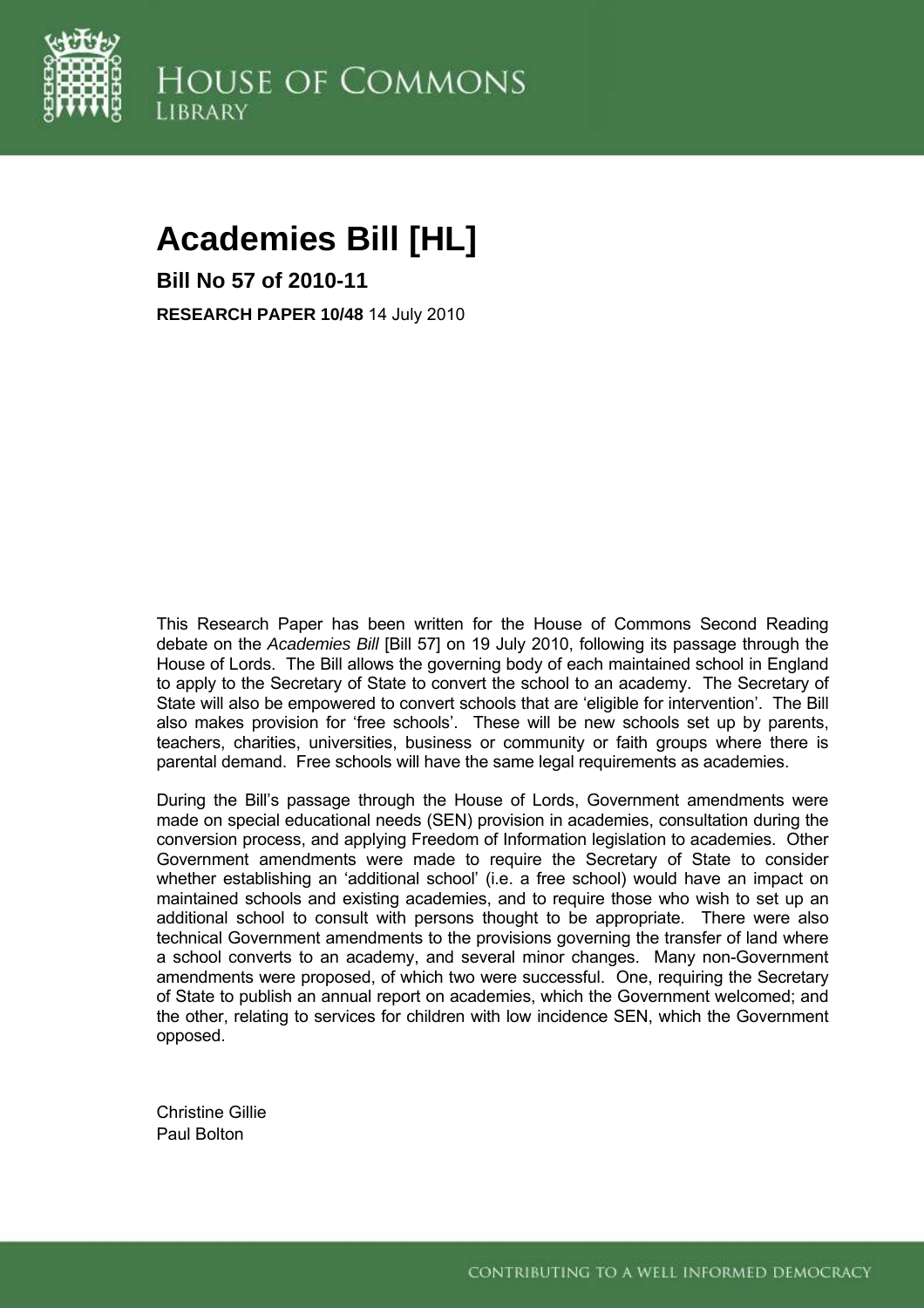HOUSE OF COMMONS
LIBRARY

# Academies Bill [HL]

## Bill No 57 of 2010-11

**RESEARCH PAPER 10/48** 14 July 2010

This Research Paper has been written for the House of Commons Second Reading debate on the *Academies Bill* [Bill 57] on 19 July 2010, following its passage through the House of Lords. The Bill allows the governing body of each maintained school in England to apply to the Secretary of State to convert the school to an academy. The Secretary of State will also be empowered to convert schools that are 'eligible for intervention'. The Bill also makes provision for 'free schools'. These will be new schools set up by parents, teachers, charities, universities, business or community or faith groups where there is parental demand. Free schools will have the same legal requirements as academies.

During the Bill's passage through the House of Lords, Government amendments were made on special educational needs (SEN) provision in academies, consultation during the conversion process, and applying Freedom of Information legislation to academies. Other Government amendments were made to require the Secretary of State to consider whether establishing an 'additional school' (i.e. a free school) would have an impact on maintained schools and existing academies, and to require those who wish to set up an additional school to consult with persons thought to be appropriate. There were also technical Government amendments to the provisions governing the transfer of land where a school converts to an academy, and several minor changes. Many non-Government amendments were proposed, of which two were successful. One, requiring the Secretary of State to publish an annual report on academies, which the Government welcomed; and the other, relating to services for children with low incidence SEN, which the Government opposed.

Christine Gillie
Paul Bolton

CONTRIBUTING TO A WELL INFORMED DEMOCRACY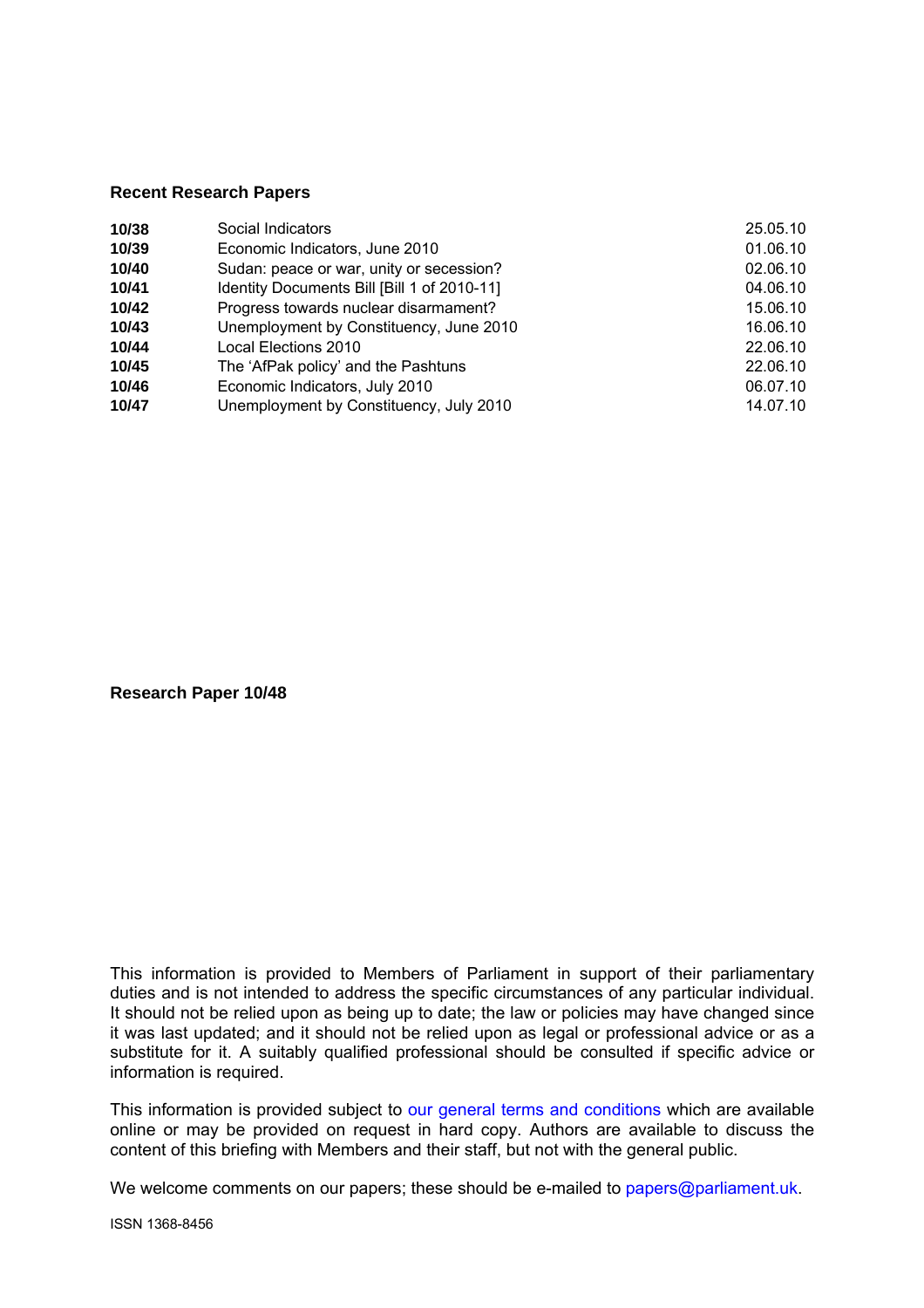**Recent Research Papers**

| | | |
|---|---|---|
| **10/38** | Social Indicators | 25.05.10 |
| **10/39** | Economic Indicators, June 2010 | 01.06.10 |
| **10/40** | Sudan: peace or war, unity or secession? | 02.06.10 |
| **10/41** | Identity Documents Bill [Bill 1 of 2010-11] | 04.06.10 |
| **10/42** | Progress towards nuclear disarmament? | 15.06.10 |
| **10/43** | Unemployment by Constituency, June 2010 | 16.06.10 |
| **10/44** | Local Elections 2010 | 22.06.10 |
| **10/45** | The 'AfPak policy' and the Pashtuns | 22.06.10 |
| **10/46** | Economic Indicators, July 2010 | 06.07.10 |
| **10/47** | Unemployment by Constituency, July 2010 | 14.07.10 |

**Research Paper 10/48**

This information is provided to Members of Parliament in support of their parliamentary duties and is not intended to address the specific circumstances of any particular individual. It should not be relied upon as being up to date; the law or policies may have changed since it was last updated; and it should not be relied upon as legal or professional advice or as a substitute for it. A suitably qualified professional should be consulted if specific advice or information is required.

This information is provided subject to our general terms and conditions which are available online or may be provided on request in hard copy. Authors are available to discuss the content of this briefing with Members and their staff, but not with the general public.

We welcome comments on our papers; these should be e-mailed to papers@parliament.uk.

ISSN 1368-8456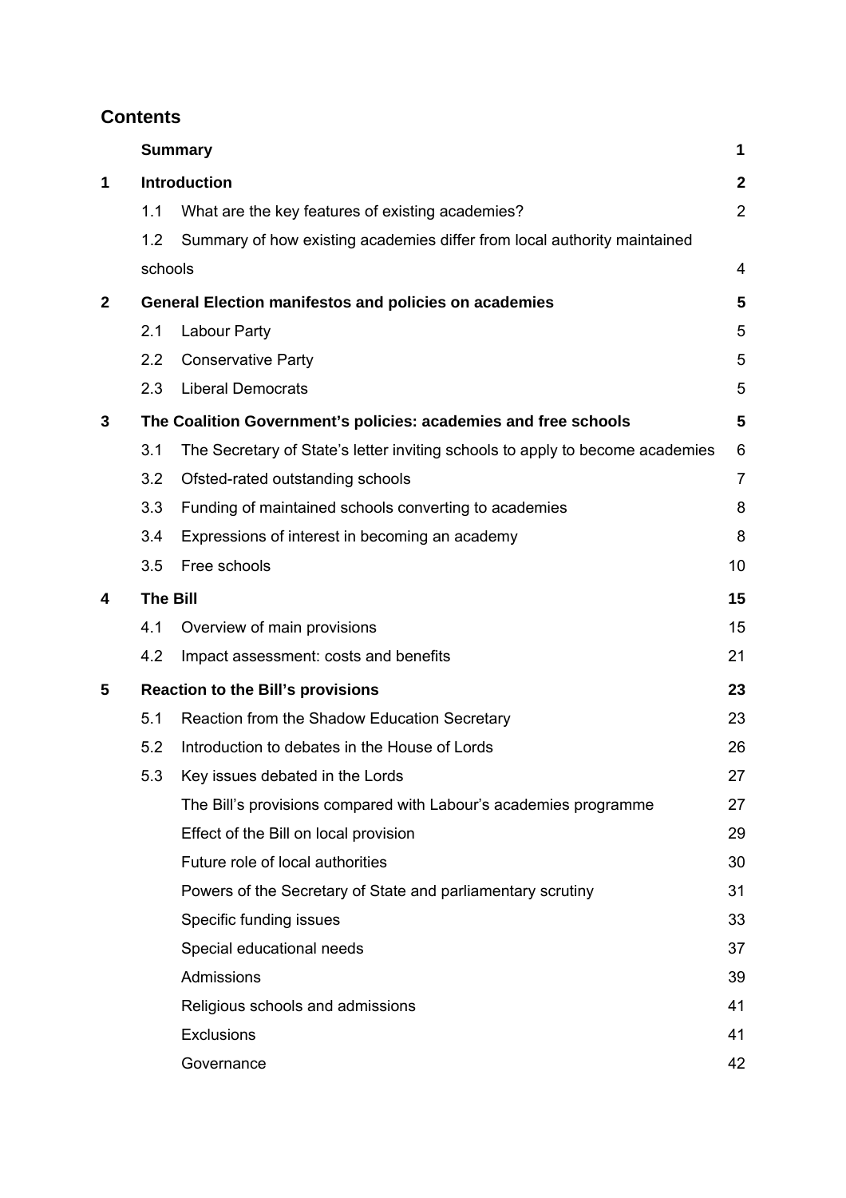## Contents

| | | Page |
|---|---|---|
| | **Summary** | **1** |
| **1** | **Introduction** | **2** |
| | 1.1 What are the key features of existing academies? | 2 |
| | 1.2 Summary of how existing academies differ from local authority maintained schools | 4 |
| **2** | **General Election manifestos and policies on academies** | **5** |
| | 2.1 Labour Party | 5 |
| | 2.2 Conservative Party | 5 |
| | 2.3 Liberal Democrats | 5 |
| **3** | **The Coalition Government's policies: academies and free schools** | **5** |
| | 3.1 The Secretary of State's letter inviting schools to apply to become academies | 6 |
| | 3.2 Ofsted-rated outstanding schools | 7 |
| | 3.3 Funding of maintained schools converting to academies | 8 |
| | 3.4 Expressions of interest in becoming an academy | 8 |
| | 3.5 Free schools | 10 |
| **4** | **The Bill** | **15** |
| | 4.1 Overview of main provisions | 15 |
| | 4.2 Impact assessment: costs and benefits | 21 |
| **5** | **Reaction to the Bill's provisions** | **23** |
| | 5.1 Reaction from the Shadow Education Secretary | 23 |
| | 5.2 Introduction to debates in the House of Lords | 26 |
| | 5.3 Key issues debated in the Lords | 27 |
| | The Bill's provisions compared with Labour's academies programme | 27 |
| | Effect of the Bill on local provision | 29 |
| | Future role of local authorities | 30 |
| | Powers of the Secretary of State and parliamentary scrutiny | 31 |
| | Specific funding issues | 33 |
| | Special educational needs | 37 |
| | Admissions | 39 |
| | Religious schools and admissions | 41 |
| | Exclusions | 41 |
| | Governance | 42 |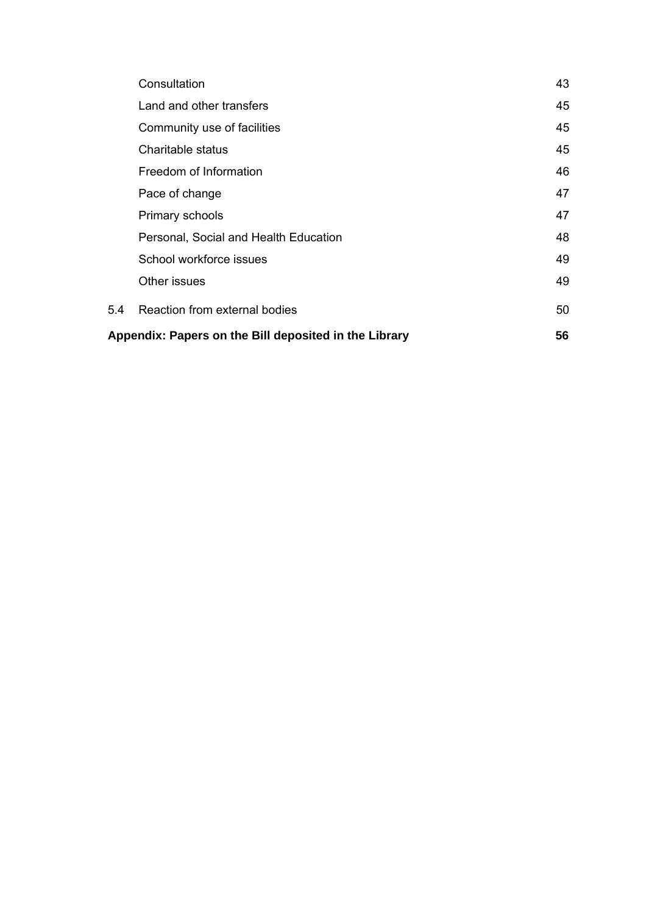| | | |
|---|---|---|
| | Consultation | 43 |
| | Land and other transfers | 45 |
| | Community use of facilities | 45 |
| | Charitable status | 45 |
| | Freedom of Information | 46 |
| | Pace of change | 47 |
| | Primary schools | 47 |
| | Personal, Social and Health Education | 48 |
| | School workforce issues | 49 |
| | Other issues | 49 |
| 5.4 | Reaction from external bodies | 50 |
| **Appendix: Papers on the Bill deposited in the Library** | | **56** |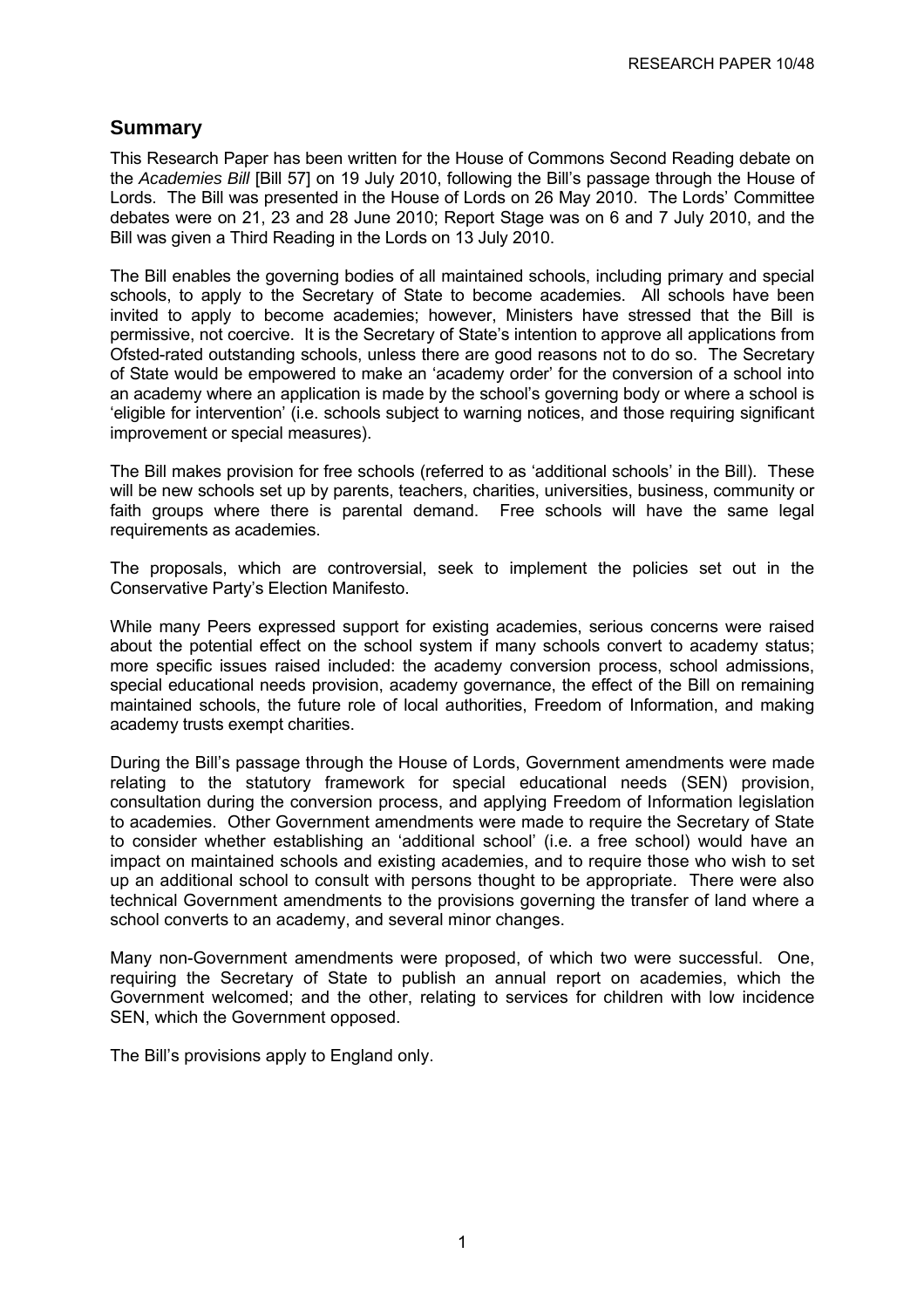## Summary

This Research Paper has been written for the House of Commons Second Reading debate on the *Academies Bill* [Bill 57] on 19 July 2010, following the Bill's passage through the House of Lords. The Bill was presented in the House of Lords on 26 May 2010. The Lords' Committee debates were on 21, 23 and 28 June 2010; Report Stage was on 6 and 7 July 2010, and the Bill was given a Third Reading in the Lords on 13 July 2010.

The Bill enables the governing bodies of all maintained schools, including primary and special schools, to apply to the Secretary of State to become academies. All schools have been invited to apply to become academies; however, Ministers have stressed that the Bill is permissive, not coercive. It is the Secretary of State's intention to approve all applications from Ofsted-rated outstanding schools, unless there are good reasons not to do so. The Secretary of State would be empowered to make an 'academy order' for the conversion of a school into an academy where an application is made by the school's governing body or where a school is 'eligible for intervention' (i.e. schools subject to warning notices, and those requiring significant improvement or special measures).

The Bill makes provision for free schools (referred to as 'additional schools' in the Bill). These will be new schools set up by parents, teachers, charities, universities, business, community or faith groups where there is parental demand. Free schools will have the same legal requirements as academies.

The proposals, which are controversial, seek to implement the policies set out in the Conservative Party's Election Manifesto.

While many Peers expressed support for existing academies, serious concerns were raised about the potential effect on the school system if many schools convert to academy status; more specific issues raised included: the academy conversion process, school admissions, special educational needs provision, academy governance, the effect of the Bill on remaining maintained schools, the future role of local authorities, Freedom of Information, and making academy trusts exempt charities.

During the Bill's passage through the House of Lords, Government amendments were made relating to the statutory framework for special educational needs (SEN) provision, consultation during the conversion process, and applying Freedom of Information legislation to academies. Other Government amendments were made to require the Secretary of State to consider whether establishing an 'additional school' (i.e. a free school) would have an impact on maintained schools and existing academies, and to require those who wish to set up an additional school to consult with persons thought to be appropriate. There were also technical Government amendments to the provisions governing the transfer of land where a school converts to an academy, and several minor changes.

Many non-Government amendments were proposed, of which two were successful. One, requiring the Secretary of State to publish an annual report on academies, which the Government welcomed; and the other, relating to services for children with low incidence SEN, which the Government opposed.

The Bill's provisions apply to England only.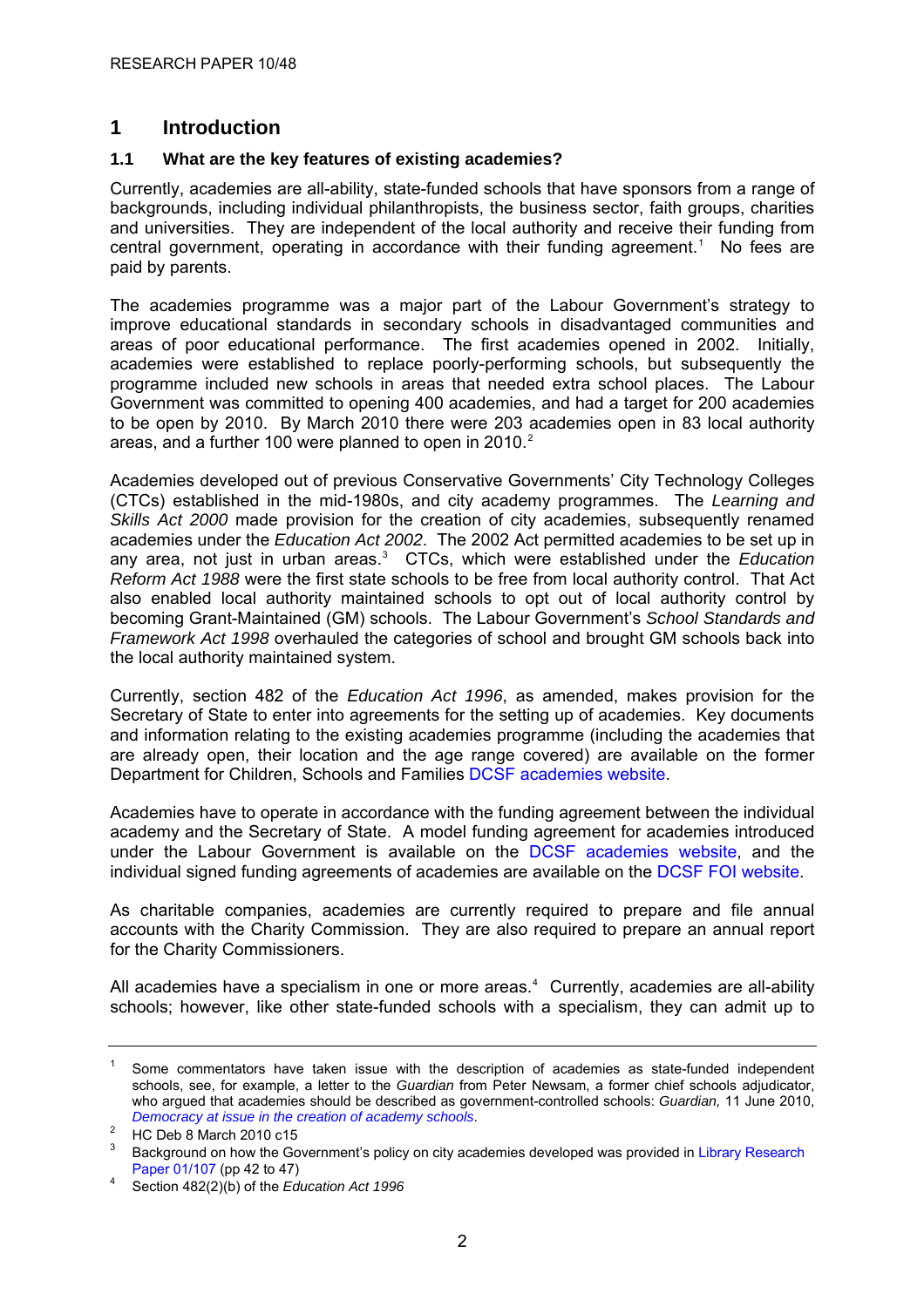# 1 Introduction

## 1.1 What are the key features of existing academies?

Currently, academies are all-ability, state-funded schools that have sponsors from a range of backgrounds, including individual philanthropists, the business sector, faith groups, charities and universities. They are independent of the local authority and receive their funding from central government, operating in accordance with their funding agreement.[1] No fees are paid by parents.

The academies programme was a major part of the Labour Government's strategy to improve educational standards in secondary schools in disadvantaged communities and areas of poor educational performance. The first academies opened in 2002. Initially, academies were established to replace poorly-performing schools, but subsequently the programme included new schools in areas that needed extra school places. The Labour Government was committed to opening 400 academies, and had a target for 200 academies to be open by 2010. By March 2010 there were 203 academies open in 83 local authority areas, and a further 100 were planned to open in 2010.[2]

Academies developed out of previous Conservative Governments' City Technology Colleges (CTCs) established in the mid-1980s, and city academy programmes. The *Learning and Skills Act 2000* made provision for the creation of city academies, subsequently renamed academies under the *Education Act 2002*. The 2002 Act permitted academies to be set up in any area, not just in urban areas.[3] CTCs, which were established under the *Education Reform Act 1988* were the first state schools to be free from local authority control. That Act also enabled local authority maintained schools to opt out of local authority control by becoming Grant-Maintained (GM) schools. The Labour Government's *School Standards and Framework Act 1998* overhauled the categories of school and brought GM schools back into the local authority maintained system.

Currently, section 482 of the *Education Act 1996*, as amended, makes provision for the Secretary of State to enter into agreements for the setting up of academies. Key documents and information relating to the existing academies programme (including the academies that are already open, their location and the age range covered) are available on the former Department for Children, Schools and Families DCSF academies website.

Academies have to operate in accordance with the funding agreement between the individual academy and the Secretary of State. A model funding agreement for academies introduced under the Labour Government is available on the DCSF academies website, and the individual signed funding agreements of academies are available on the DCSF FOI website.

As charitable companies, academies are currently required to prepare and file annual accounts with the Charity Commission. They are also required to prepare an annual report for the Charity Commissioners.

All academies have a specialism in one or more areas.[4] Currently, academies are all-ability schools; however, like other state-funded schools with a specialism, they can admit up to

---

[1] Some commentators have taken issue with the description of academies as state-funded independent schools, see, for example, a letter to the *Guardian* from Peter Newsam, a former chief schools adjudicator, who argued that academies should be described as government-controlled schools: *Guardian,* 11 June 2010, *Democracy at issue in the creation of academy schools*.

[2] HC Deb 8 March 2010 c15

[3] Background on how the Government's policy on city academies developed was provided in Library Research Paper 01/107 (pp 42 to 47)

[4] Section 482(2)(b) of the *Education Act 1996*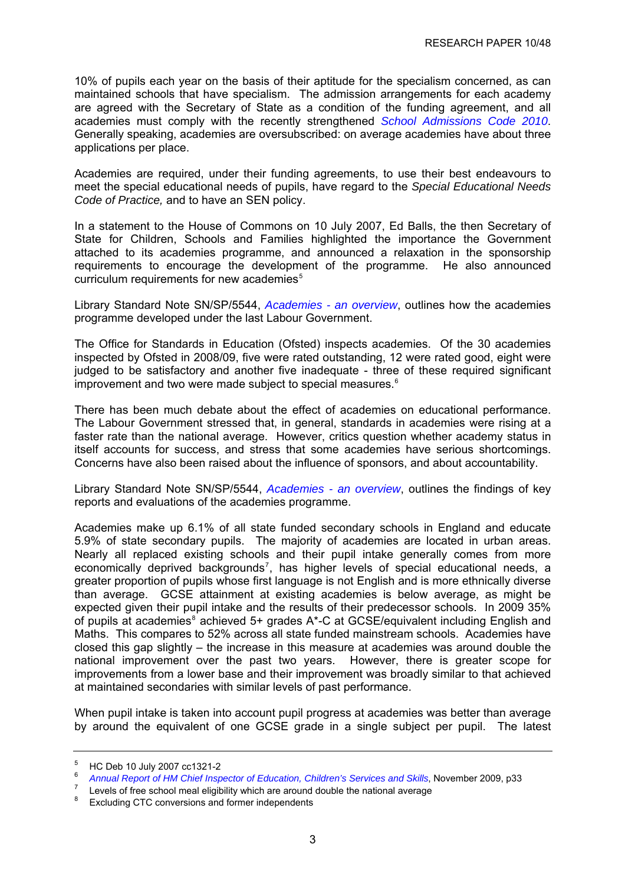10% of pupils each year on the basis of their aptitude for the specialism concerned, as can maintained schools that have specialism. The admission arrangements for each academy are agreed with the Secretary of State as a condition of the funding agreement, and all academies must comply with the recently strengthened *School Admissions Code 2010*. Generally speaking, academies are oversubscribed: on average academies have about three applications per place.

Academies are required, under their funding agreements, to use their best endeavours to meet the special educational needs of pupils, have regard to the *Special Educational Needs Code of Practice,* and to have an SEN policy.

In a statement to the House of Commons on 10 July 2007, Ed Balls, the then Secretary of State for Children, Schools and Families highlighted the importance the Government attached to its academies programme, and announced a relaxation in the sponsorship requirements to encourage the development of the programme. He also announced curriculum requirements for new academies[5]

Library Standard Note SN/SP/5544, *Academies - an overview*, outlines how the academies programme developed under the last Labour Government.

The Office for Standards in Education (Ofsted) inspects academies. Of the 30 academies inspected by Ofsted in 2008/09, five were rated outstanding, 12 were rated good, eight were judged to be satisfactory and another five inadequate - three of these required significant improvement and two were made subject to special measures.[6]

There has been much debate about the effect of academies on educational performance. The Labour Government stressed that, in general, standards in academies were rising at a faster rate than the national average. However, critics question whether academy status in itself accounts for success, and stress that some academies have serious shortcomings. Concerns have also been raised about the influence of sponsors, and about accountability.

Library Standard Note SN/SP/5544, *Academies - an overview*, outlines the findings of key reports and evaluations of the academies programme.

Academies make up 6.1% of all state funded secondary schools in England and educate 5.9% of state secondary pupils. The majority of academies are located in urban areas. Nearly all replaced existing schools and their pupil intake generally comes from more economically deprived backgrounds[7], has higher levels of special educational needs, a greater proportion of pupils whose first language is not English and is more ethnically diverse than average. GCSE attainment at existing academies is below average, as might be expected given their pupil intake and the results of their predecessor schools. In 2009 35% of pupils at academies[8] achieved 5+ grades A*-C at GCSE/equivalent including English and Maths. This compares to 52% across all state funded mainstream schools. Academies have closed this gap slightly – the increase in this measure at academies was around double the national improvement over the past two years. However, there is greater scope for improvements from a lower base and their improvement was broadly similar to that achieved at maintained secondaries with similar levels of past performance.

When pupil intake is taken into account pupil progress at academies was better than average by around the equivalent of one GCSE grade in a single subject per pupil. The latest

---

[5] HC Deb 10 July 2007 cc1321-2

[6] *Annual Report of HM Chief Inspector of Education, Children's Services and Skills*, November 2009, p33

[7] Levels of free school meal eligibility which are around double the national average

[8] Excluding CTC conversions and former independents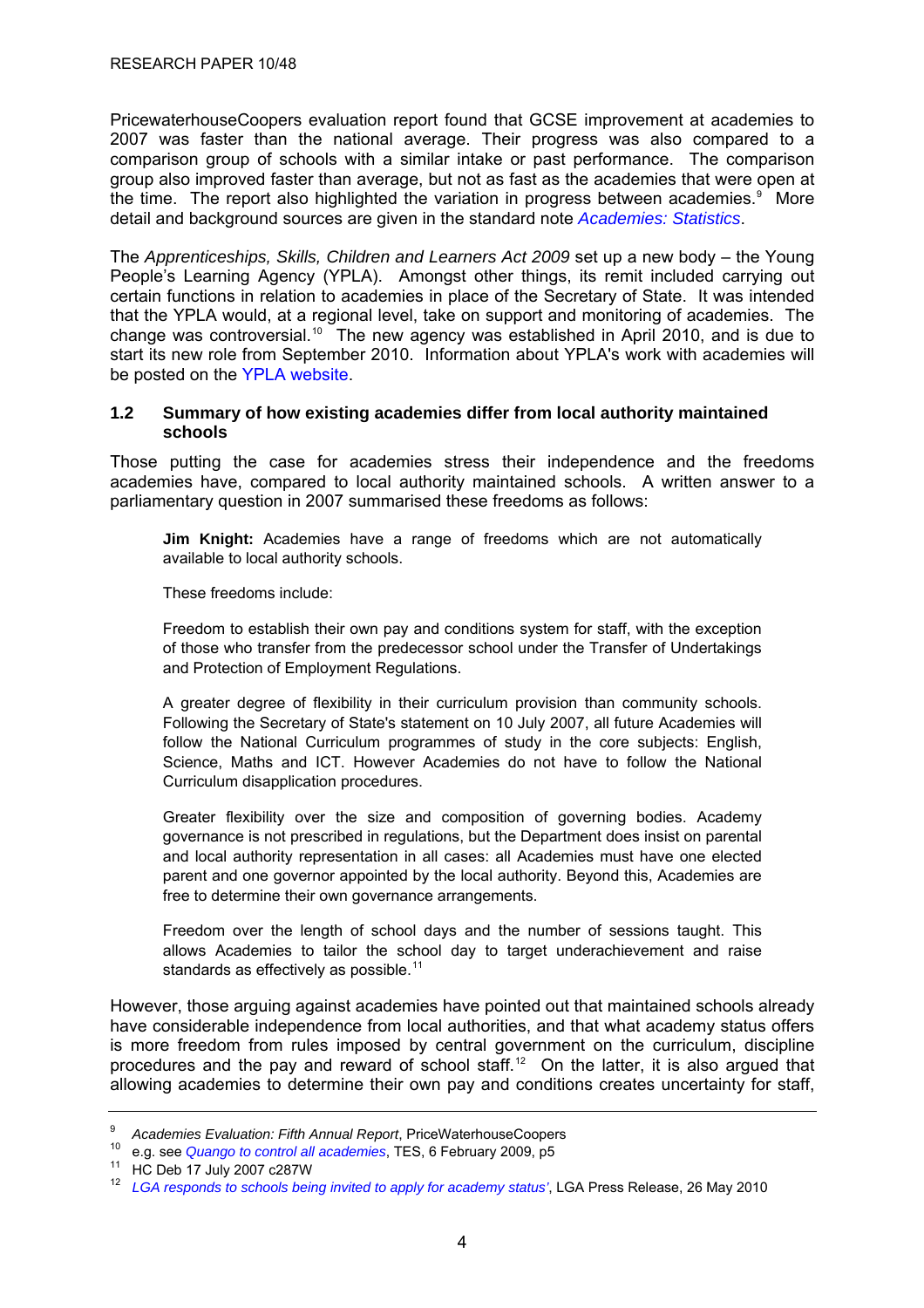PricewaterhouseCoopers evaluation report found that GCSE improvement at academies to 2007 was faster than the national average. Their progress was also compared to a comparison group of schools with a similar intake or past performance. The comparison group also improved faster than average, but not as fast as the academies that were open at the time. The report also highlighted the variation in progress between academies.[9] More detail and background sources are given in the standard note *Academies: Statistics*.

The *Apprenticeships, Skills, Children and Learners Act 2009* set up a new body – the Young People's Learning Agency (YPLA). Amongst other things, its remit included carrying out certain functions in relation to academies in place of the Secretary of State. It was intended that the YPLA would, at a regional level, take on support and monitoring of academies. The change was controversial.[10] The new agency was established in April 2010, and is due to start its new role from September 2010. Information about YPLA's work with academies will be posted on the YPLA website.

### 1.2 Summary of how existing academies differ from local authority maintained schools

Those putting the case for academies stress their independence and the freedoms academies have, compared to local authority maintained schools. A written answer to a parliamentary question in 2007 summarised these freedoms as follows:

> **Jim Knight:** Academies have a range of freedoms which are not automatically available to local authority schools.
>
> These freedoms include:
>
> Freedom to establish their own pay and conditions system for staff, with the exception of those who transfer from the predecessor school under the Transfer of Undertakings and Protection of Employment Regulations.
>
> A greater degree of flexibility in their curriculum provision than community schools. Following the Secretary of State's statement on 10 July 2007, all future Academies will follow the National Curriculum programmes of study in the core subjects: English, Science, Maths and ICT. However Academies do not have to follow the National Curriculum disapplication procedures.
>
> Greater flexibility over the size and composition of governing bodies. Academy governance is not prescribed in regulations, but the Department does insist on parental and local authority representation in all cases: all Academies must have one elected parent and one governor appointed by the local authority. Beyond this, Academies are free to determine their own governance arrangements.
>
> Freedom over the length of school days and the number of sessions taught. This allows Academies to tailor the school day to target underachievement and raise standards as effectively as possible.[11]

However, those arguing against academies have pointed out that maintained schools already have considerable independence from local authorities, and that what academy status offers is more freedom from rules imposed by central government on the curriculum, discipline procedures and the pay and reward of school staff.[12] On the latter, it is also argued that allowing academies to determine their own pay and conditions creates uncertainty for staff,

---

[9] *Academies Evaluation: Fifth Annual Report*, PriceWaterhouseCoopers

[10] e.g. see *Quango to control all academies*, TES, 6 February 2009, p5

[11] HC Deb 17 July 2007 c287W

[12] *LGA responds to schools being invited to apply for academy status'*, LGA Press Release, 26 May 2010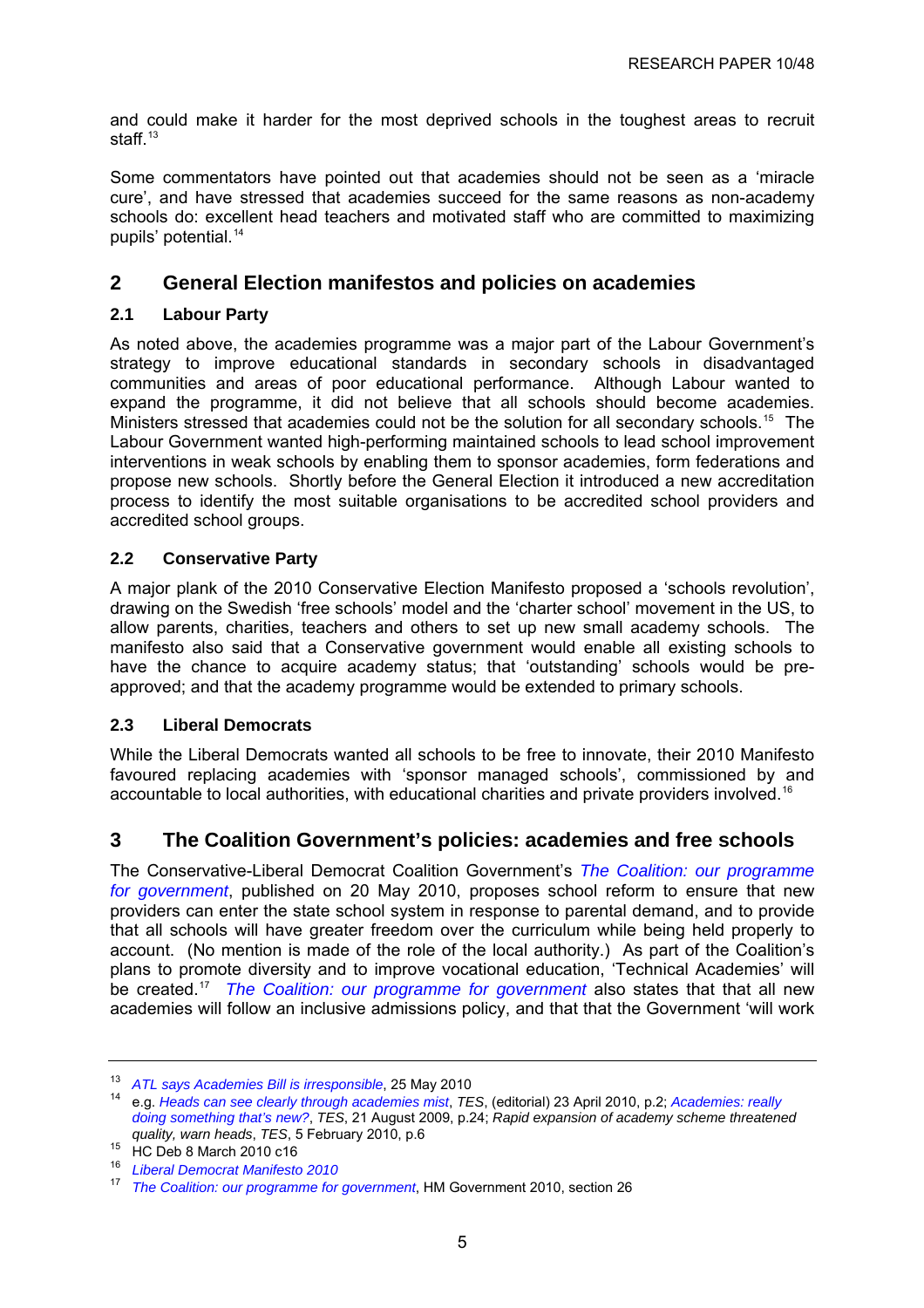and could make it harder for the most deprived schools in the toughest areas to recruit staff.[13]

Some commentators have pointed out that academies should not be seen as a 'miracle cure', and have stressed that academies succeed for the same reasons as non-academy schools do: excellent head teachers and motivated staff who are committed to maximizing pupils' potential.[14]

## 2 General Election manifestos and policies on academies

### 2.1 Labour Party

As noted above, the academies programme was a major part of the Labour Government's strategy to improve educational standards in secondary schools in disadvantaged communities and areas of poor educational performance. Although Labour wanted to expand the programme, it did not believe that all schools should become academies. Ministers stressed that academies could not be the solution for all secondary schools.[15] The Labour Government wanted high-performing maintained schools to lead school improvement interventions in weak schools by enabling them to sponsor academies, form federations and propose new schools. Shortly before the General Election it introduced a new accreditation process to identify the most suitable organisations to be accredited school providers and accredited school groups.

### 2.2 Conservative Party

A major plank of the 2010 Conservative Election Manifesto proposed a 'schools revolution', drawing on the Swedish 'free schools' model and the 'charter school' movement in the US, to allow parents, charities, teachers and others to set up new small academy schools. The manifesto also said that a Conservative government would enable all existing schools to have the chance to acquire academy status; that 'outstanding' schools would be pre-approved; and that the academy programme would be extended to primary schools.

### 2.3 Liberal Democrats

While the Liberal Democrats wanted all schools to be free to innovate, their 2010 Manifesto favoured replacing academies with 'sponsor managed schools', commissioned by and accountable to local authorities, with educational charities and private providers involved.[16]

## 3 The Coalition Government's policies: academies and free schools

The Conservative-Liberal Democrat Coalition Government's *The Coalition: our programme for government*, published on 20 May 2010, proposes school reform to ensure that new providers can enter the state school system in response to parental demand, and to provide that all schools will have greater freedom over the curriculum while being held properly to account. (No mention is made of the role of the local authority.) As part of the Coalition's plans to promote diversity and to improve vocational education, 'Technical Academies' will be created.[17] *The Coalition: our programme for government* also states that that all new academies will follow an inclusive admissions policy, and that that the Government 'will work

---

[13] *ATL says Academies Bill is irresponsible*, 25 May 2010

[14] e.g. *Heads can see clearly through academies mist*, *TES*, (editorial) 23 April 2010, p.2; *Academies: really doing something that's new?*, *TES*, 21 August 2009, p.24; *Rapid expansion of academy scheme threatened quality, warn heads*, *TES*, 5 February 2010, p.6

[15] HC Deb 8 March 2010 c16

[16] *Liberal Democrat Manifesto 2010*

[17] *The Coalition: our programme for government*, HM Government 2010, section 26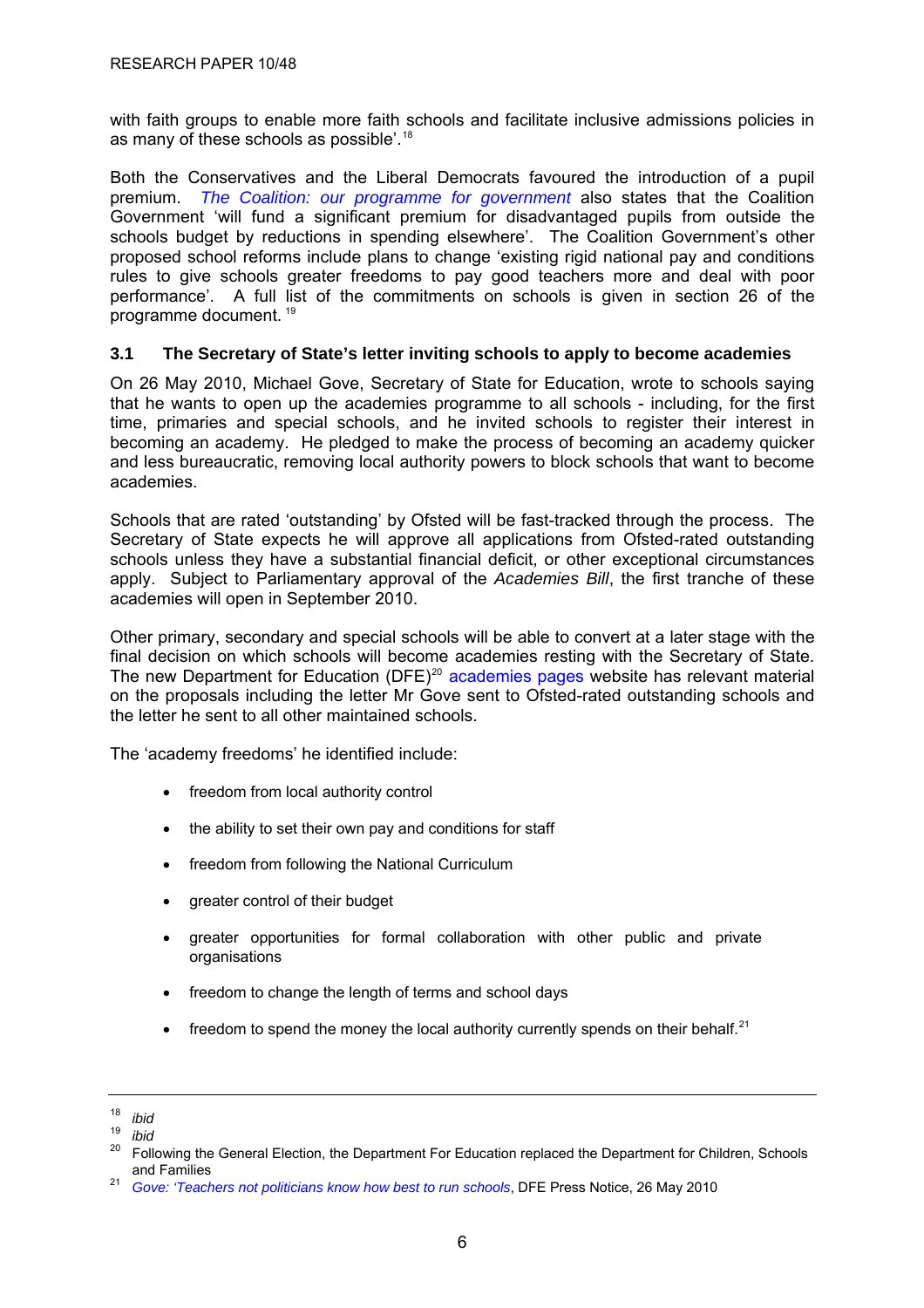with faith groups to enable more faith schools and facilitate inclusive admissions policies in as many of these schools as possible'.[18]

Both the Conservatives and the Liberal Democrats favoured the introduction of a pupil premium. *The Coalition: our programme for government* also states that the Coalition Government 'will fund a significant premium for disadvantaged pupils from outside the schools budget by reductions in spending elsewhere'. The Coalition Government's other proposed school reforms include plans to change 'existing rigid national pay and conditions rules to give schools greater freedoms to pay good teachers more and deal with poor performance'. A full list of the commitments on schools is given in section 26 of the programme document. [19]

### 3.1 The Secretary of State's letter inviting schools to apply to become academies

On 26 May 2010, Michael Gove, Secretary of State for Education, wrote to schools saying that he wants to open up the academies programme to all schools - including, for the first time, primaries and special schools, and he invited schools to register their interest in becoming an academy. He pledged to make the process of becoming an academy quicker and less bureaucratic, removing local authority powers to block schools that want to become academies.

Schools that are rated 'outstanding' by Ofsted will be fast-tracked through the process. The Secretary of State expects he will approve all applications from Ofsted-rated outstanding schools unless they have a substantial financial deficit, or other exceptional circumstances apply. Subject to Parliamentary approval of the *Academies Bill*, the first tranche of these academies will open in September 2010.

Other primary, secondary and special schools will be able to convert at a later stage with the final decision on which schools will become academies resting with the Secretary of State. The new Department for Education (DFE)[20] academies pages website has relevant material on the proposals including the letter Mr Gove sent to Ofsted-rated outstanding schools and the letter he sent to all other maintained schools.

The 'academy freedoms' he identified include:

- freedom from local authority control
- the ability to set their own pay and conditions for staff
- freedom from following the National Curriculum
- greater control of their budget
- greater opportunities for formal collaboration with other public and private organisations
- freedom to change the length of terms and school days
- freedom to spend the money the local authority currently spends on their behalf.[21]

---

[18] *ibid*

[19] *ibid*

[20] Following the General Election, the Department For Education replaced the Department for Children, Schools and Families

[21] *Gove: 'Teachers not politicians know how best to run schools*, DFE Press Notice, 26 May 2010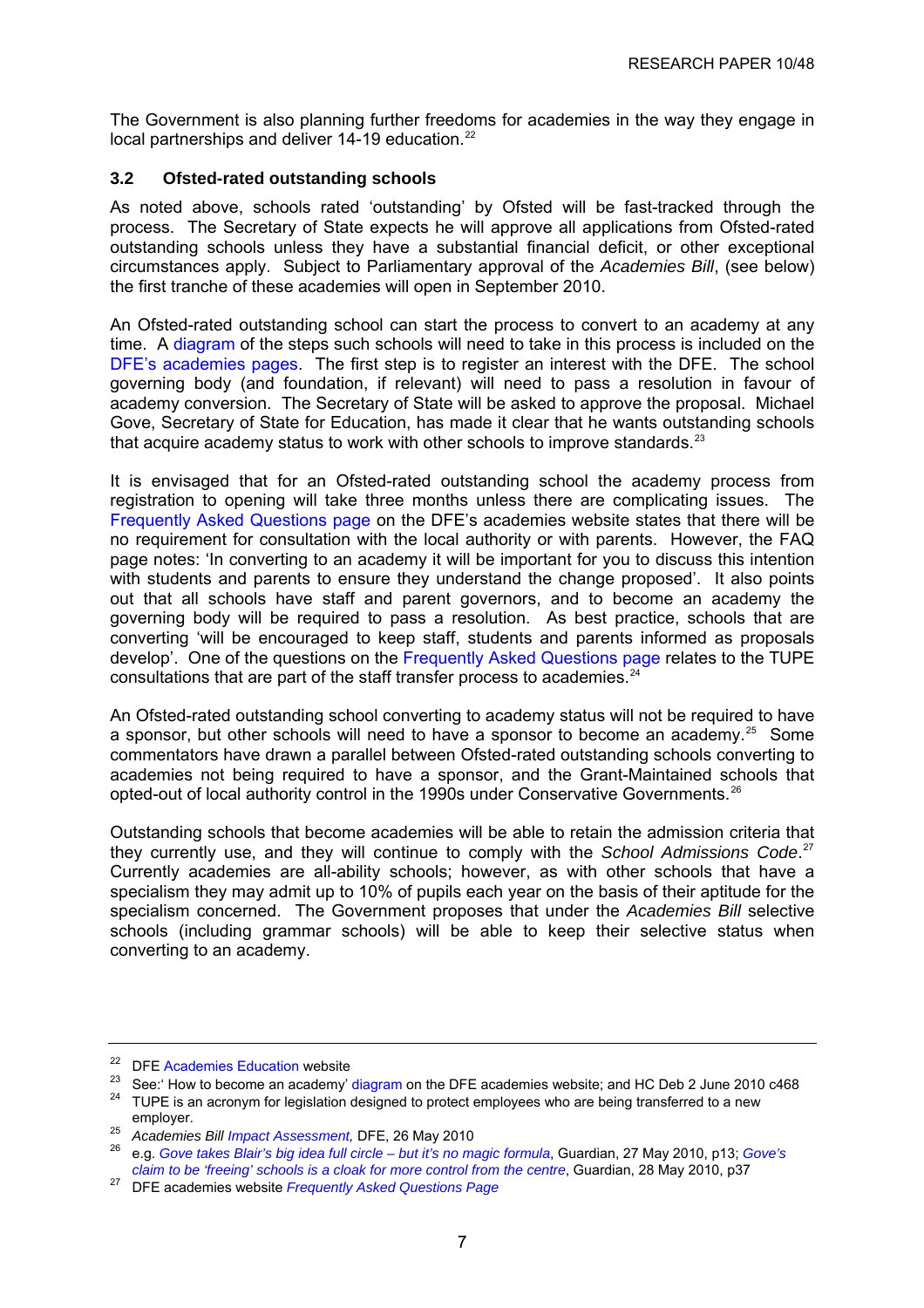The Government is also planning further freedoms for academies in the way they engage in local partnerships and deliver 14-19 education.[22]

### 3.2 Ofsted-rated outstanding schools

As noted above, schools rated 'outstanding' by Ofsted will be fast-tracked through the process. The Secretary of State expects he will approve all applications from Ofsted-rated outstanding schools unless they have a substantial financial deficit, or other exceptional circumstances apply. Subject to Parliamentary approval of the *Academies Bill*, (see below) the first tranche of these academies will open in September 2010.

An Ofsted-rated outstanding school can start the process to convert to an academy at any time. A diagram of the steps such schools will need to take in this process is included on the DFE's academies pages. The first step is to register an interest with the DFE. The school governing body (and foundation, if relevant) will need to pass a resolution in favour of academy conversion. The Secretary of State will be asked to approve the proposal. Michael Gove, Secretary of State for Education, has made it clear that he wants outstanding schools that acquire academy status to work with other schools to improve standards.[23]

It is envisaged that for an Ofsted-rated outstanding school the academy process from registration to opening will take three months unless there are complicating issues. The Frequently Asked Questions page on the DFE's academies website states that there will be no requirement for consultation with the local authority or with parents. However, the FAQ page notes: 'In converting to an academy it will be important for you to discuss this intention with students and parents to ensure they understand the change proposed'. It also points out that all schools have staff and parent governors, and to become an academy the governing body will be required to pass a resolution. As best practice, schools that are converting 'will be encouraged to keep staff, students and parents informed as proposals develop'. One of the questions on the Frequently Asked Questions page relates to the TUPE consultations that are part of the staff transfer process to academies.[24]

An Ofsted-rated outstanding school converting to academy status will not be required to have a sponsor, but other schools will need to have a sponsor to become an academy.[25] Some commentators have drawn a parallel between Ofsted-rated outstanding schools converting to academies not being required to have a sponsor, and the Grant-Maintained schools that opted-out of local authority control in the 1990s under Conservative Governments.[26]

Outstanding schools that become academies will be able to retain the admission criteria that they currently use, and they will continue to comply with the *School Admissions Code*.[27] Currently academies are all-ability schools; however, as with other schools that have a specialism they may admit up to 10% of pupils each year on the basis of their aptitude for the specialism concerned. The Government proposes that under the *Academies Bill* selective schools (including grammar schools) will be able to keep their selective status when converting to an academy.

---

[22] DFE Academies Education website

[23] See:' How to become an academy' diagram on the DFE academies website; and HC Deb 2 June 2010 c468

[24] TUPE is an acronym for legislation designed to protect employees who are being transferred to a new employer.

[25] *Academies Bill Impact Assessment*, DFE, 26 May 2010

[26] e.g. *Gove takes Blair's big idea full circle – but it's no magic formula*, Guardian, 27 May 2010, p13; *Gove's claim to be 'freeing' schools is a cloak for more control from the centre*, Guardian, 28 May 2010, p37

[27] DFE academies website *Frequently Asked Questions Page*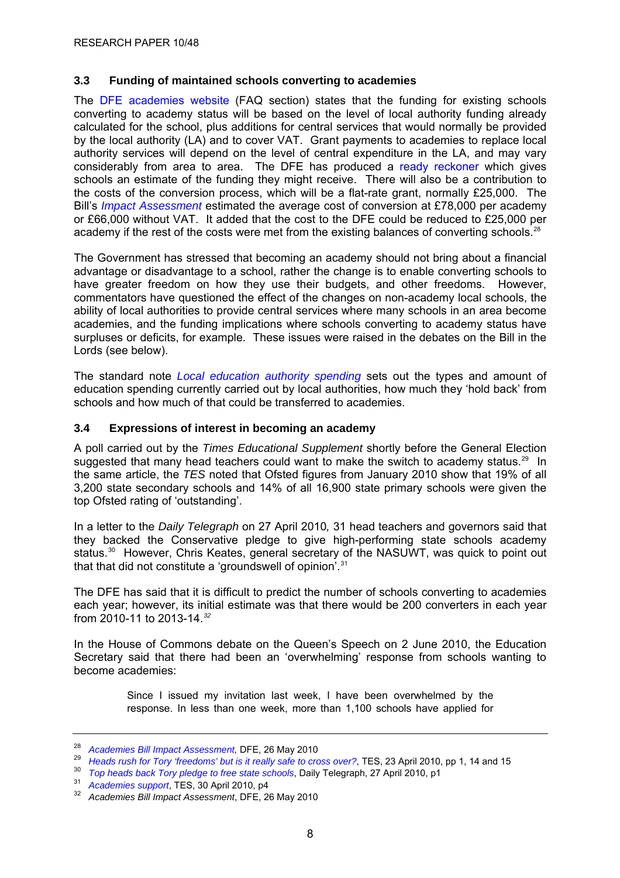### 3.3 Funding of maintained schools converting to academies

The DFE academies website (FAQ section) states that the funding for existing schools converting to academy status will be based on the level of local authority funding already calculated for the school, plus additions for central services that would normally be provided by the local authority (LA) and to cover VAT. Grant payments to academies to replace local authority services will depend on the level of central expenditure in the LA, and may vary considerably from area to area. The DFE has produced a ready reckoner which gives schools an estimate of the funding they might receive. There will also be a contribution to the costs of the conversion process, which will be a flat-rate grant, normally £25,000. The Bill's *Impact Assessment* estimated the average cost of conversion at £78,000 per academy or £66,000 without VAT. It added that the cost to the DFE could be reduced to £25,000 per academy if the rest of the costs were met from the existing balances of converting schools.[28]

The Government has stressed that becoming an academy should not bring about a financial advantage or disadvantage to a school, rather the change is to enable converting schools to have greater freedom on how they use their budgets, and other freedoms. However, commentators have questioned the effect of the changes on non-academy local schools, the ability of local authorities to provide central services where many schools in an area become academies, and the funding implications where schools converting to academy status have surpluses or deficits, for example. These issues were raised in the debates on the Bill in the Lords (see below).

The standard note *Local education authority spending* sets out the types and amount of education spending currently carried out by local authorities, how much they 'hold back' from schools and how much of that could be transferred to academies.

### 3.4 Expressions of interest in becoming an academy

A poll carried out by the *Times Educational Supplement* shortly before the General Election suggested that many head teachers could want to make the switch to academy status.[29] In the same article, the *TES* noted that Ofsted figures from January 2010 show that 19% of all 3,200 state secondary schools and 14% of all 16,900 state primary schools were given the top Ofsted rating of 'outstanding'.

In a letter to the *Daily Telegraph* on 27 April 2010*,* 31 head teachers and governors said that they backed the Conservative pledge to give high-performing state schools academy status.[30] However, Chris Keates, general secretary of the NASUWT, was quick to point out that that did not constitute a 'groundswell of opinion'.[31]

The DFE has said that it is difficult to predict the number of schools converting to academies each year; however, its initial estimate was that there would be 200 converters in each year from 2010-11 to 2013-14.[32]

In the House of Commons debate on the Queen's Speech on 2 June 2010, the Education Secretary said that there had been an 'overwhelming' response from schools wanting to become academies:

> Since I issued my invitation last week, I have been overwhelmed by the response. In less than one week, more than 1,100 schools have applied for

---

[28] *Academies Bill Impact Assessment,* DFE, 26 May 2010

[29] *Heads rush for Tory 'freedoms' but is it really safe to cross over?*, TES, 23 April 2010, pp 1, 14 and 15

[30] *Top heads back Tory pledge to free state schools*, Daily Telegraph, 27 April 2010, p1

[31] *Academies support*, TES, 30 April 2010, p4

[32] *Academies Bill Impact Assessment*, DFE, 26 May 2010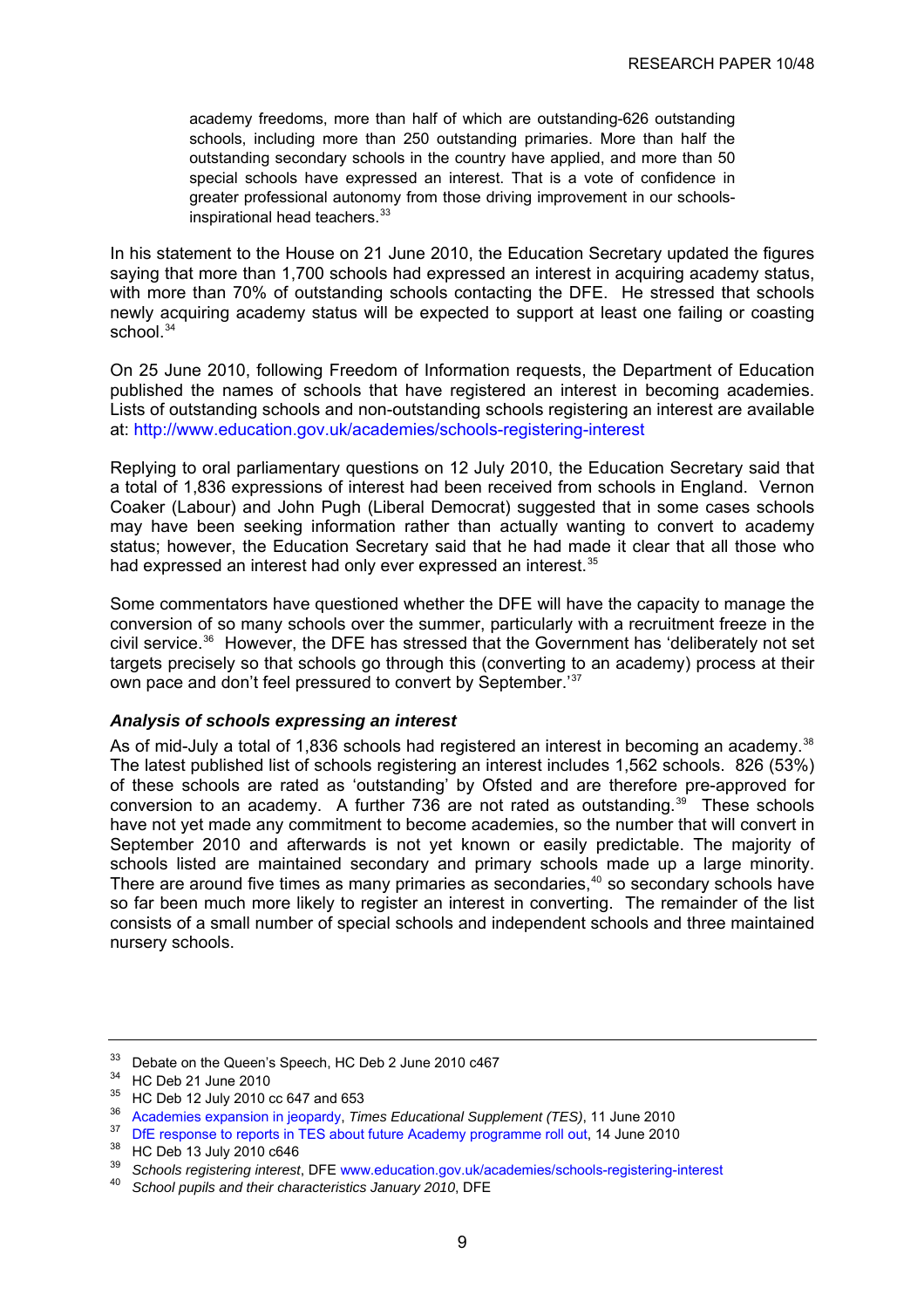> academy freedoms, more than half of which are outstanding-626 outstanding schools, including more than 250 outstanding primaries. More than half the outstanding secondary schools in the country have applied, and more than 50 special schools have expressed an interest. That is a vote of confidence in greater professional autonomy from those driving improvement in our schools-inspirational head teachers.[33]

In his statement to the House on 21 June 2010, the Education Secretary updated the figures saying that more than 1,700 schools had expressed an interest in acquiring academy status, with more than 70% of outstanding schools contacting the DFE. He stressed that schools newly acquiring academy status will be expected to support at least one failing or coasting school.[34]

On 25 June 2010, following Freedom of Information requests, the Department of Education published the names of schools that have registered an interest in becoming academies. Lists of outstanding schools and non-outstanding schools registering an interest are available at: http://www.education.gov.uk/academies/schools-registering-interest

Replying to oral parliamentary questions on 12 July 2010, the Education Secretary said that a total of 1,836 expressions of interest had been received from schools in England. Vernon Coaker (Labour) and John Pugh (Liberal Democrat) suggested that in some cases schools may have been seeking information rather than actually wanting to convert to academy status; however, the Education Secretary said that he had made it clear that all those who had expressed an interest had only ever expressed an interest.[35]

Some commentators have questioned whether the DFE will have the capacity to manage the conversion of so many schools over the summer, particularly with a recruitment freeze in the civil service.[36] However, the DFE has stressed that the Government has 'deliberately not set targets precisely so that schools go through this (converting to an academy) process at their own pace and don't feel pressured to convert by September.'[37]

### *Analysis of schools expressing an interest*

As of mid-July a total of 1,836 schools had registered an interest in becoming an academy.[38] The latest published list of schools registering an interest includes 1,562 schools. 826 (53%) of these schools are rated as 'outstanding' by Ofsted and are therefore pre-approved for conversion to an academy. A further 736 are not rated as outstanding.[39] These schools have not yet made any commitment to become academies, so the number that will convert in September 2010 and afterwards is not yet known or easily predictable. The majority of schools listed are maintained secondary and primary schools made up a large minority. There are around five times as many primaries as secondaries,[40] so secondary schools have so far been much more likely to register an interest in converting. The remainder of the list consists of a small number of special schools and independent schools and three maintained nursery schools.

---

[33] Debate on the Queen's Speech, HC Deb 2 June 2010 c467

[34] HC Deb 21 June 2010

[35] HC Deb 12 July 2010 cc 647 and 653

[36] Academies expansion in jeopardy, *Times Educational Supplement (TES)*, 11 June 2010

[37] DfE response to reports in TES about future Academy programme roll out, 14 June 2010

[38] HC Deb 13 July 2010 c646

[39] *Schools registering interest*, DFE www.education.gov.uk/academies/schools-registering-interest

[40] *School pupils and their characteristics January 2010*, DFE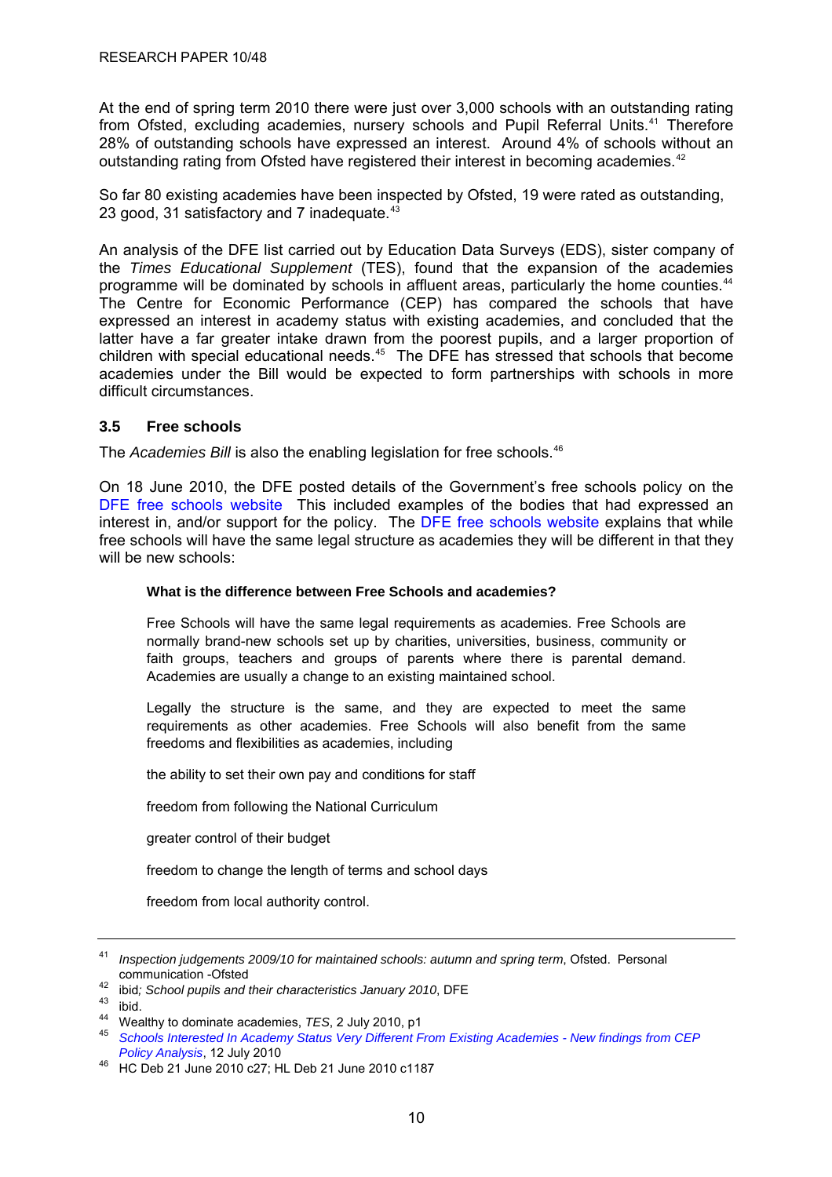At the end of spring term 2010 there were just over 3,000 schools with an outstanding rating from Ofsted, excluding academies, nursery schools and Pupil Referral Units.[41] Therefore 28% of outstanding schools have expressed an interest. Around 4% of schools without an outstanding rating from Ofsted have registered their interest in becoming academies.[42]

So far 80 existing academies have been inspected by Ofsted, 19 were rated as outstanding, 23 good, 31 satisfactory and 7 inadequate.[43]

An analysis of the DFE list carried out by Education Data Surveys (EDS), sister company of the *Times Educational Supplement* (TES), found that the expansion of the academies programme will be dominated by schools in affluent areas, particularly the home counties.[44] The Centre for Economic Performance (CEP) has compared the schools that have expressed an interest in academy status with existing academies, and concluded that the latter have a far greater intake drawn from the poorest pupils, and a larger proportion of children with special educational needs.[45] The DFE has stressed that schools that become academies under the Bill would be expected to form partnerships with schools in more difficult circumstances.

### 3.5 Free schools

The *Academies Bill* is also the enabling legislation for free schools.[46]

On 18 June 2010, the DFE posted details of the Government's free schools policy on the DFE free schools website This included examples of the bodies that had expressed an interest in, and/or support for the policy. The DFE free schools website explains that while free schools will have the same legal structure as academies they will be different in that they will be new schools:

> **What is the difference between Free Schools and academies?**
>
> Free Schools will have the same legal requirements as academies. Free Schools are normally brand-new schools set up by charities, universities, business, community or faith groups, teachers and groups of parents where there is parental demand. Academies are usually a change to an existing maintained school.
>
> Legally the structure is the same, and they are expected to meet the same requirements as other academies. Free Schools will also benefit from the same freedoms and flexibilities as academies, including
>
> the ability to set their own pay and conditions for staff
>
> freedom from following the National Curriculum
>
> greater control of their budget
>
> freedom to change the length of terms and school days
>
> freedom from local authority control.

---

[41] *Inspection judgements 2009/10 for maintained schools: autumn and spring term*, Ofsted. Personal communication -Ofsted

[42] ibid*; School pupils and their characteristics January 2010*, DFE

[43] ibid.

[44] Wealthy to dominate academies, *TES*, 2 July 2010, p1

[45] *Schools Interested In Academy Status Very Different From Existing Academies - New findings from CEP Policy Analysis*, 12 July 2010

[46] HC Deb 21 June 2010 c27; HL Deb 21 June 2010 c1187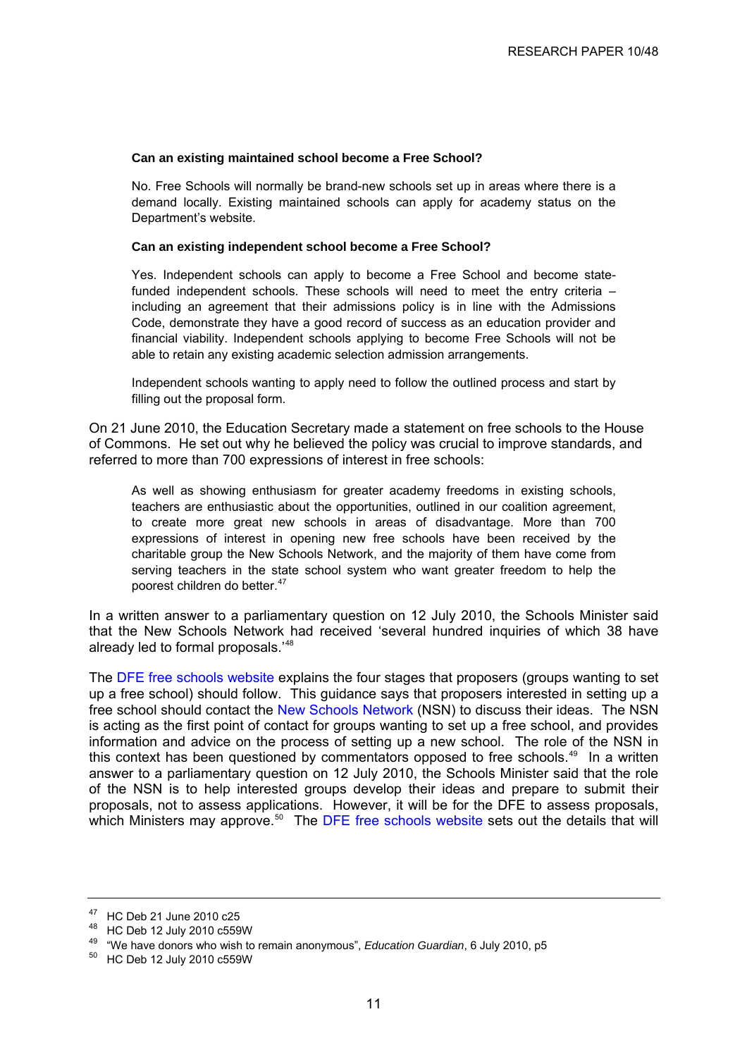> **Can an existing maintained school become a Free School?**
>
> No. Free Schools will normally be brand-new schools set up in areas where there is a demand locally. Existing maintained schools can apply for academy status on the Department's website.
>
> **Can an existing independent school become a Free School?**
>
> Yes. Independent schools can apply to become a Free School and become state-funded independent schools. These schools will need to meet the entry criteria – including an agreement that their admissions policy is in line with the Admissions Code, demonstrate they have a good record of success as an education provider and financial viability. Independent schools applying to become Free Schools will not be able to retain any existing academic selection admission arrangements.
>
> Independent schools wanting to apply need to follow the outlined process and start by filling out the proposal form.

On 21 June 2010, the Education Secretary made a statement on free schools to the House of Commons. He set out why he believed the policy was crucial to improve standards, and referred to more than 700 expressions of interest in free schools:

> As well as showing enthusiasm for greater academy freedoms in existing schools, teachers are enthusiastic about the opportunities, outlined in our coalition agreement, to create more great new schools in areas of disadvantage. More than 700 expressions of interest in opening new free schools have been received by the charitable group the New Schools Network, and the majority of them have come from serving teachers in the state school system who want greater freedom to help the poorest children do better.[47]

In a written answer to a parliamentary question on 12 July 2010, the Schools Minister said that the New Schools Network had received 'several hundred inquiries of which 38 have already led to formal proposals.'[48]

The DFE free schools website explains the four stages that proposers (groups wanting to set up a free school) should follow. This guidance says that proposers interested in setting up a free school should contact the New Schools Network (NSN) to discuss their ideas. The NSN is acting as the first point of contact for groups wanting to set up a free school, and provides information and advice on the process of setting up a new school. The role of the NSN in this context has been questioned by commentators opposed to free schools.[49] In a written answer to a parliamentary question on 12 July 2010, the Schools Minister said that the role of the NSN is to help interested groups develop their ideas and prepare to submit their proposals, not to assess applications. However, it will be for the DFE to assess proposals, which Ministers may approve.[50] The DFE free schools website sets out the details that will

---

[47] HC Deb 21 June 2010 c25

[48] HC Deb 12 July 2010 c559W

[49] "We have donors who wish to remain anonymous", *Education Guardian*, 6 July 2010, p5

[50] HC Deb 12 July 2010 c559W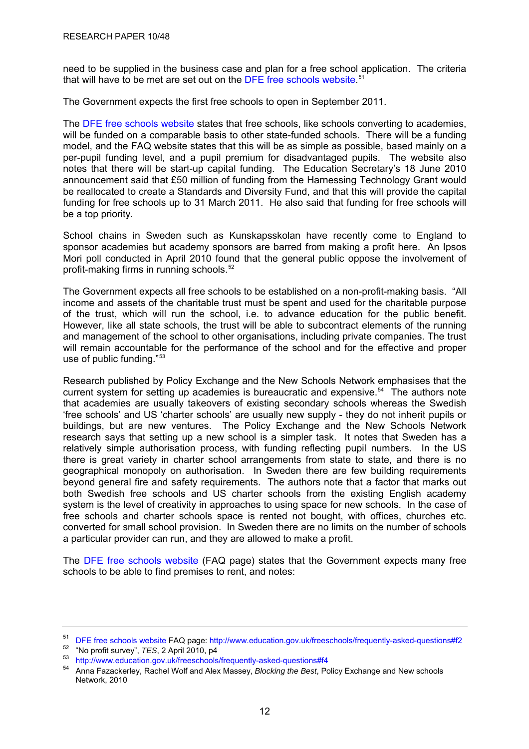need to be supplied in the business case and plan for a free school application. The criteria that will have to be met are set out on the DFE free schools website.[51]

The Government expects the first free schools to open in September 2011.

The DFE free schools website states that free schools, like schools converting to academies, will be funded on a comparable basis to other state-funded schools. There will be a funding model, and the FAQ website states that this will be as simple as possible, based mainly on a per-pupil funding level, and a pupil premium for disadvantaged pupils. The website also notes that there will be start-up capital funding. The Education Secretary's 18 June 2010 announcement said that £50 million of funding from the Harnessing Technology Grant would be reallocated to create a Standards and Diversity Fund, and that this will provide the capital funding for free schools up to 31 March 2011. He also said that funding for free schools will be a top priority.

School chains in Sweden such as Kunskapsskolan have recently come to England to sponsor academies but academy sponsors are barred from making a profit here. An Ipsos Mori poll conducted in April 2010 found that the general public oppose the involvement of profit-making firms in running schools.[52]

The Government expects all free schools to be established on a non-profit-making basis. "All income and assets of the charitable trust must be spent and used for the charitable purpose of the trust, which will run the school, i.e. to advance education for the public benefit. However, like all state schools, the trust will be able to subcontract elements of the running and management of the school to other organisations, including private companies. The trust will remain accountable for the performance of the school and for the effective and proper use of public funding."[53]

Research published by Policy Exchange and the New Schools Network emphasises that the current system for setting up academies is bureaucratic and expensive.[54] The authors note that academies are usually takeovers of existing secondary schools whereas the Swedish 'free schools' and US 'charter schools' are usually new supply - they do not inherit pupils or buildings, but are new ventures. The Policy Exchange and the New Schools Network research says that setting up a new school is a simpler task. It notes that Sweden has a relatively simple authorisation process, with funding reflecting pupil numbers. In the US there is great variety in charter school arrangements from state to state, and there is no geographical monopoly on authorisation. In Sweden there are few building requirements beyond general fire and safety requirements. The authors note that a factor that marks out both Swedish free schools and US charter schools from the existing English academy system is the level of creativity in approaches to using space for new schools. In the case of free schools and charter schools space is rented not bought, with offices, churches etc. converted for small school provision. In Sweden there are no limits on the number of schools a particular provider can run, and they are allowed to make a profit.

The DFE free schools website (FAQ page) states that the Government expects many free schools to be able to find premises to rent, and notes:

---

[51] DFE free schools website FAQ page: http://www.education.gov.uk/freeschools/frequently-asked-questions#f2

[52] "No profit survey", *TES*, 2 April 2010, p4

[53] http://www.education.gov.uk/freeschools/frequently-asked-questions#f4

[54] Anna Fazackerley, Rachel Wolf and Alex Massey, *Blocking the Best*, Policy Exchange and New schools Network, 2010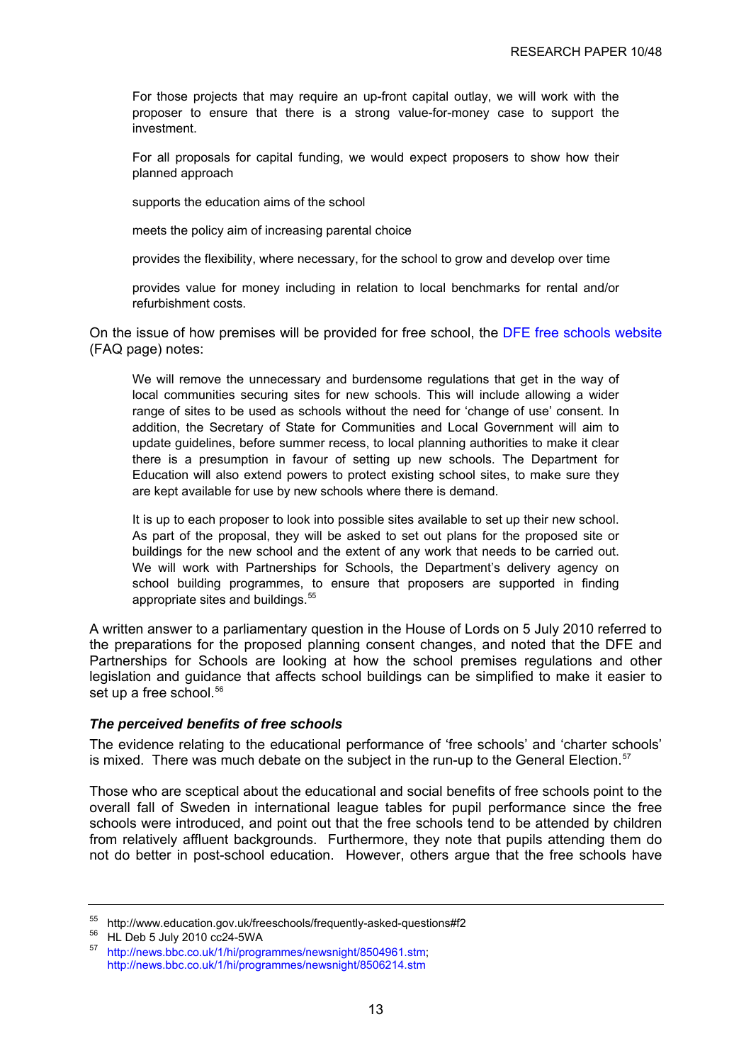> For those projects that may require an up-front capital outlay, we will work with the proposer to ensure that there is a strong value-for-money case to support the investment.
>
> For all proposals for capital funding, we would expect proposers to show how their planned approach
>
> supports the education aims of the school
>
> meets the policy aim of increasing parental choice
>
> provides the flexibility, where necessary, for the school to grow and develop over time
>
> provides value for money including in relation to local benchmarks for rental and/or refurbishment costs.

On the issue of how premises will be provided for free school, the DFE free schools website (FAQ page) notes:

> We will remove the unnecessary and burdensome regulations that get in the way of local communities securing sites for new schools. This will include allowing a wider range of sites to be used as schools without the need for 'change of use' consent. In addition, the Secretary of State for Communities and Local Government will aim to update guidelines, before summer recess, to local planning authorities to make it clear there is a presumption in favour of setting up new schools. The Department for Education will also extend powers to protect existing school sites, to make sure they are kept available for use by new schools where there is demand.
>
> It is up to each proposer to look into possible sites available to set up their new school. As part of the proposal, they will be asked to set out plans for the proposed site or buildings for the new school and the extent of any work that needs to be carried out. We will work with Partnerships for Schools, the Department's delivery agency on school building programmes, to ensure that proposers are supported in finding appropriate sites and buildings.[55]

A written answer to a parliamentary question in the House of Lords on 5 July 2010 referred to the preparations for the proposed planning consent changes, and noted that the DFE and Partnerships for Schools are looking at how the school premises regulations and other legislation and guidance that affects school buildings can be simplified to make it easier to set up a free school.[56]

### *The perceived benefits of free schools*

The evidence relating to the educational performance of 'free schools' and 'charter schools' is mixed. There was much debate on the subject in the run-up to the General Election.[57]

Those who are sceptical about the educational and social benefits of free schools point to the overall fall of Sweden in international league tables for pupil performance since the free schools were introduced, and point out that the free schools tend to be attended by children from relatively affluent backgrounds. Furthermore, they note that pupils attending them do not do better in post-school education. However, others argue that the free schools have

---

[55] http://www.education.gov.uk/freeschools/frequently-asked-questions#f2

[56] HL Deb 5 July 2010 cc24-5WA

[57] http://news.bbc.co.uk/1/hi/programmes/newsnight/8504961.stm; http://news.bbc.co.uk/1/hi/programmes/newsnight/8506214.stm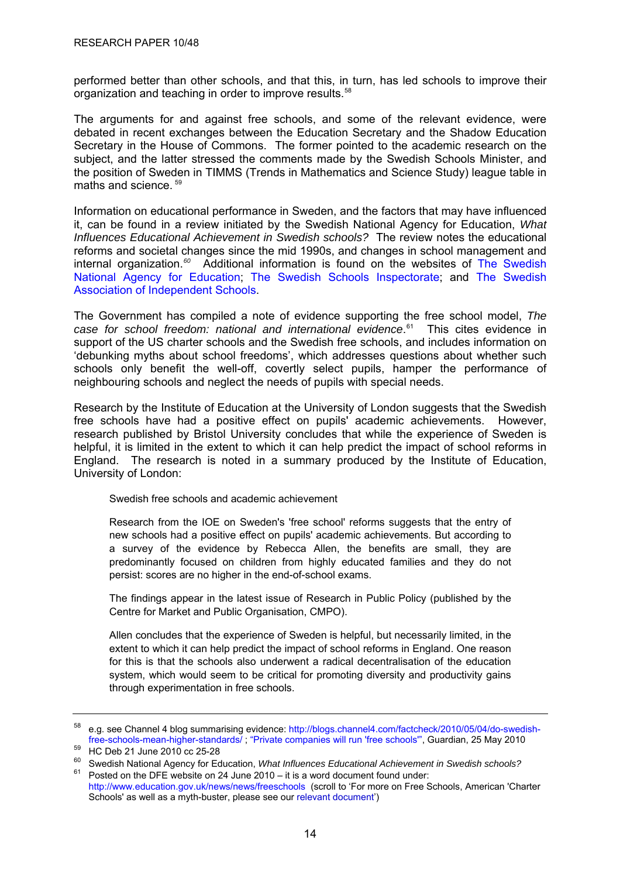performed better than other schools, and that this, in turn, has led schools to improve their organization and teaching in order to improve results.[58]

The arguments for and against free schools, and some of the relevant evidence, were debated in recent exchanges between the Education Secretary and the Shadow Education Secretary in the House of Commons. The former pointed to the academic research on the subject, and the latter stressed the comments made by the Swedish Schools Minister, and the position of Sweden in TIMMS (Trends in Mathematics and Science Study) league table in maths and science.[59]

Information on educational performance in Sweden, and the factors that may have influenced it, can be found in a review initiated by the Swedish National Agency for Education, *What Influences Educational Achievement in Swedish schools?* The review notes the educational reforms and societal changes since the mid 1990s, and changes in school management and internal organization.[60] Additional information is found on the websites of The Swedish National Agency for Education; The Swedish Schools Inspectorate; and The Swedish Association of Independent Schools.

The Government has compiled a note of evidence supporting the free school model, *The case for school freedom: national and international evidence*.[61] This cites evidence in support of the US charter schools and the Swedish free schools, and includes information on 'debunking myths about school freedoms', which addresses questions about whether such schools only benefit the well-off, covertly select pupils, hamper the performance of neighbouring schools and neglect the needs of pupils with special needs.

Research by the Institute of Education at the University of London suggests that the Swedish free schools have had a positive effect on pupils' academic achievements. However, research published by Bristol University concludes that while the experience of Sweden is helpful, it is limited in the extent to which it can help predict the impact of school reforms in England. The research is noted in a summary produced by the Institute of Education, University of London:

> Swedish free schools and academic achievement
>
> Research from the IOE on Sweden's 'free school' reforms suggests that the entry of new schools had a positive effect on pupils' academic achievements. But according to a survey of the evidence by Rebecca Allen, the benefits are small, they are predominantly focused on children from highly educated families and they do not persist: scores are no higher in the end-of-school exams.
>
> The findings appear in the latest issue of Research in Public Policy (published by the Centre for Market and Public Organisation, CMPO).
>
> Allen concludes that the experience of Sweden is helpful, but necessarily limited, in the extent to which it can help predict the impact of school reforms in England. One reason for this is that the schools also underwent a radical decentralisation of the education system, which would seem to be critical for promoting diversity and productivity gains through experimentation in free schools.

---

[58] e.g. see Channel 4 blog summarising evidence: http://blogs.channel4.com/factcheck/2010/05/04/do-swedish-free-schools-mean-higher-standards/ ; "Private companies will run 'free schools'", Guardian, 25 May 2010

[59] HC Deb 21 June 2010 cc 25-28

[60] Swedish National Agency for Education, *What Influences Educational Achievement in Swedish schools?*

[61] Posted on the DFE website on 24 June 2010 – it is a word document found under: http://www.education.gov.uk/news/news/freeschools (scroll to 'For more on Free Schools, American 'Charter Schools' as well as a myth-buster, please see our relevant document')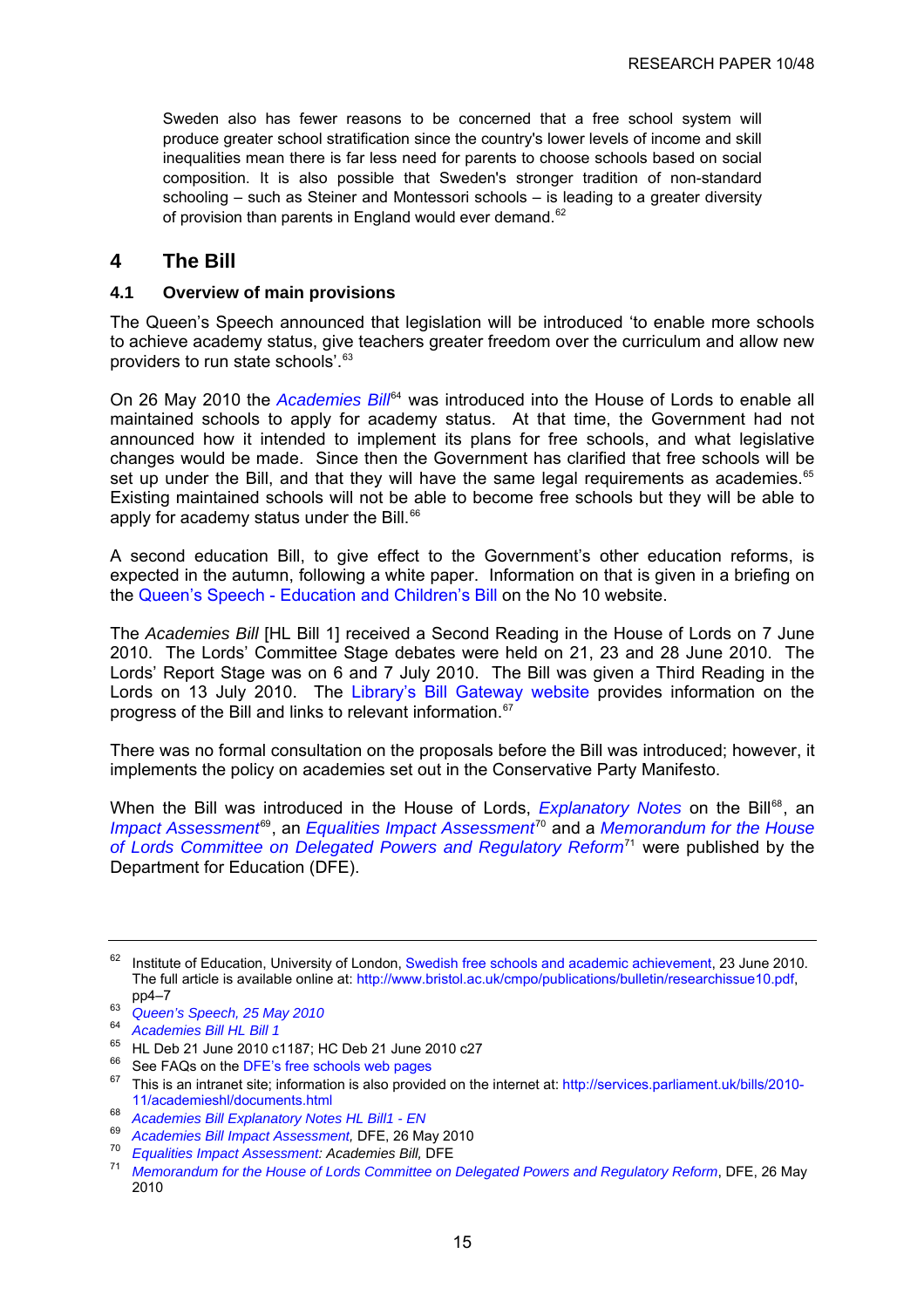Sweden also has fewer reasons to be concerned that a free school system will produce greater school stratification since the country's lower levels of income and skill inequalities mean there is far less need for parents to choose schools based on social composition. It is also possible that Sweden's stronger tradition of non-standard schooling – such as Steiner and Montessori schools – is leading to a greater diversity of provision than parents in England would ever demand.[62]

# 4 The Bill

## 4.1 Overview of main provisions

The Queen's Speech announced that legislation will be introduced 'to enable more schools to achieve academy status, give teachers greater freedom over the curriculum and allow new providers to run state schools'.[63]

On 26 May 2010 the *Academies Bill*[64] was introduced into the House of Lords to enable all maintained schools to apply for academy status. At that time, the Government had not announced how it intended to implement its plans for free schools, and what legislative changes would be made. Since then the Government has clarified that free schools will be set up under the Bill, and that they will have the same legal requirements as academies.[65] Existing maintained schools will not be able to become free schools but they will be able to apply for academy status under the Bill.[66]

A second education Bill, to give effect to the Government's other education reforms, is expected in the autumn, following a white paper. Information on that is given in a briefing on the Queen's Speech - Education and Children's Bill on the No 10 website.

The *Academies Bill* [HL Bill 1] received a Second Reading in the House of Lords on 7 June 2010. The Lords' Committee Stage debates were held on 21, 23 and 28 June 2010. The Lords' Report Stage was on 6 and 7 July 2010. The Bill was given a Third Reading in the Lords on 13 July 2010. The Library's Bill Gateway website provides information on the progress of the Bill and links to relevant information.[67]

There was no formal consultation on the proposals before the Bill was introduced; however, it implements the policy on academies set out in the Conservative Party Manifesto.

When the Bill was introduced in the House of Lords, *Explanatory Notes* on the Bill[68], an *Impact Assessment*[69], an *Equalities Impact Assessment*[70] and a *Memorandum for the House of Lords Committee on Delegated Powers and Regulatory Reform*[71] were published by the Department for Education (DFE).

---

[62] Institute of Education, University of London, Swedish free schools and academic achievement, 23 June 2010. The full article is available online at: http://www.bristol.ac.uk/cmpo/publications/bulletin/researchissue10.pdf, pp4–7

[63] *Queen's Speech, 25 May 2010*

[64] *Academies Bill HL Bill 1*

[65] HL Deb 21 June 2010 c1187; HC Deb 21 June 2010 c27

[66] See FAQs on the DFE's free schools web pages

[67] This is an intranet site; information is also provided on the internet at: http://services.parliament.uk/bills/2010-11/academieshl/documents.html

[68] *Academies Bill Explanatory Notes HL Bill1 - EN*

[69] *Academies Bill Impact Assessment,* DFE, 26 May 2010

[70] *Equalities Impact Assessment: Academies Bill,* DFE

[71] *Memorandum for the House of Lords Committee on Delegated Powers and Regulatory Reform*, DFE, 26 May 2010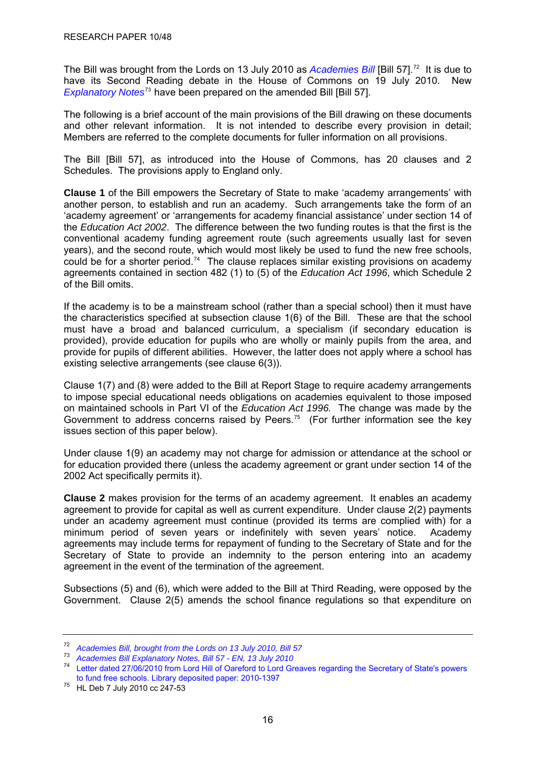The Bill was brought from the Lords on 13 July 2010 as *Academies Bill* [Bill 57].[72] It is due to have its Second Reading debate in the House of Commons on 19 July 2010. New *Explanatory Notes*[73] have been prepared on the amended Bill [Bill 57].

The following is a brief account of the main provisions of the Bill drawing on these documents and other relevant information. It is not intended to describe every provision in detail; Members are referred to the complete documents for fuller information on all provisions.

The Bill [Bill 57], as introduced into the House of Commons, has 20 clauses and 2 Schedules. The provisions apply to England only.

**Clause 1** of the Bill empowers the Secretary of State to make 'academy arrangements' with another person, to establish and run an academy. Such arrangements take the form of an 'academy agreement' or 'arrangements for academy financial assistance' under section 14 of the *Education Act 2002*. The difference between the two funding routes is that the first is the conventional academy funding agreement route (such agreements usually last for seven years), and the second route, which would most likely be used to fund the new free schools, could be for a shorter period.[74] The clause replaces similar existing provisions on academy agreements contained in section 482 (1) to (5) of the *Education Act 1996*, which Schedule 2 of the Bill omits.

If the academy is to be a mainstream school (rather than a special school) then it must have the characteristics specified at subsection clause 1(6) of the Bill. These are that the school must have a broad and balanced curriculum, a specialism (if secondary education is provided), provide education for pupils who are wholly or mainly pupils from the area, and provide for pupils of different abilities. However, the latter does not apply where a school has existing selective arrangements (see clause 6(3)).

Clause 1(7) and (8) were added to the Bill at Report Stage to require academy arrangements to impose special educational needs obligations on academies equivalent to those imposed on maintained schools in Part VI of the *Education Act 1996.* The change was made by the Government to address concerns raised by Peers.[75] (For further information see the key issues section of this paper below).

Under clause 1(9) an academy may not charge for admission or attendance at the school or for education provided there (unless the academy agreement or grant under section 14 of the 2002 Act specifically permits it).

**Clause 2** makes provision for the terms of an academy agreement. It enables an academy agreement to provide for capital as well as current expenditure. Under clause 2(2) payments under an academy agreement must continue (provided its terms are complied with) for a minimum period of seven years or indefinitely with seven years' notice. Academy agreements may include terms for repayment of funding to the Secretary of State and for the Secretary of State to provide an indemnity to the person entering into an academy agreement in the event of the termination of the agreement.

Subsections (5) and (6), which were added to the Bill at Third Reading, were opposed by the Government. Clause 2(5) amends the school finance regulations so that expenditure on

---

[72] *Academies Bill, brought from the Lords on 13 July 2010, Bill 57*

[73] *Academies Bill Explanatory Notes, Bill 57 - EN, 13 July 2010*

[74] Letter dated 27/06/2010 from Lord Hill of Oareford to Lord Greaves regarding the Secretary of State's powers to fund free schools. Library deposited paper: 2010-1397

[75] HL Deb 7 July 2010 cc 247-53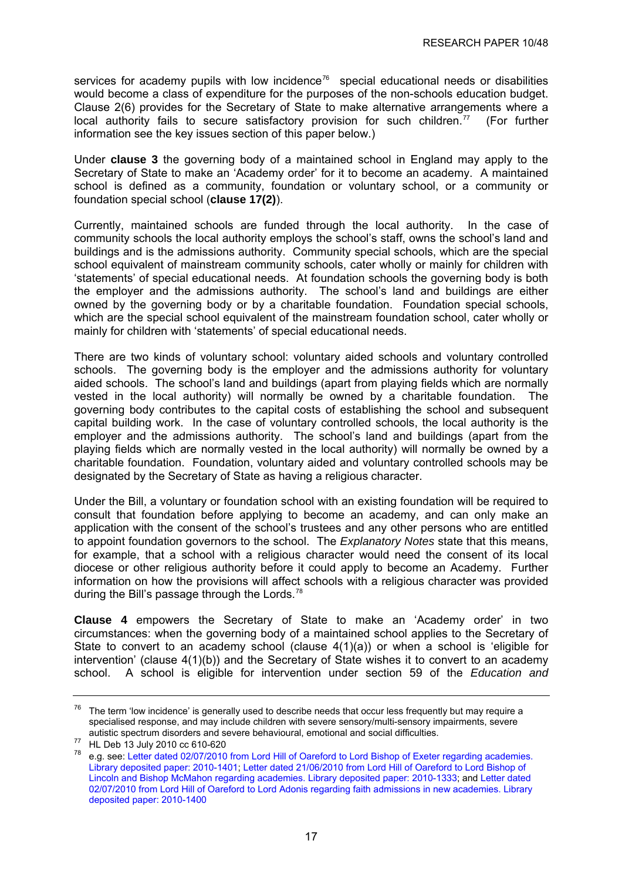services for academy pupils with low incidence[76] special educational needs or disabilities would become a class of expenditure for the purposes of the non-schools education budget. Clause 2(6) provides for the Secretary of State to make alternative arrangements where a local authority fails to secure satisfactory provision for such children.[77] (For further information see the key issues section of this paper below.)

Under **clause 3** the governing body of a maintained school in England may apply to the Secretary of State to make an 'Academy order' for it to become an academy. A maintained school is defined as a community, foundation or voluntary school, or a community or foundation special school (**clause 17(2)**).

Currently, maintained schools are funded through the local authority. In the case of community schools the local authority employs the school's staff, owns the school's land and buildings and is the admissions authority. Community special schools, which are the special school equivalent of mainstream community schools, cater wholly or mainly for children with 'statements' of special educational needs. At foundation schools the governing body is both the employer and the admissions authority. The school's land and buildings are either owned by the governing body or by a charitable foundation. Foundation special schools, which are the special school equivalent of the mainstream foundation school, cater wholly or mainly for children with 'statements' of special educational needs.

There are two kinds of voluntary school: voluntary aided schools and voluntary controlled schools. The governing body is the employer and the admissions authority for voluntary aided schools. The school's land and buildings (apart from playing fields which are normally vested in the local authority) will normally be owned by a charitable foundation. The governing body contributes to the capital costs of establishing the school and subsequent capital building work. In the case of voluntary controlled schools, the local authority is the employer and the admissions authority. The school's land and buildings (apart from the playing fields which are normally vested in the local authority) will normally be owned by a charitable foundation. Foundation, voluntary aided and voluntary controlled schools may be designated by the Secretary of State as having a religious character.

Under the Bill, a voluntary or foundation school with an existing foundation will be required to consult that foundation before applying to become an academy, and can only make an application with the consent of the school's trustees and any other persons who are entitled to appoint foundation governors to the school. The *Explanatory Notes* state that this means, for example, that a school with a religious character would need the consent of its local diocese or other religious authority before it could apply to become an Academy. Further information on how the provisions will affect schools with a religious character was provided during the Bill's passage through the Lords.[78]

**Clause 4** empowers the Secretary of State to make an 'Academy order' in two circumstances: when the governing body of a maintained school applies to the Secretary of State to convert to an academy school (clause 4(1)(a)) or when a school is 'eligible for intervention' (clause 4(1)(b)) and the Secretary of State wishes it to convert to an academy school. A school is eligible for intervention under section 59 of the *Education and*

---

[76] The term 'low incidence' is generally used to describe needs that occur less frequently but may require a specialised response, and may include children with severe sensory/multi-sensory impairments, severe autistic spectrum disorders and severe behavioural, emotional and social difficulties.

[77] HL Deb 13 July 2010 cc 610-620

[78] e.g. see: Letter dated 02/07/2010 from Lord Hill of Oareford to Lord Bishop of Exeter regarding academies. Library deposited paper: 2010-1401; Letter dated 21/06/2010 from Lord Hill of Oareford to Lord Bishop of Lincoln and Bishop McMahon regarding academies. Library deposited paper: 2010-1333; and Letter dated 02/07/2010 from Lord Hill of Oareford to Lord Adonis regarding faith admissions in new academies. Library deposited paper: 2010-1400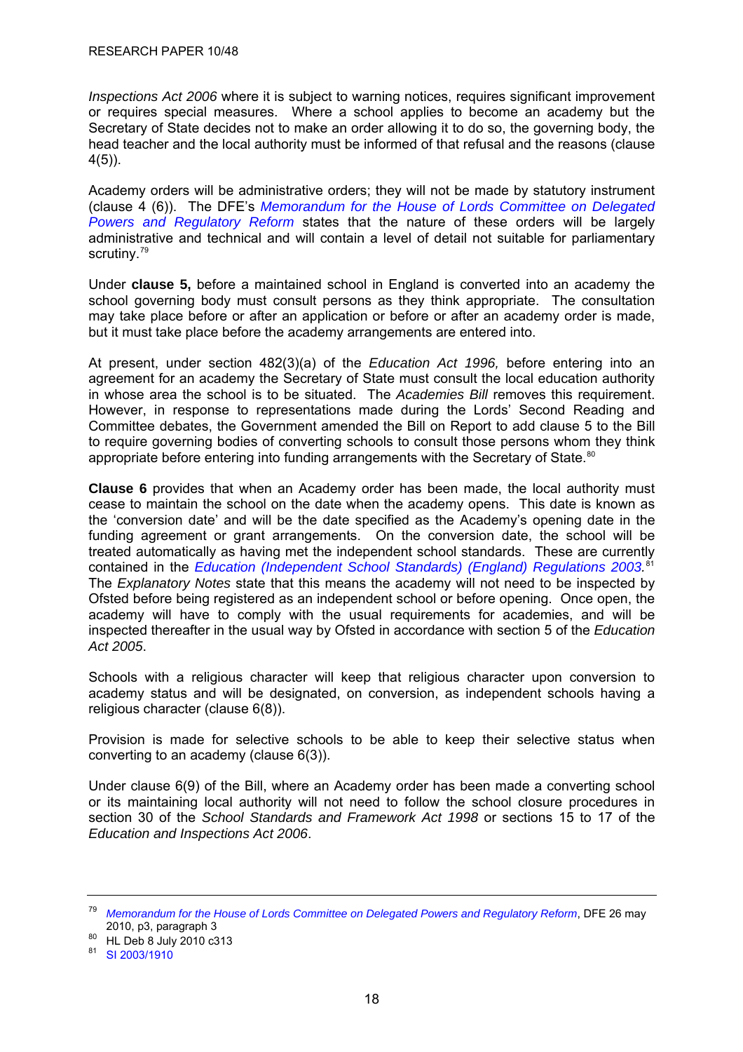*Inspections Act 2006* where it is subject to warning notices, requires significant improvement or requires special measures. Where a school applies to become an academy but the Secretary of State decides not to make an order allowing it to do so, the governing body, the head teacher and the local authority must be informed of that refusal and the reasons (clause 4(5)).

Academy orders will be administrative orders; they will not be made by statutory instrument (clause 4 (6)). The DFE's *Memorandum for the House of Lords Committee on Delegated Powers and Regulatory Reform* states that the nature of these orders will be largely administrative and technical and will contain a level of detail not suitable for parliamentary scrutiny.[79]

Under **clause 5,** before a maintained school in England is converted into an academy the school governing body must consult persons as they think appropriate. The consultation may take place before or after an application or before or after an academy order is made, but it must take place before the academy arrangements are entered into.

At present, under section 482(3)(a) of the *Education Act 1996,* before entering into an agreement for an academy the Secretary of State must consult the local education authority in whose area the school is to be situated. The *Academies Bill* removes this requirement. However, in response to representations made during the Lords' Second Reading and Committee debates, the Government amended the Bill on Report to add clause 5 to the Bill to require governing bodies of converting schools to consult those persons whom they think appropriate before entering into funding arrangements with the Secretary of State.[80]

**Clause 6** provides that when an Academy order has been made, the local authority must cease to maintain the school on the date when the academy opens. This date is known as the 'conversion date' and will be the date specified as the Academy's opening date in the funding agreement or grant arrangements. On the conversion date, the school will be treated automatically as having met the independent school standards. These are currently contained in the *Education (Independent School Standards) (England) Regulations 2003.*[81] The *Explanatory Notes* state that this means the academy will not need to be inspected by Ofsted before being registered as an independent school or before opening. Once open, the academy will have to comply with the usual requirements for academies, and will be inspected thereafter in the usual way by Ofsted in accordance with section 5 of the *Education Act 2005*.

Schools with a religious character will keep that religious character upon conversion to academy status and will be designated, on conversion, as independent schools having a religious character (clause 6(8)).

Provision is made for selective schools to be able to keep their selective status when converting to an academy (clause 6(3)).

Under clause 6(9) of the Bill, where an Academy order has been made a converting school or its maintaining local authority will not need to follow the school closure procedures in section 30 of the *School Standards and Framework Act 1998* or sections 15 to 17 of the *Education and Inspections Act 2006*.

---

[79] *Memorandum for the House of Lords Committee on Delegated Powers and Regulatory Reform*, DFE 26 may 2010, p3, paragraph 3

[80] HL Deb 8 July 2010 c313

[81] SI 2003/1910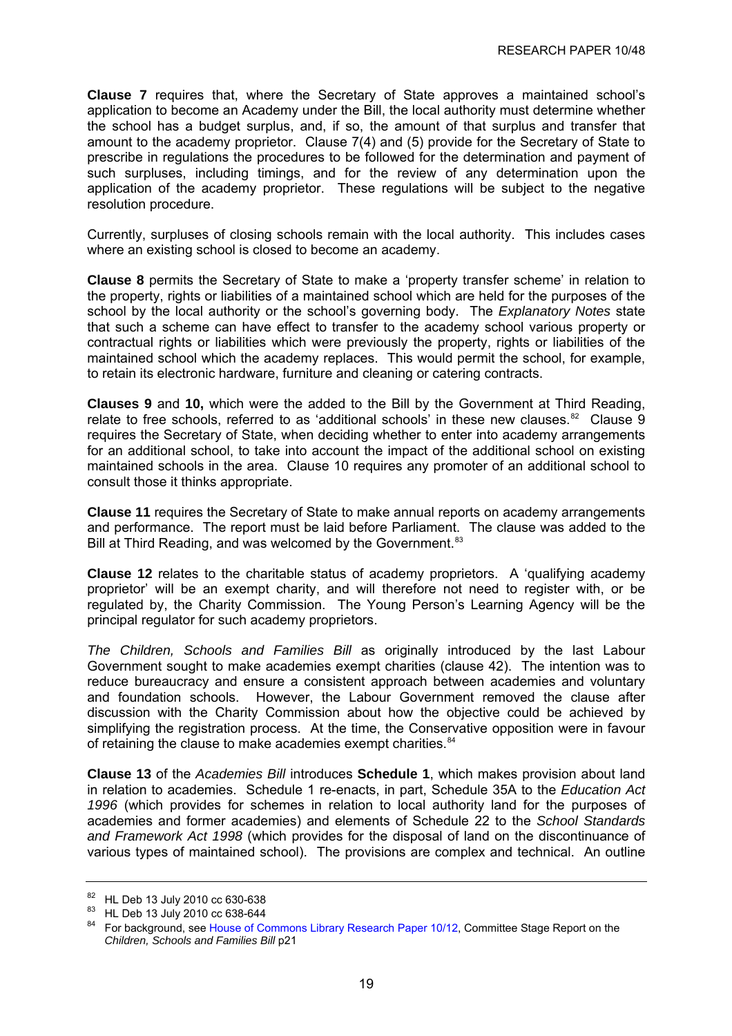**Clause 7** requires that, where the Secretary of State approves a maintained school's application to become an Academy under the Bill, the local authority must determine whether the school has a budget surplus, and, if so, the amount of that surplus and transfer that amount to the academy proprietor. Clause 7(4) and (5) provide for the Secretary of State to prescribe in regulations the procedures to be followed for the determination and payment of such surpluses, including timings, and for the review of any determination upon the application of the academy proprietor. These regulations will be subject to the negative resolution procedure.

Currently, surpluses of closing schools remain with the local authority. This includes cases where an existing school is closed to become an academy.

**Clause 8** permits the Secretary of State to make a 'property transfer scheme' in relation to the property, rights or liabilities of a maintained school which are held for the purposes of the school by the local authority or the school's governing body. The *Explanatory Notes* state that such a scheme can have effect to transfer to the academy school various property or contractual rights or liabilities which were previously the property, rights or liabilities of the maintained school which the academy replaces. This would permit the school, for example, to retain its electronic hardware, furniture and cleaning or catering contracts.

**Clauses 9** and **10,** which were the added to the Bill by the Government at Third Reading, relate to free schools, referred to as 'additional schools' in these new clauses.[82] Clause 9 requires the Secretary of State, when deciding whether to enter into academy arrangements for an additional school, to take into account the impact of the additional school on existing maintained schools in the area. Clause 10 requires any promoter of an additional school to consult those it thinks appropriate.

**Clause 11** requires the Secretary of State to make annual reports on academy arrangements and performance. The report must be laid before Parliament. The clause was added to the Bill at Third Reading, and was welcomed by the Government.[83]

**Clause 12** relates to the charitable status of academy proprietors. A 'qualifying academy proprietor' will be an exempt charity, and will therefore not need to register with, or be regulated by, the Charity Commission. The Young Person's Learning Agency will be the principal regulator for such academy proprietors.

*The Children, Schools and Families Bill* as originally introduced by the last Labour Government sought to make academies exempt charities (clause 42). The intention was to reduce bureaucracy and ensure a consistent approach between academies and voluntary and foundation schools. However, the Labour Government removed the clause after discussion with the Charity Commission about how the objective could be achieved by simplifying the registration process. At the time, the Conservative opposition were in favour of retaining the clause to make academies exempt charities.[84]

**Clause 13** of the *Academies Bill* introduces **Schedule 1**, which makes provision about land in relation to academies. Schedule 1 re-enacts, in part, Schedule 35A to the *Education Act 1996* (which provides for schemes in relation to local authority land for the purposes of academies and former academies) and elements of Schedule 22 to the *School Standards and Framework Act 1998* (which provides for the disposal of land on the discontinuance of various types of maintained school). The provisions are complex and technical. An outline

---

[82] HL Deb 13 July 2010 cc 630-638

[83] HL Deb 13 July 2010 cc 638-644

[84] For background, see House of Commons Library Research Paper 10/12, Committee Stage Report on the *Children, Schools and Families Bill* p21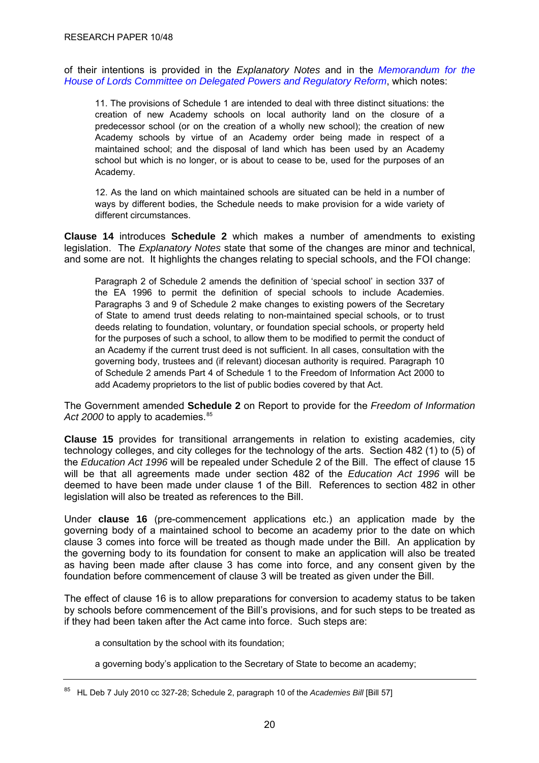of their intentions is provided in the *Explanatory Notes* and in the *Memorandum for the House of Lords Committee on Delegated Powers and Regulatory Reform*, which notes:

> 11. The provisions of Schedule 1 are intended to deal with three distinct situations: the creation of new Academy schools on local authority land on the closure of a predecessor school (or on the creation of a wholly new school); the creation of new Academy schools by virtue of an Academy order being made in respect of a maintained school; and the disposal of land which has been used by an Academy school but which is no longer, or is about to cease to be, used for the purposes of an Academy.
>
> 12. As the land on which maintained schools are situated can be held in a number of ways by different bodies, the Schedule needs to make provision for a wide variety of different circumstances.

**Clause 14** introduces **Schedule 2** which makes a number of amendments to existing legislation. The *Explanatory Notes* state that some of the changes are minor and technical, and some are not. It highlights the changes relating to special schools, and the FOI change:

> Paragraph 2 of Schedule 2 amends the definition of 'special school' in section 337 of the EA 1996 to permit the definition of special schools to include Academies. Paragraphs 3 and 9 of Schedule 2 make changes to existing powers of the Secretary of State to amend trust deeds relating to non-maintained special schools, or to trust deeds relating to foundation, voluntary, or foundation special schools, or property held for the purposes of such a school, to allow them to be modified to permit the conduct of an Academy if the current trust deed is not sufficient. In all cases, consultation with the governing body, trustees and (if relevant) diocesan authority is required. Paragraph 10 of Schedule 2 amends Part 4 of Schedule 1 to the Freedom of Information Act 2000 to add Academy proprietors to the list of public bodies covered by that Act.

The Government amended **Schedule 2** on Report to provide for the *Freedom of Information Act 2000* to apply to academies.[85]

**Clause 15** provides for transitional arrangements in relation to existing academies, city technology colleges, and city colleges for the technology of the arts. Section 482 (1) to (5) of the *Education Act 1996* will be repealed under Schedule 2 of the Bill. The effect of clause 15 will be that all agreements made under section 482 of the *Education Act 1996* will be deemed to have been made under clause 1 of the Bill. References to section 482 in other legislation will also be treated as references to the Bill.

Under **clause 16** (pre-commencement applications etc.) an application made by the governing body of a maintained school to become an academy prior to the date on which clause 3 comes into force will be treated as though made under the Bill. An application by the governing body to its foundation for consent to make an application will also be treated as having been made after clause 3 has come into force, and any consent given by the foundation before commencement of clause 3 will be treated as given under the Bill.

The effect of clause 16 is to allow preparations for conversion to academy status to be taken by schools before commencement of the Bill's provisions, and for such steps to be treated as if they had been taken after the Act came into force. Such steps are:

> a consultation by the school with its foundation;
>
> a governing body's application to the Secretary of State to become an academy;

[85] HL Deb 7 July 2010 cc 327-28; Schedule 2, paragraph 10 of the *Academies Bill* [Bill 57]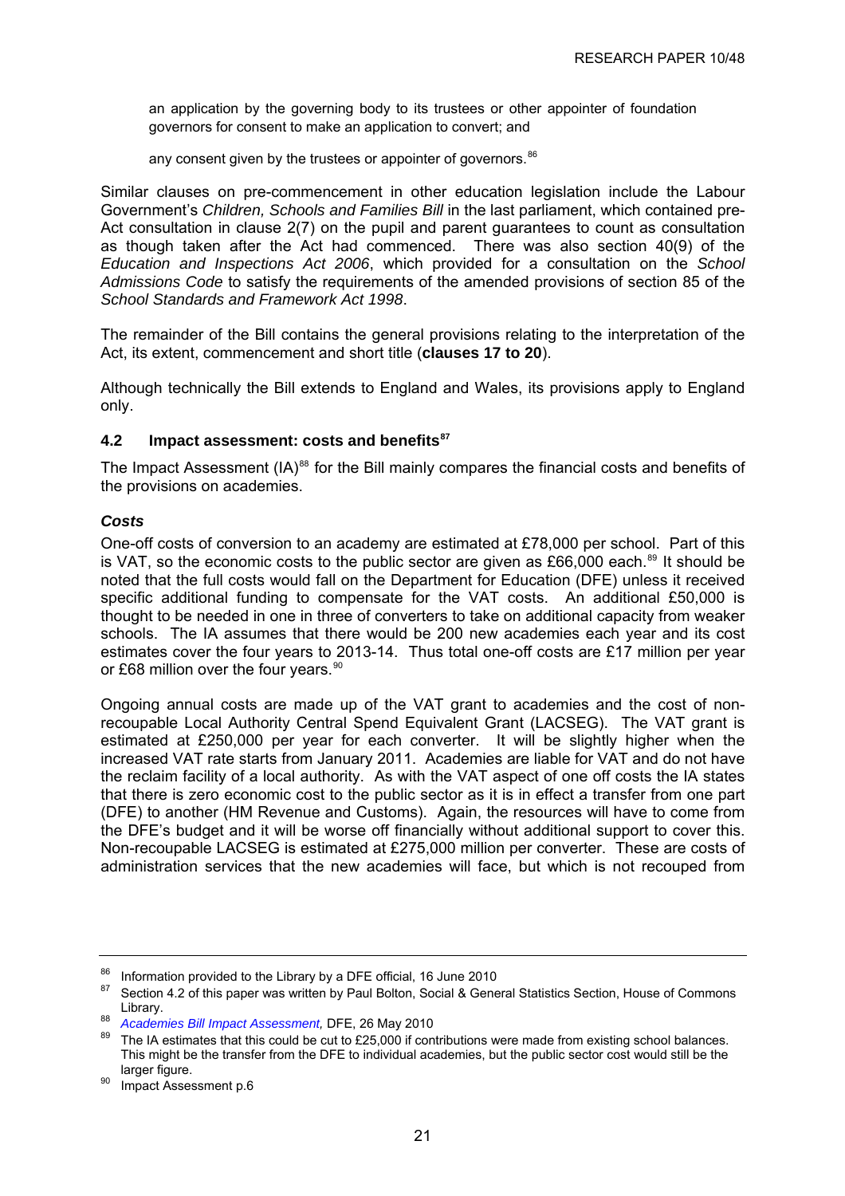an application by the governing body to its trustees or other appointer of foundation governors for consent to make an application to convert; and

any consent given by the trustees or appointer of governors.[86]

Similar clauses on pre-commencement in other education legislation include the Labour Government's *Children, Schools and Families Bill* in the last parliament, which contained pre-Act consultation in clause 2(7) on the pupil and parent guarantees to count as consultation as though taken after the Act had commenced. There was also section 40(9) of the *Education and Inspections Act 2006*, which provided for a consultation on the *School Admissions Code* to satisfy the requirements of the amended provisions of section 85 of the *School Standards and Framework Act 1998*.

The remainder of the Bill contains the general provisions relating to the interpretation of the Act, its extent, commencement and short title (**clauses 17 to 20**).

Although technically the Bill extends to England and Wales, its provisions apply to England only.

### 4.2 Impact assessment: costs and benefits[87]

The Impact Assessment (IA)[88] for the Bill mainly compares the financial costs and benefits of the provisions on academies.

#### *Costs*

One-off costs of conversion to an academy are estimated at £78,000 per school. Part of this is VAT, so the economic costs to the public sector are given as £66,000 each.[89] It should be noted that the full costs would fall on the Department for Education (DFE) unless it received specific additional funding to compensate for the VAT costs. An additional £50,000 is thought to be needed in one in three of converters to take on additional capacity from weaker schools. The IA assumes that there would be 200 new academies each year and its cost estimates cover the four years to 2013-14. Thus total one-off costs are £17 million per year or £68 million over the four years.[90]

Ongoing annual costs are made up of the VAT grant to academies and the cost of non-recoupable Local Authority Central Spend Equivalent Grant (LACSEG). The VAT grant is estimated at £250,000 per year for each converter. It will be slightly higher when the increased VAT rate starts from January 2011. Academies are liable for VAT and do not have the reclaim facility of a local authority. As with the VAT aspect of one off costs the IA states that there is zero economic cost to the public sector as it is in effect a transfer from one part (DFE) to another (HM Revenue and Customs). Again, the resources will have to come from the DFE's budget and it will be worse off financially without additional support to cover this. Non-recoupable LACSEG is estimated at £275,000 million per converter. These are costs of administration services that the new academies will face, but which is not recouped from

---

[86] Information provided to the Library by a DFE official, 16 June 2010

[87] Section 4.2 of this paper was written by Paul Bolton, Social & General Statistics Section, House of Commons Library.

[88] *Academies Bill Impact Assessment,* DFE, 26 May 2010

[89] The IA estimates that this could be cut to £25,000 if contributions were made from existing school balances. This might be the transfer from the DFE to individual academies, but the public sector cost would still be the larger figure.

[90] Impact Assessment p.6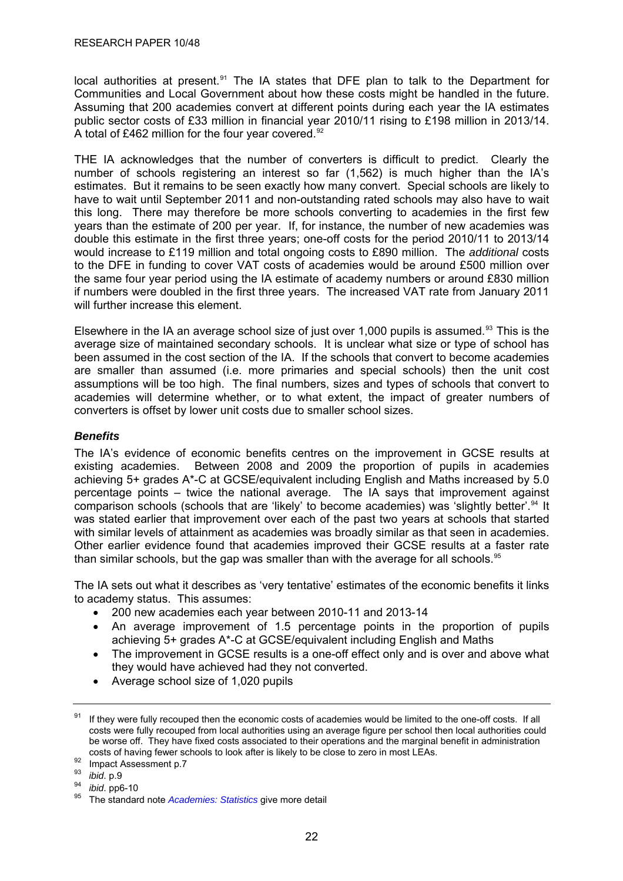local authorities at present.[91] The IA states that DFE plan to talk to the Department for Communities and Local Government about how these costs might be handled in the future. Assuming that 200 academies convert at different points during each year the IA estimates public sector costs of £33 million in financial year 2010/11 rising to £198 million in 2013/14. A total of £462 million for the four year covered.[92]

THE IA acknowledges that the number of converters is difficult to predict. Clearly the number of schools registering an interest so far (1,562) is much higher than the IA's estimates. But it remains to be seen exactly how many convert. Special schools are likely to have to wait until September 2011 and non-outstanding rated schools may also have to wait this long. There may therefore be more schools converting to academies in the first few years than the estimate of 200 per year. If, for instance, the number of new academies was double this estimate in the first three years; one-off costs for the period 2010/11 to 2013/14 would increase to £119 million and total ongoing costs to £890 million. The *additional* costs to the DFE in funding to cover VAT costs of academies would be around £500 million over the same four year period using the IA estimate of academy numbers or around £830 million if numbers were doubled in the first three years. The increased VAT rate from January 2011 will further increase this element.

Elsewhere in the IA an average school size of just over 1,000 pupils is assumed.[93] This is the average size of maintained secondary schools. It is unclear what size or type of school has been assumed in the cost section of the IA. If the schools that convert to become academies are smaller than assumed (i.e. more primaries and special schools) then the unit cost assumptions will be too high. The final numbers, sizes and types of schools that convert to academies will determine whether, or to what extent, the impact of greater numbers of converters is offset by lower unit costs due to smaller school sizes.

### *Benefits*

The IA's evidence of economic benefits centres on the improvement in GCSE results at existing academies. Between 2008 and 2009 the proportion of pupils in academies achieving 5+ grades A*-C at GCSE/equivalent including English and Maths increased by 5.0 percentage points – twice the national average. The IA says that improvement against comparison schools (schools that are 'likely' to become academies) was 'slightly better'.[94] It was stated earlier that improvement over each of the past two years at schools that started with similar levels of attainment as academies was broadly similar as that seen in academies. Other earlier evidence found that academies improved their GCSE results at a faster rate than similar schools, but the gap was smaller than with the average for all schools.[95]

The IA sets out what it describes as 'very tentative' estimates of the economic benefits it links to academy status. This assumes:

- 200 new academies each year between 2010-11 and 2013-14
- An average improvement of 1.5 percentage points in the proportion of pupils achieving 5+ grades A*-C at GCSE/equivalent including English and Maths
- The improvement in GCSE results is a one-off effect only and is over and above what they would have achieved had they not converted.
- Average school size of 1,020 pupils

---

[91] If they were fully recouped then the economic costs of academies would be limited to the one-off costs. If all costs were fully recouped from local authorities using an average figure per school then local authorities could be worse off. They have fixed costs associated to their operations and the marginal benefit in administration costs of having fewer schools to look after is likely to be close to zero in most LEAs.

[92] Impact Assessment p.7

[93] *ibid*. p.9

[94] *ibid*. pp6-10

[95] The standard note *Academies: Statistics* give more detail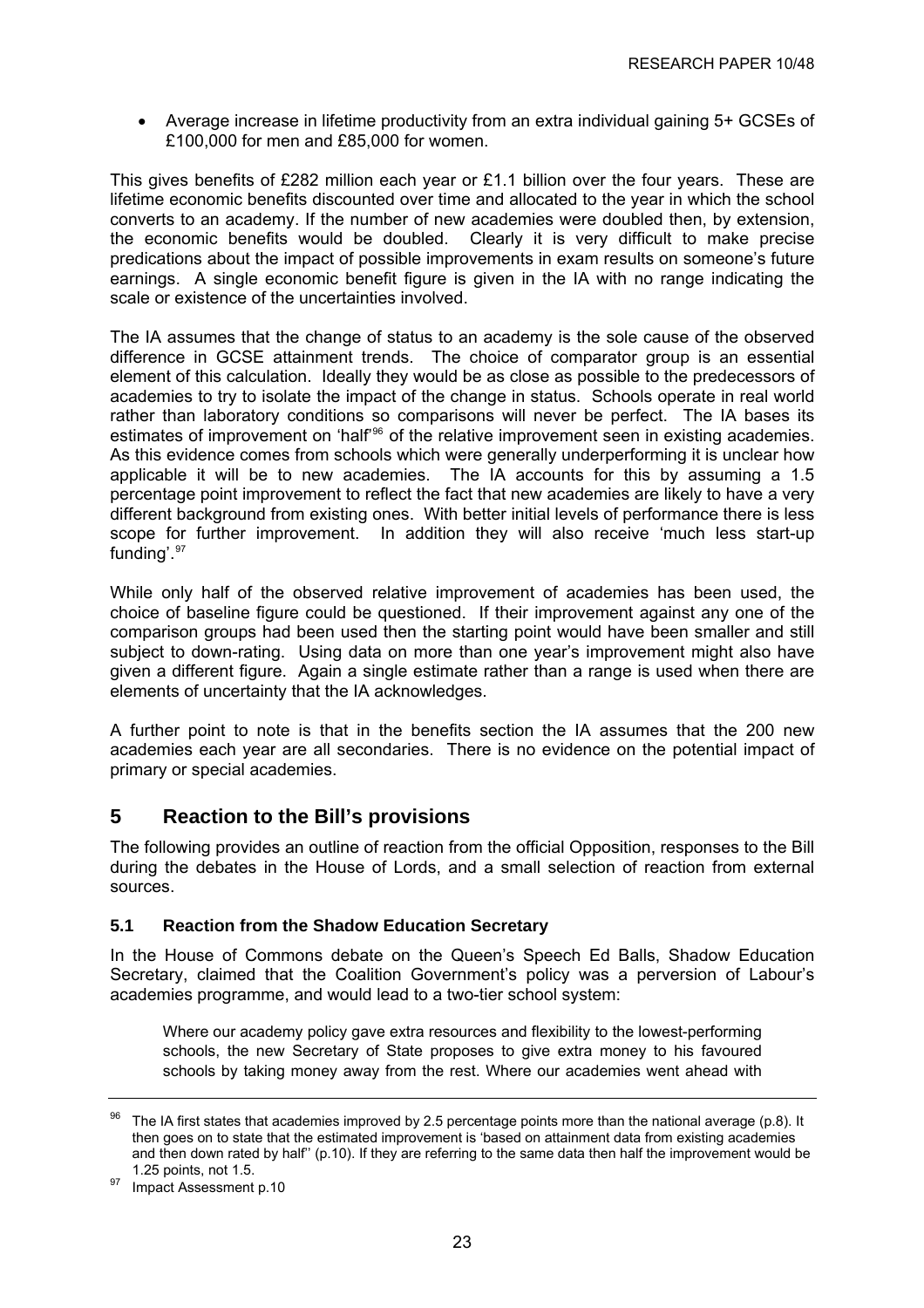- Average increase in lifetime productivity from an extra individual gaining 5+ GCSEs of £100,000 for men and £85,000 for women.

This gives benefits of £282 million each year or £1.1 billion over the four years. These are lifetime economic benefits discounted over time and allocated to the year in which the school converts to an academy. If the number of new academies were doubled then, by extension, the economic benefits would be doubled. Clearly it is very difficult to make precise predications about the impact of possible improvements in exam results on someone's future earnings. A single economic benefit figure is given in the IA with no range indicating the scale or existence of the uncertainties involved.

The IA assumes that the change of status to an academy is the sole cause of the observed difference in GCSE attainment trends. The choice of comparator group is an essential element of this calculation. Ideally they would be as close as possible to the predecessors of academies to try to isolate the impact of the change in status. Schools operate in real world rather than laboratory conditions so comparisons will never be perfect. The IA bases its estimates of improvement on 'half'[96] of the relative improvement seen in existing academies. As this evidence comes from schools which were generally underperforming it is unclear how applicable it will be to new academies. The IA accounts for this by assuming a 1.5 percentage point improvement to reflect the fact that new academies are likely to have a very different background from existing ones. With better initial levels of performance there is less scope for further improvement. In addition they will also receive 'much less start-up funding'.[97]

While only half of the observed relative improvement of academies has been used, the choice of baseline figure could be questioned. If their improvement against any one of the comparison groups had been used then the starting point would have been smaller and still subject to down-rating. Using data on more than one year's improvement might also have given a different figure. Again a single estimate rather than a range is used when there are elements of uncertainty that the IA acknowledges.

A further point to note is that in the benefits section the IA assumes that the 200 new academies each year are all secondaries. There is no evidence on the potential impact of primary or special academies.

## 5 Reaction to the Bill's provisions

The following provides an outline of reaction from the official Opposition, responses to the Bill during the debates in the House of Lords, and a small selection of reaction from external sources.

### 5.1 Reaction from the Shadow Education Secretary

In the House of Commons debate on the Queen's Speech Ed Balls, Shadow Education Secretary, claimed that the Coalition Government's policy was a perversion of Labour's academies programme, and would lead to a two-tier school system:

> Where our academy policy gave extra resources and flexibility to the lowest-performing schools, the new Secretary of State proposes to give extra money to his favoured schools by taking money away from the rest. Where our academies went ahead with

---

[96] The IA first states that academies improved by 2.5 percentage points more than the national average (p.8). It then goes on to state that the estimated improvement is 'based on attainment data from existing academies and then down rated by half'' (p.10). If they are referring to the same data then half the improvement would be 1.25 points, not 1.5.

[97] Impact Assessment p.10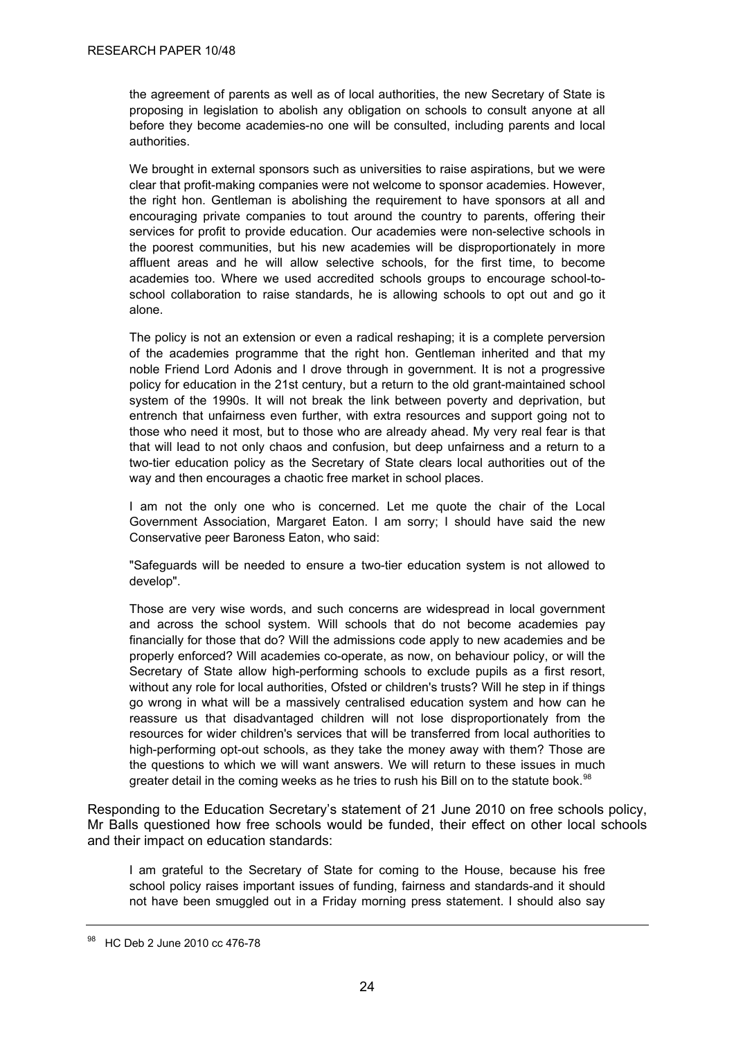> the agreement of parents as well as of local authorities, the new Secretary of State is proposing in legislation to abolish any obligation on schools to consult anyone at all before they become academies-no one will be consulted, including parents and local authorities.
>
> We brought in external sponsors such as universities to raise aspirations, but we were clear that profit-making companies were not welcome to sponsor academies. However, the right hon. Gentleman is abolishing the requirement to have sponsors at all and encouraging private companies to tout around the country to parents, offering their services for profit to provide education. Our academies were non-selective schools in the poorest communities, but his new academies will be disproportionately in more affluent areas and he will allow selective schools, for the first time, to become academies too. Where we used accredited schools groups to encourage school-to-school collaboration to raise standards, he is allowing schools to opt out and go it alone.
>
> The policy is not an extension or even a radical reshaping; it is a complete perversion of the academies programme that the right hon. Gentleman inherited and that my noble Friend Lord Adonis and I drove through in government. It is not a progressive policy for education in the 21st century, but a return to the old grant-maintained school system of the 1990s. It will not break the link between poverty and deprivation, but entrench that unfairness even further, with extra resources and support going not to those who need it most, but to those who are already ahead. My very real fear is that that will lead to not only chaos and confusion, but deep unfairness and a return to a two-tier education policy as the Secretary of State clears local authorities out of the way and then encourages a chaotic free market in school places.
>
> I am not the only one who is concerned. Let me quote the chair of the Local Government Association, Margaret Eaton. I am sorry; I should have said the new Conservative peer Baroness Eaton, who said:
>
> "Safeguards will be needed to ensure a two-tier education system is not allowed to develop".
>
> Those are very wise words, and such concerns are widespread in local government and across the school system. Will schools that do not become academies pay financially for those that do? Will the admissions code apply to new academies and be properly enforced? Will academies co-operate, as now, on behaviour policy, or will the Secretary of State allow high-performing schools to exclude pupils as a first resort, without any role for local authorities, Ofsted or children's trusts? Will he step in if things go wrong in what will be a massively centralised education system and how can he reassure us that disadvantaged children will not lose disproportionately from the resources for wider children's services that will be transferred from local authorities to high-performing opt-out schools, as they take the money away with them? Those are the questions to which we will want answers. We will return to these issues in much greater detail in the coming weeks as he tries to rush his Bill on to the statute book.[98]

Responding to the Education Secretary's statement of 21 June 2010 on free schools policy, Mr Balls questioned how free schools would be funded, their effect on other local schools and their impact on education standards:

> I am grateful to the Secretary of State for coming to the House, because his free school policy raises important issues of funding, fairness and standards-and it should not have been smuggled out in a Friday morning press statement. I should also say

[98] HC Deb 2 June 2010 cc 476-78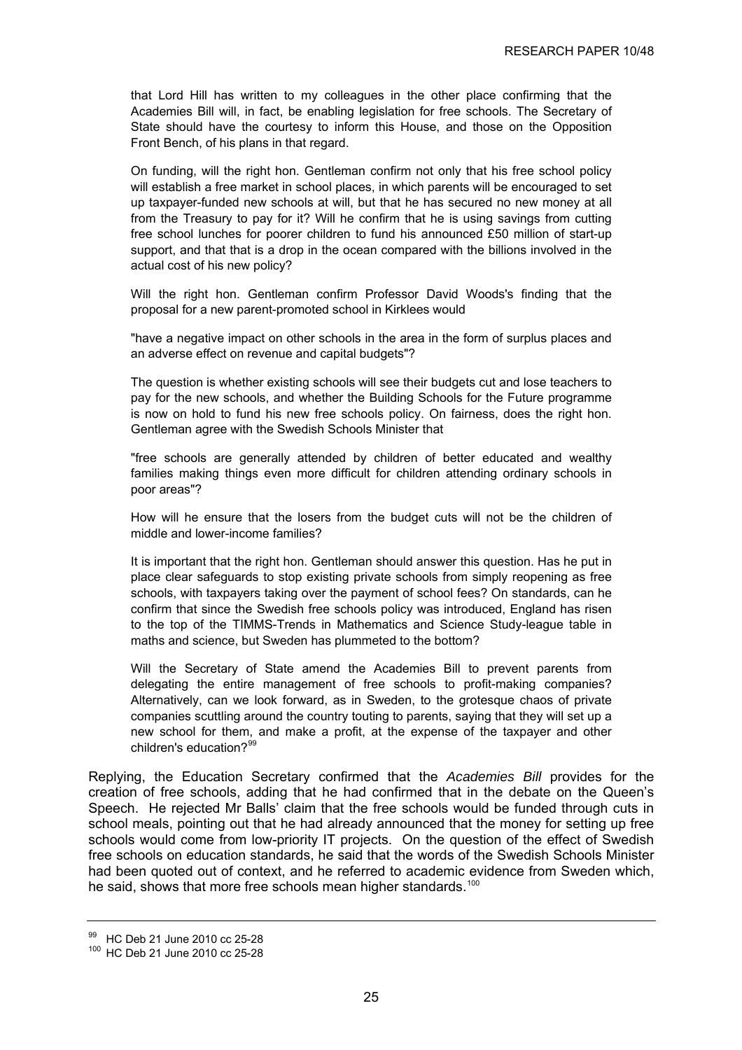> that Lord Hill has written to my colleagues in the other place confirming that the Academies Bill will, in fact, be enabling legislation for free schools. The Secretary of State should have the courtesy to inform this House, and those on the Opposition Front Bench, of his plans in that regard.
>
> On funding, will the right hon. Gentleman confirm not only that his free school policy will establish a free market in school places, in which parents will be encouraged to set up taxpayer-funded new schools at will, but that he has secured no new money at all from the Treasury to pay for it? Will he confirm that he is using savings from cutting free school lunches for poorer children to fund his announced £50 million of start-up support, and that that is a drop in the ocean compared with the billions involved in the actual cost of his new policy?
>
> Will the right hon. Gentleman confirm Professor David Woods's finding that the proposal for a new parent-promoted school in Kirklees would
>
> "have a negative impact on other schools in the area in the form of surplus places and an adverse effect on revenue and capital budgets"?
>
> The question is whether existing schools will see their budgets cut and lose teachers to pay for the new schools, and whether the Building Schools for the Future programme is now on hold to fund his new free schools policy. On fairness, does the right hon. Gentleman agree with the Swedish Schools Minister that
>
> "free schools are generally attended by children of better educated and wealthy families making things even more difficult for children attending ordinary schools in poor areas"?
>
> How will he ensure that the losers from the budget cuts will not be the children of middle and lower-income families?
>
> It is important that the right hon. Gentleman should answer this question. Has he put in place clear safeguards to stop existing private schools from simply reopening as free schools, with taxpayers taking over the payment of school fees? On standards, can he confirm that since the Swedish free schools policy was introduced, England has risen to the top of the TIMMS-Trends in Mathematics and Science Study-league table in maths and science, but Sweden has plummeted to the bottom?
>
> Will the Secretary of State amend the Academies Bill to prevent parents from delegating the entire management of free schools to profit-making companies? Alternatively, can we look forward, as in Sweden, to the grotesque chaos of private companies scuttling around the country touting to parents, saying that they will set up a new school for them, and make a profit, at the expense of the taxpayer and other children's education?[99]

Replying, the Education Secretary confirmed that the *Academies Bill* provides for the creation of free schools, adding that he had confirmed that in the debate on the Queen's Speech. He rejected Mr Balls' claim that the free schools would be funded through cuts in school meals, pointing out that he had already announced that the money for setting up free schools would come from low-priority IT projects. On the question of the effect of Swedish free schools on education standards, he said that the words of the Swedish Schools Minister had been quoted out of context, and he referred to academic evidence from Sweden which, he said, shows that more free schools mean higher standards.[100]

---

[99] HC Deb 21 June 2010 cc 25-28

[100] HC Deb 21 June 2010 cc 25-28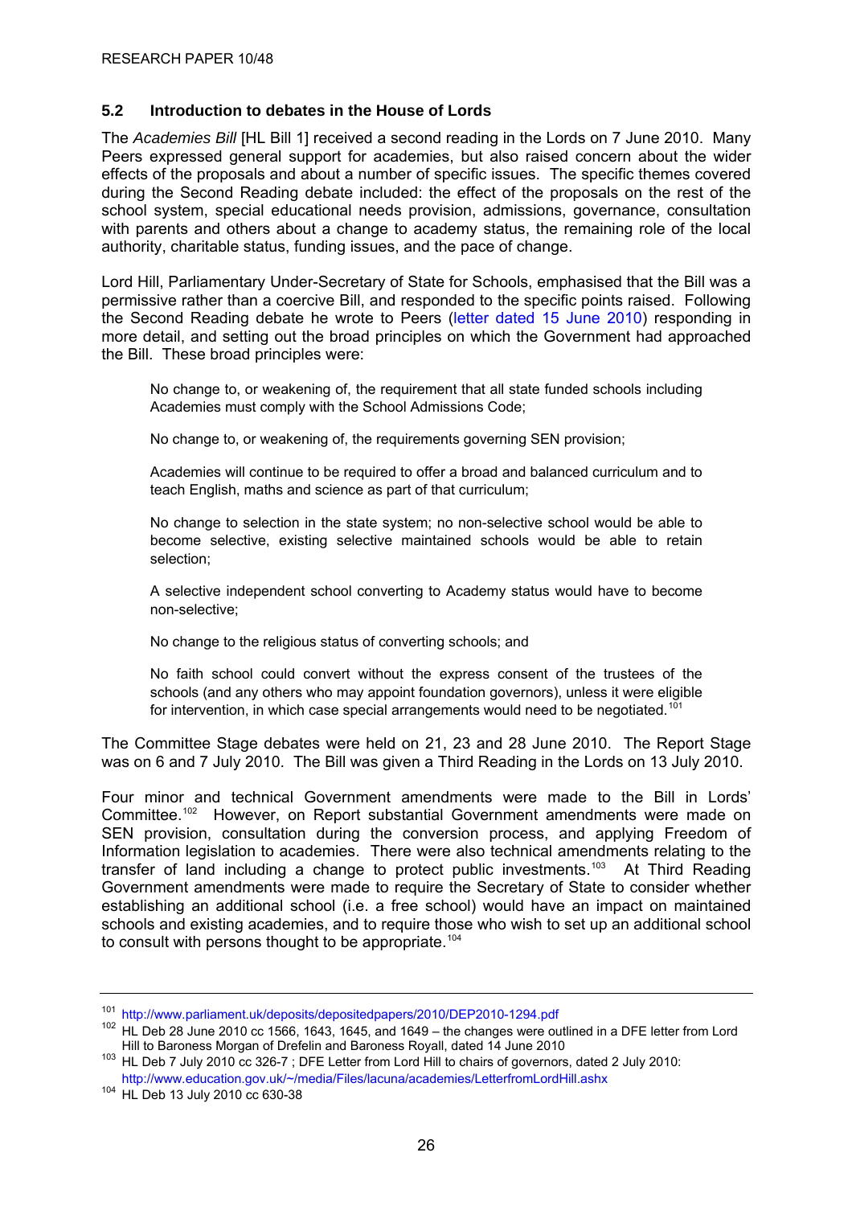### 5.2 Introduction to debates in the House of Lords

The *Academies Bill* [HL Bill 1] received a second reading in the Lords on 7 June 2010. Many Peers expressed general support for academies, but also raised concern about the wider effects of the proposals and about a number of specific issues. The specific themes covered during the Second Reading debate included: the effect of the proposals on the rest of the school system, special educational needs provision, admissions, governance, consultation with parents and others about a change to academy status, the remaining role of the local authority, charitable status, funding issues, and the pace of change.

Lord Hill, Parliamentary Under-Secretary of State for Schools, emphasised that the Bill was a permissive rather than a coercive Bill, and responded to the specific points raised. Following the Second Reading debate he wrote to Peers (letter dated 15 June 2010) responding in more detail, and setting out the broad principles on which the Government had approached the Bill. These broad principles were:

> No change to, or weakening of, the requirement that all state funded schools including Academies must comply with the School Admissions Code;
>
> No change to, or weakening of, the requirements governing SEN provision;
>
> Academies will continue to be required to offer a broad and balanced curriculum and to teach English, maths and science as part of that curriculum;
>
> No change to selection in the state system; no non-selective school would be able to become selective, existing selective maintained schools would be able to retain selection;
>
> A selective independent school converting to Academy status would have to become non-selective;
>
> No change to the religious status of converting schools; and
>
> No faith school could convert without the express consent of the trustees of the schools (and any others who may appoint foundation governors), unless it were eligible for intervention, in which case special arrangements would need to be negotiated.[101]

The Committee Stage debates were held on 21, 23 and 28 June 2010. The Report Stage was on 6 and 7 July 2010. The Bill was given a Third Reading in the Lords on 13 July 2010.

Four minor and technical Government amendments were made to the Bill in Lords' Committee.[102] However, on Report substantial Government amendments were made on SEN provision, consultation during the conversion process, and applying Freedom of Information legislation to academies. There were also technical amendments relating to the transfer of land including a change to protect public investments.[103] At Third Reading Government amendments were made to require the Secretary of State to consider whether establishing an additional school (i.e. a free school) would have an impact on maintained schools and existing academies, and to require those who wish to set up an additional school to consult with persons thought to be appropriate.[104]

---

[101] http://www.parliament.uk/deposits/depositedpapers/2010/DEP2010-1294.pdf

[102] HL Deb 28 June 2010 cc 1566, 1643, 1645, and 1649 – the changes were outlined in a DFE letter from Lord Hill to Baroness Morgan of Drefelin and Baroness Royall, dated 14 June 2010

[103] HL Deb 7 July 2010 cc 326-7 ; DFE Letter from Lord Hill to chairs of governors, dated 2 July 2010: http://www.education.gov.uk/~/media/Files/lacuna/academies/LetterfromLordHill.ashx

[104] HL Deb 13 July 2010 cc 630-38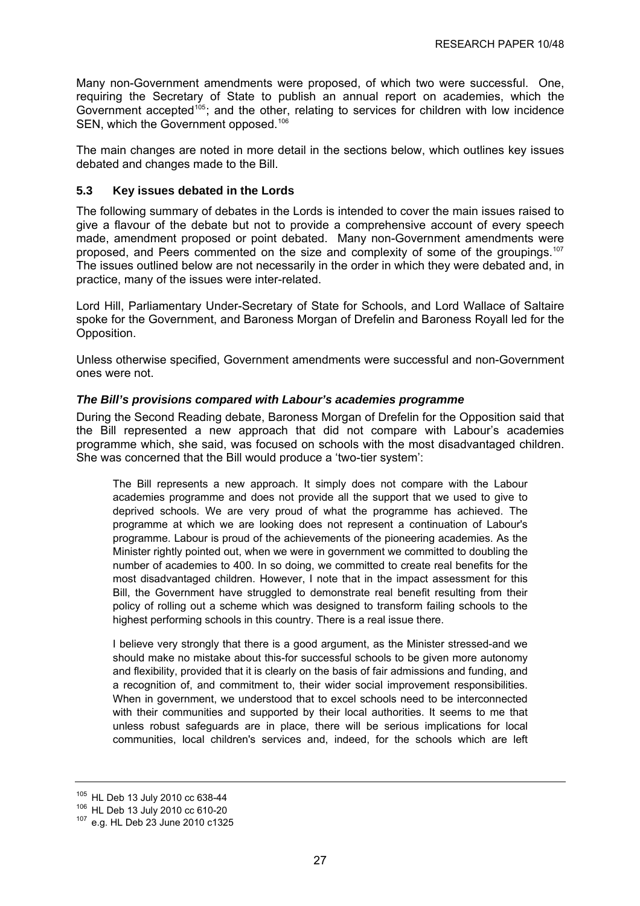Many non-Government amendments were proposed, of which two were successful. One, requiring the Secretary of State to publish an annual report on academies, which the Government accepted[105]; and the other, relating to services for children with low incidence SEN, which the Government opposed.[106]

The main changes are noted in more detail in the sections below, which outlines key issues debated and changes made to the Bill.

### 5.3 Key issues debated in the Lords

The following summary of debates in the Lords is intended to cover the main issues raised to give a flavour of the debate but not to provide a comprehensive account of every speech made, amendment proposed or point debated. Many non-Government amendments were proposed, and Peers commented on the size and complexity of some of the groupings.[107] The issues outlined below are not necessarily in the order in which they were debated and, in practice, many of the issues were inter-related.

Lord Hill, Parliamentary Under-Secretary of State for Schools, and Lord Wallace of Saltaire spoke for the Government, and Baroness Morgan of Drefelin and Baroness Royall led for the Opposition.

Unless otherwise specified, Government amendments were successful and non-Government ones were not.

#### *The Bill's provisions compared with Labour's academies programme*

During the Second Reading debate, Baroness Morgan of Drefelin for the Opposition said that the Bill represented a new approach that did not compare with Labour's academies programme which, she said, was focused on schools with the most disadvantaged children. She was concerned that the Bill would produce a 'two-tier system':

> The Bill represents a new approach. It simply does not compare with the Labour academies programme and does not provide all the support that we used to give to deprived schools. We are very proud of what the programme has achieved. The programme at which we are looking does not represent a continuation of Labour's programme. Labour is proud of the achievements of the pioneering academies. As the Minister rightly pointed out, when we were in government we committed to doubling the number of academies to 400. In so doing, we committed to create real benefits for the most disadvantaged children. However, I note that in the impact assessment for this Bill, the Government have struggled to demonstrate real benefit resulting from their policy of rolling out a scheme which was designed to transform failing schools to the highest performing schools in this country. There is a real issue there.
>
> I believe very strongly that there is a good argument, as the Minister stressed-and we should make no mistake about this-for successful schools to be given more autonomy and flexibility, provided that it is clearly on the basis of fair admissions and funding, and a recognition of, and commitment to, their wider social improvement responsibilities. When in government, we understood that to excel schools need to be interconnected with their communities and supported by their local authorities. It seems to me that unless robust safeguards are in place, there will be serious implications for local communities, local children's services and, indeed, for the schools which are left

---

[105] HL Deb 13 July 2010 cc 638-44

[106] HL Deb 13 July 2010 cc 610-20

[107] e.g. HL Deb 23 June 2010 c1325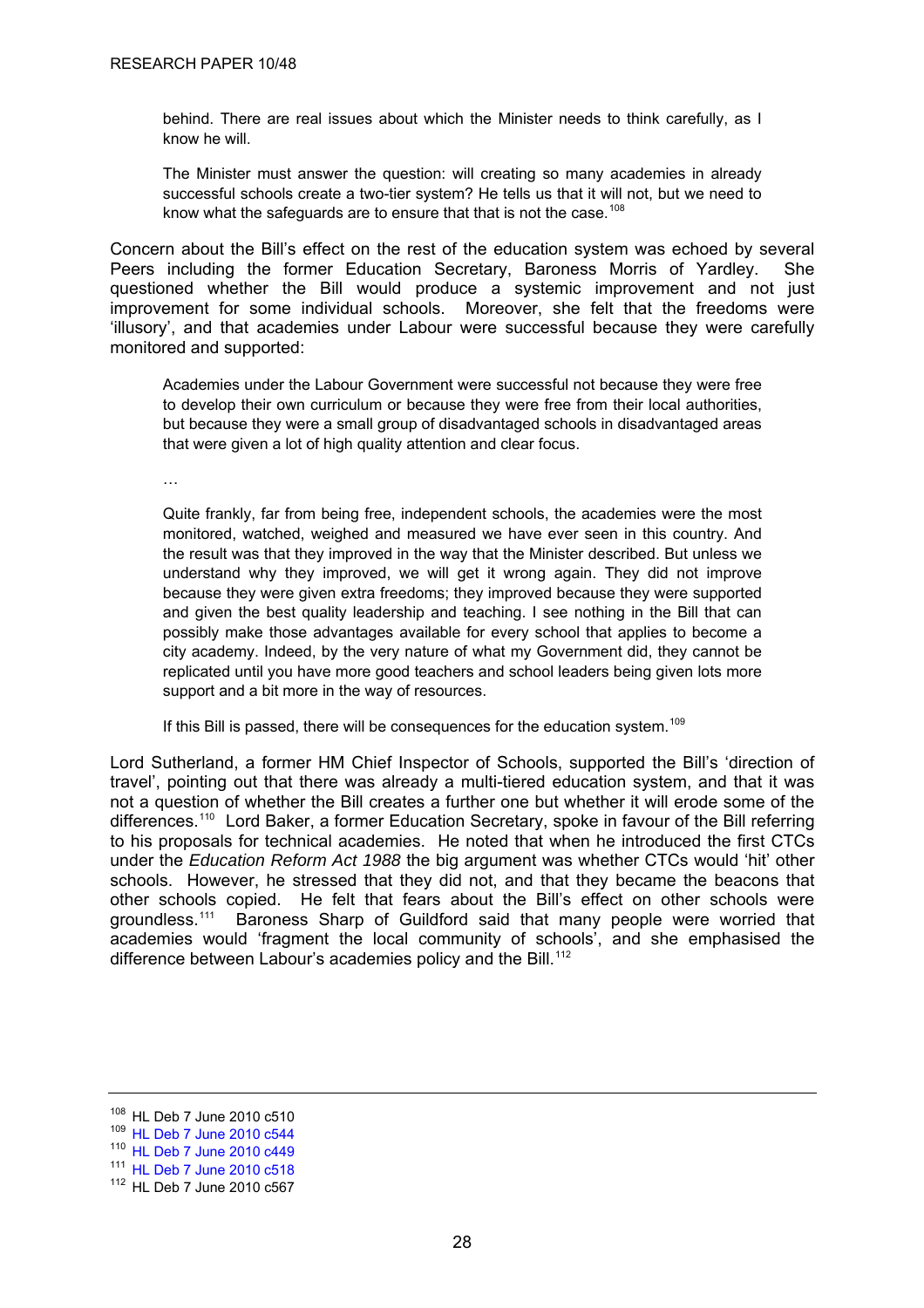> behind. There are real issues about which the Minister needs to think carefully, as I know he will.
>
> The Minister must answer the question: will creating so many academies in already successful schools create a two-tier system? He tells us that it will not, but we need to know what the safeguards are to ensure that that is not the case.[108]

Concern about the Bill's effect on the rest of the education system was echoed by several Peers including the former Education Secretary, Baroness Morris of Yardley. She questioned whether the Bill would produce a systemic improvement and not just improvement for some individual schools. Moreover, she felt that the freedoms were 'illusory', and that academies under Labour were successful because they were carefully monitored and supported:

> Academies under the Labour Government were successful not because they were free to develop their own curriculum or because they were free from their local authorities, but because they were a small group of disadvantaged schools in disadvantaged areas that were given a lot of high quality attention and clear focus.
>
> …
>
> Quite frankly, far from being free, independent schools, the academies were the most monitored, watched, weighed and measured we have ever seen in this country. And the result was that they improved in the way that the Minister described. But unless we understand why they improved, we will get it wrong again. They did not improve because they were given extra freedoms; they improved because they were supported and given the best quality leadership and teaching. I see nothing in the Bill that can possibly make those advantages available for every school that applies to become a city academy. Indeed, by the very nature of what my Government did, they cannot be replicated until you have more good teachers and school leaders being given lots more support and a bit more in the way of resources.
>
> If this Bill is passed, there will be consequences for the education system.[109]

Lord Sutherland, a former HM Chief Inspector of Schools, supported the Bill's 'direction of travel', pointing out that there was already a multi-tiered education system, and that it was not a question of whether the Bill creates a further one but whether it will erode some of the differences.[110] Lord Baker, a former Education Secretary, spoke in favour of the Bill referring to his proposals for technical academies. He noted that when he introduced the first CTCs under the *Education Reform Act 1988* the big argument was whether CTCs would 'hit' other schools. However, he stressed that they did not, and that they became the beacons that other schools copied. He felt that fears about the Bill's effect on other schools were groundless.[111] Baroness Sharp of Guildford said that many people were worried that academies would 'fragment the local community of schools', and she emphasised the difference between Labour's academies policy and the Bill.[112]

---

[108] HL Deb 7 June 2010 c510

[109] HL Deb 7 June 2010 c544

[110] HL Deb 7 June 2010 c449

[111] HL Deb 7 June 2010 c518

[112] HL Deb 7 June 2010 c567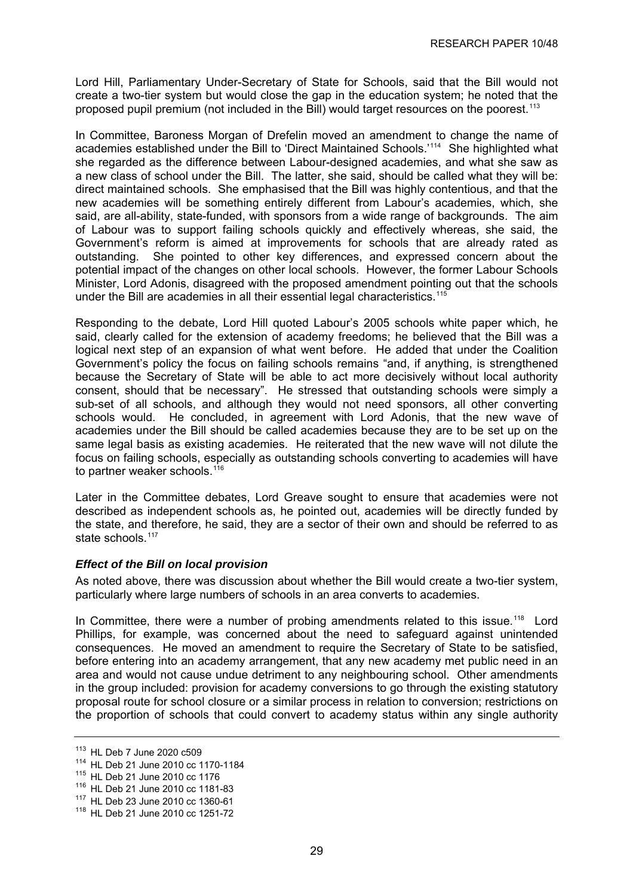Lord Hill, Parliamentary Under-Secretary of State for Schools, said that the Bill would not create a two-tier system but would close the gap in the education system; he noted that the proposed pupil premium (not included in the Bill) would target resources on the poorest.[113]

In Committee, Baroness Morgan of Drefelin moved an amendment to change the name of academies established under the Bill to 'Direct Maintained Schools.'[114] She highlighted what she regarded as the difference between Labour-designed academies, and what she saw as a new class of school under the Bill. The latter, she said, should be called what they will be: direct maintained schools. She emphasised that the Bill was highly contentious, and that the new academies will be something entirely different from Labour's academies, which, she said, are all-ability, state-funded, with sponsors from a wide range of backgrounds. The aim of Labour was to support failing schools quickly and effectively whereas, she said, the Government's reform is aimed at improvements for schools that are already rated as outstanding. She pointed to other key differences, and expressed concern about the potential impact of the changes on other local schools. However, the former Labour Schools Minister, Lord Adonis, disagreed with the proposed amendment pointing out that the schools under the Bill are academies in all their essential legal characteristics.[115]

Responding to the debate, Lord Hill quoted Labour's 2005 schools white paper which, he said, clearly called for the extension of academy freedoms; he believed that the Bill was a logical next step of an expansion of what went before. He added that under the Coalition Government's policy the focus on failing schools remains "and, if anything, is strengthened because the Secretary of State will be able to act more decisively without local authority consent, should that be necessary". He stressed that outstanding schools were simply a sub-set of all schools, and although they would not need sponsors, all other converting schools would. He concluded, in agreement with Lord Adonis, that the new wave of academies under the Bill should be called academies because they are to be set up on the same legal basis as existing academies. He reiterated that the new wave will not dilute the focus on failing schools, especially as outstanding schools converting to academies will have to partner weaker schools.[116]

Later in the Committee debates, Lord Greave sought to ensure that academies were not described as independent schools as, he pointed out, academies will be directly funded by the state, and therefore, he said, they are a sector of their own and should be referred to as state schools.[117]

### *Effect of the Bill on local provision*

As noted above, there was discussion about whether the Bill would create a two-tier system, particularly where large numbers of schools in an area converts to academies.

In Committee, there were a number of probing amendments related to this issue.[118] Lord Phillips, for example, was concerned about the need to safeguard against unintended consequences. He moved an amendment to require the Secretary of State to be satisfied, before entering into an academy arrangement, that any new academy met public need in an area and would not cause undue detriment to any neighbouring school. Other amendments in the group included: provision for academy conversions to go through the existing statutory proposal route for school closure or a similar process in relation to conversion; restrictions on the proportion of schools that could convert to academy status within any single authority

---

[113] HL Deb 7 June 2020 c509

[114] HL Deb 21 June 2010 cc 1170-1184

[115] HL Deb 21 June 2010 cc 1176

[116] HL Deb 21 June 2010 cc 1181-83

[117] HL Deb 23 June 2010 cc 1360-61

[118] HL Deb 21 June 2010 cc 1251-72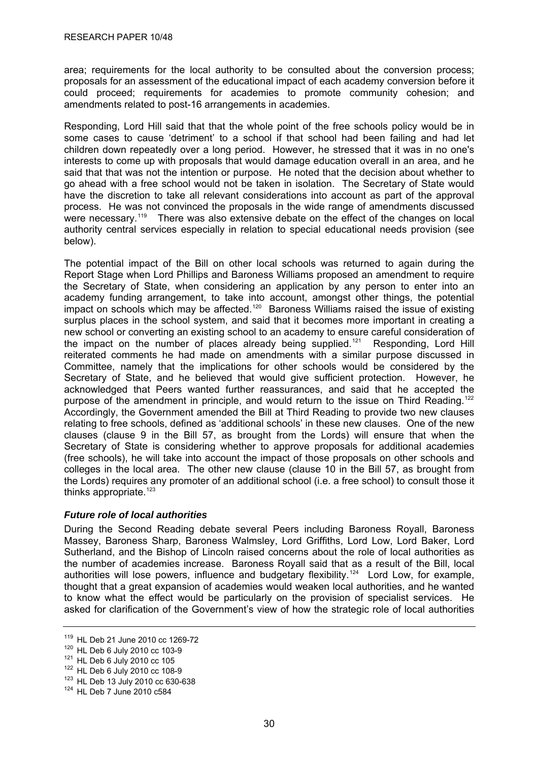area; requirements for the local authority to be consulted about the conversion process; proposals for an assessment of the educational impact of each academy conversion before it could proceed; requirements for academies to promote community cohesion; and amendments related to post-16 arrangements in academies.

Responding, Lord Hill said that that the whole point of the free schools policy would be in some cases to cause 'detriment' to a school if that school had been failing and had let children down repeatedly over a long period. However, he stressed that it was in no one's interests to come up with proposals that would damage education overall in an area, and he said that that was not the intention or purpose. He noted that the decision about whether to go ahead with a free school would not be taken in isolation. The Secretary of State would have the discretion to take all relevant considerations into account as part of the approval process. He was not convinced the proposals in the wide range of amendments discussed were necessary.[119] There was also extensive debate on the effect of the changes on local authority central services especially in relation to special educational needs provision (see below).

The potential impact of the Bill on other local schools was returned to again during the Report Stage when Lord Phillips and Baroness Williams proposed an amendment to require the Secretary of State, when considering an application by any person to enter into an academy funding arrangement, to take into account, amongst other things, the potential impact on schools which may be affected.[120] Baroness Williams raised the issue of existing surplus places in the school system, and said that it becomes more important in creating a new school or converting an existing school to an academy to ensure careful consideration of the impact on the number of places already being supplied.[121] Responding, Lord Hill reiterated comments he had made on amendments with a similar purpose discussed in Committee, namely that the implications for other schools would be considered by the Secretary of State, and he believed that would give sufficient protection. However, he acknowledged that Peers wanted further reassurances, and said that he accepted the purpose of the amendment in principle, and would return to the issue on Third Reading.[122] Accordingly, the Government amended the Bill at Third Reading to provide two new clauses relating to free schools, defined as 'additional schools' in these new clauses. One of the new clauses (clause 9 in the Bill 57, as brought from the Lords) will ensure that when the Secretary of State is considering whether to approve proposals for additional academies (free schools), he will take into account the impact of those proposals on other schools and colleges in the local area. The other new clause (clause 10 in the Bill 57, as brought from the Lords) requires any promoter of an additional school (i.e. a free school) to consult those it thinks appropriate.[123]

### *Future role of local authorities*

During the Second Reading debate several Peers including Baroness Royall, Baroness Massey, Baroness Sharp, Baroness Walmsley, Lord Griffiths, Lord Low, Lord Baker, Lord Sutherland, and the Bishop of Lincoln raised concerns about the role of local authorities as the number of academies increase. Baroness Royall said that as a result of the Bill, local authorities will lose powers, influence and budgetary flexibility.[124] Lord Low, for example, thought that a great expansion of academies would weaken local authorities, and he wanted to know what the effect would be particularly on the provision of specialist services. He asked for clarification of the Government's view of how the strategic role of local authorities

---

[119] HL Deb 21 June 2010 cc 1269-72
[120] HL Deb 6 July 2010 cc 103-9
[121] HL Deb 6 July 2010 cc 105
[122] HL Deb 6 July 2010 cc 108-9
[123] HL Deb 13 July 2010 cc 630-638
[124] HL Deb 7 June 2010 c584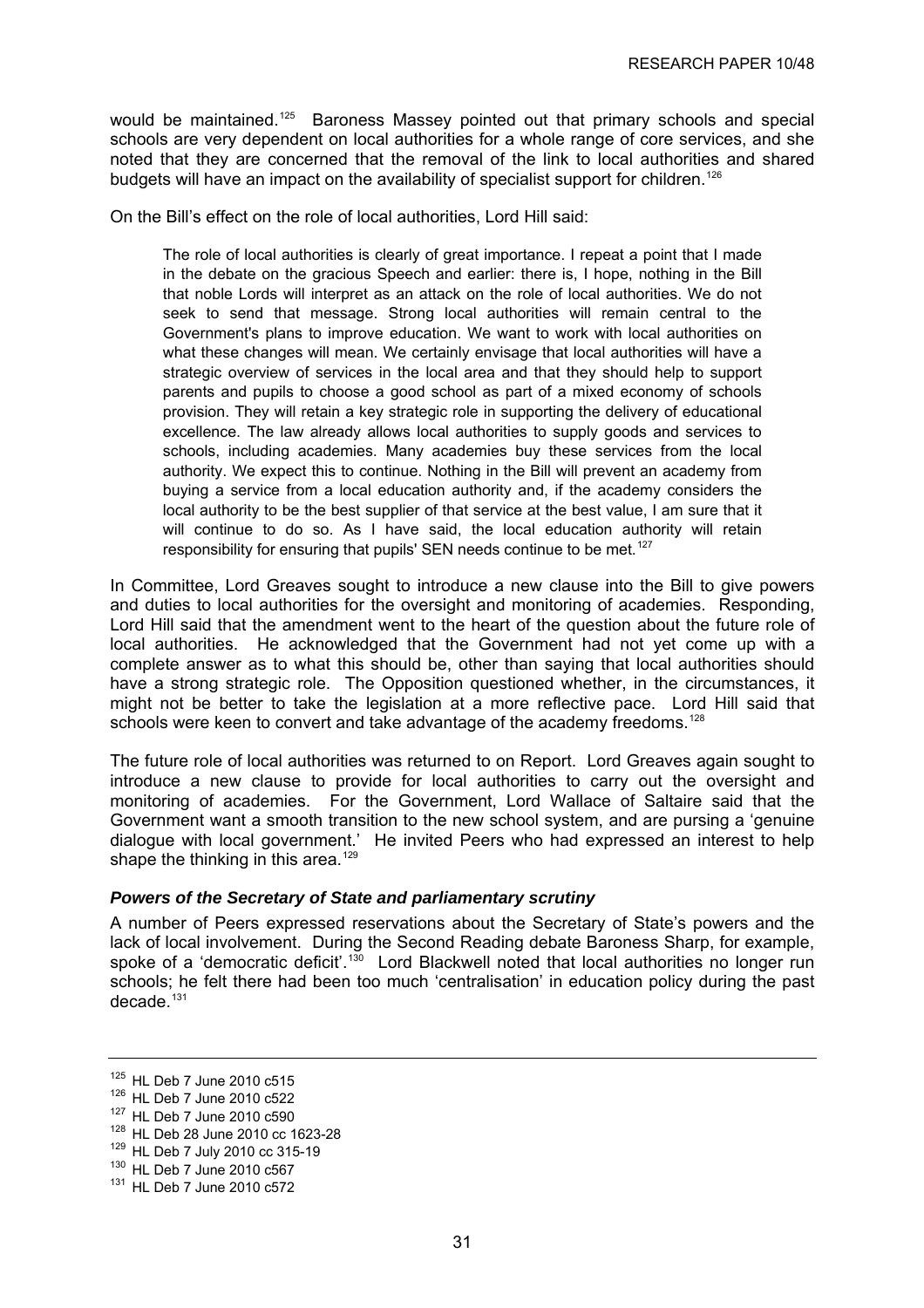would be maintained.[125] Baroness Massey pointed out that primary schools and special schools are very dependent on local authorities for a whole range of core services, and she noted that they are concerned that the removal of the link to local authorities and shared budgets will have an impact on the availability of specialist support for children.[126]

On the Bill's effect on the role of local authorities, Lord Hill said:

> The role of local authorities is clearly of great importance. I repeat a point that I made in the debate on the gracious Speech and earlier: there is, I hope, nothing in the Bill that noble Lords will interpret as an attack on the role of local authorities. We do not seek to send that message. Strong local authorities will remain central to the Government's plans to improve education. We want to work with local authorities on what these changes will mean. We certainly envisage that local authorities will have a strategic overview of services in the local area and that they should help to support parents and pupils to choose a good school as part of a mixed economy of schools provision. They will retain a key strategic role in supporting the delivery of educational excellence. The law already allows local authorities to supply goods and services to schools, including academies. Many academies buy these services from the local authority. We expect this to continue. Nothing in the Bill will prevent an academy from buying a service from a local education authority and, if the academy considers the local authority to be the best supplier of that service at the best value, I am sure that it will continue to do so. As I have said, the local education authority will retain responsibility for ensuring that pupils' SEN needs continue to be met.[127]

In Committee, Lord Greaves sought to introduce a new clause into the Bill to give powers and duties to local authorities for the oversight and monitoring of academies. Responding, Lord Hill said that the amendment went to the heart of the question about the future role of local authorities. He acknowledged that the Government had not yet come up with a complete answer as to what this should be, other than saying that local authorities should have a strong strategic role. The Opposition questioned whether, in the circumstances, it might not be better to take the legislation at a more reflective pace. Lord Hill said that schools were keen to convert and take advantage of the academy freedoms.[128]

The future role of local authorities was returned to on Report. Lord Greaves again sought to introduce a new clause to provide for local authorities to carry out the oversight and monitoring of academies. For the Government, Lord Wallace of Saltaire said that the Government want a smooth transition to the new school system, and are pursing a 'genuine dialogue with local government.' He invited Peers who had expressed an interest to help shape the thinking in this area.[129]

### *Powers of the Secretary of State and parliamentary scrutiny*

A number of Peers expressed reservations about the Secretary of State's powers and the lack of local involvement. During the Second Reading debate Baroness Sharp, for example, spoke of a 'democratic deficit'.[130] Lord Blackwell noted that local authorities no longer run schools; he felt there had been too much 'centralisation' in education policy during the past decade.[131]

---

[125] HL Deb 7 June 2010 c515
[126] HL Deb 7 June 2010 c522
[127] HL Deb 7 June 2010 c590
[128] HL Deb 28 June 2010 cc 1623-28
[129] HL Deb 7 July 2010 cc 315-19
[130] HL Deb 7 June 2010 c567
[131] HL Deb 7 June 2010 c572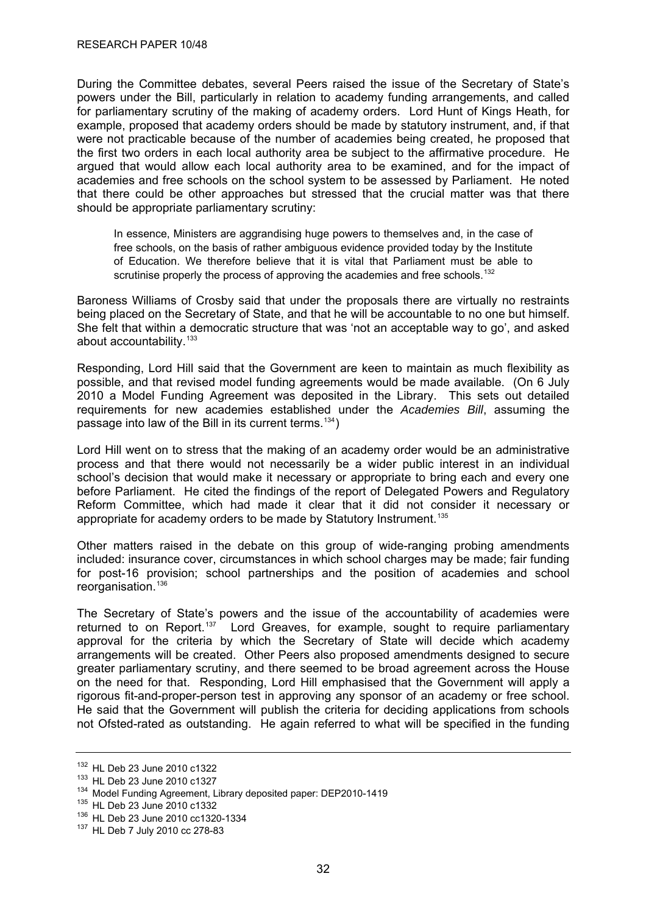During the Committee debates, several Peers raised the issue of the Secretary of State's powers under the Bill, particularly in relation to academy funding arrangements, and called for parliamentary scrutiny of the making of academy orders. Lord Hunt of Kings Heath, for example, proposed that academy orders should be made by statutory instrument, and, if that were not practicable because of the number of academies being created, he proposed that the first two orders in each local authority area be subject to the affirmative procedure. He argued that would allow each local authority area to be examined, and for the impact of academies and free schools on the school system to be assessed by Parliament. He noted that there could be other approaches but stressed that the crucial matter was that there should be appropriate parliamentary scrutiny:

> In essence, Ministers are aggrandising huge powers to themselves and, in the case of free schools, on the basis of rather ambiguous evidence provided today by the Institute of Education. We therefore believe that it is vital that Parliament must be able to scrutinise properly the process of approving the academies and free schools.[132]

Baroness Williams of Crosby said that under the proposals there are virtually no restraints being placed on the Secretary of State, and that he will be accountable to no one but himself. She felt that within a democratic structure that was 'not an acceptable way to go', and asked about accountability.[133]

Responding, Lord Hill said that the Government are keen to maintain as much flexibility as possible, and that revised model funding agreements would be made available. (On 6 July 2010 a Model Funding Agreement was deposited in the Library. This sets out detailed requirements for new academies established under the *Academies Bill*, assuming the passage into law of the Bill in its current terms.[134])

Lord Hill went on to stress that the making of an academy order would be an administrative process and that there would not necessarily be a wider public interest in an individual school's decision that would make it necessary or appropriate to bring each and every one before Parliament. He cited the findings of the report of Delegated Powers and Regulatory Reform Committee, which had made it clear that it did not consider it necessary or appropriate for academy orders to be made by Statutory Instrument.[135]

Other matters raised in the debate on this group of wide-ranging probing amendments included: insurance cover, circumstances in which school charges may be made; fair funding for post-16 provision; school partnerships and the position of academies and school reorganisation.[136]

The Secretary of State's powers and the issue of the accountability of academies were returned to on Report.[137] Lord Greaves, for example, sought to require parliamentary approval for the criteria by which the Secretary of State will decide which academy arrangements will be created. Other Peers also proposed amendments designed to secure greater parliamentary scrutiny, and there seemed to be broad agreement across the House on the need for that. Responding, Lord Hill emphasised that the Government will apply a rigorous fit-and-proper-person test in approving any sponsor of an academy or free school. He said that the Government will publish the criteria for deciding applications from schools not Ofsted-rated as outstanding. He again referred to what will be specified in the funding

---

[132] HL Deb 23 June 2010 c1322

[133] HL Deb 23 June 2010 c1327

[134] Model Funding Agreement, Library deposited paper: DEP2010-1419

[135] HL Deb 23 June 2010 c1332

[136] HL Deb 23 June 2010 cc1320-1334

[137] HL Deb 7 July 2010 cc 278-83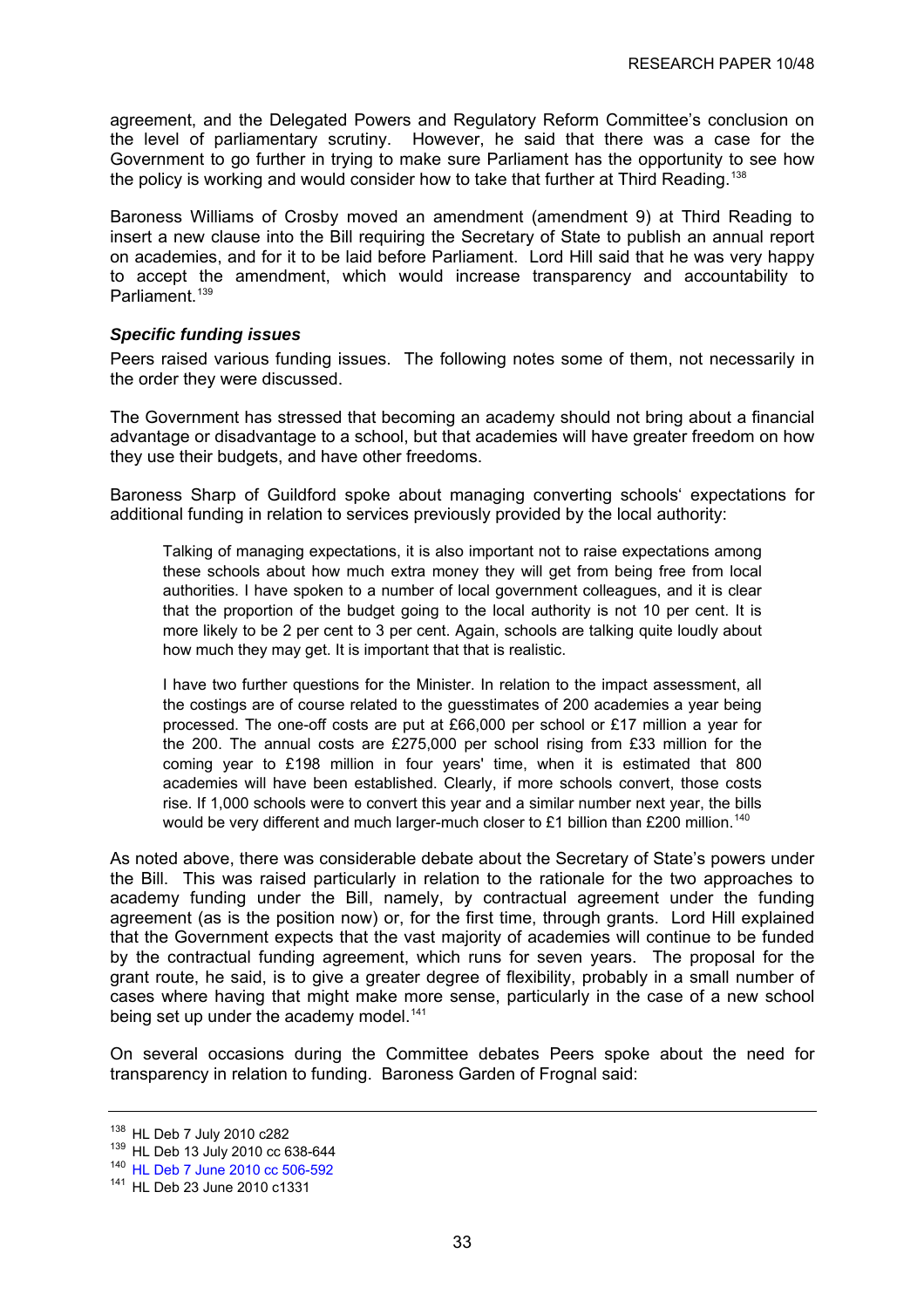agreement, and the Delegated Powers and Regulatory Reform Committee's conclusion on the level of parliamentary scrutiny. However, he said that there was a case for the Government to go further in trying to make sure Parliament has the opportunity to see how the policy is working and would consider how to take that further at Third Reading.[138]

Baroness Williams of Crosby moved an amendment (amendment 9) at Third Reading to insert a new clause into the Bill requiring the Secretary of State to publish an annual report on academies, and for it to be laid before Parliament. Lord Hill said that he was very happy to accept the amendment, which would increase transparency and accountability to Parliament.[139]

### *Specific funding issues*

Peers raised various funding issues. The following notes some of them, not necessarily in the order they were discussed.

The Government has stressed that becoming an academy should not bring about a financial advantage or disadvantage to a school, but that academies will have greater freedom on how they use their budgets, and have other freedoms.

Baroness Sharp of Guildford spoke about managing converting schools' expectations for additional funding in relation to services previously provided by the local authority:

> Talking of managing expectations, it is also important not to raise expectations among these schools about how much extra money they will get from being free from local authorities. I have spoken to a number of local government colleagues, and it is clear that the proportion of the budget going to the local authority is not 10 per cent. It is more likely to be 2 per cent to 3 per cent. Again, schools are talking quite loudly about how much they may get. It is important that that is realistic.
>
> I have two further questions for the Minister. In relation to the impact assessment, all the costings are of course related to the guesstimates of 200 academies a year being processed. The one-off costs are put at £66,000 per school or £17 million a year for the 200. The annual costs are £275,000 per school rising from £33 million for the coming year to £198 million in four years' time, when it is estimated that 800 academies will have been established. Clearly, if more schools convert, those costs rise. If 1,000 schools were to convert this year and a similar number next year, the bills would be very different and much larger-much closer to £1 billion than £200 million.[140]

As noted above, there was considerable debate about the Secretary of State's powers under the Bill. This was raised particularly in relation to the rationale for the two approaches to academy funding under the Bill, namely, by contractual agreement under the funding agreement (as is the position now) or, for the first time, through grants. Lord Hill explained that the Government expects that the vast majority of academies will continue to be funded by the contractual funding agreement, which runs for seven years. The proposal for the grant route, he said, is to give a greater degree of flexibility, probably in a small number of cases where having that might make more sense, particularly in the case of a new school being set up under the academy model.[141]

On several occasions during the Committee debates Peers spoke about the need for transparency in relation to funding. Baroness Garden of Frognal said:

---

[138] HL Deb 7 July 2010 c282

[139] HL Deb 13 July 2010 cc 638-644

[140] HL Deb 7 June 2010 cc 506-592

[141] HL Deb 23 June 2010 c1331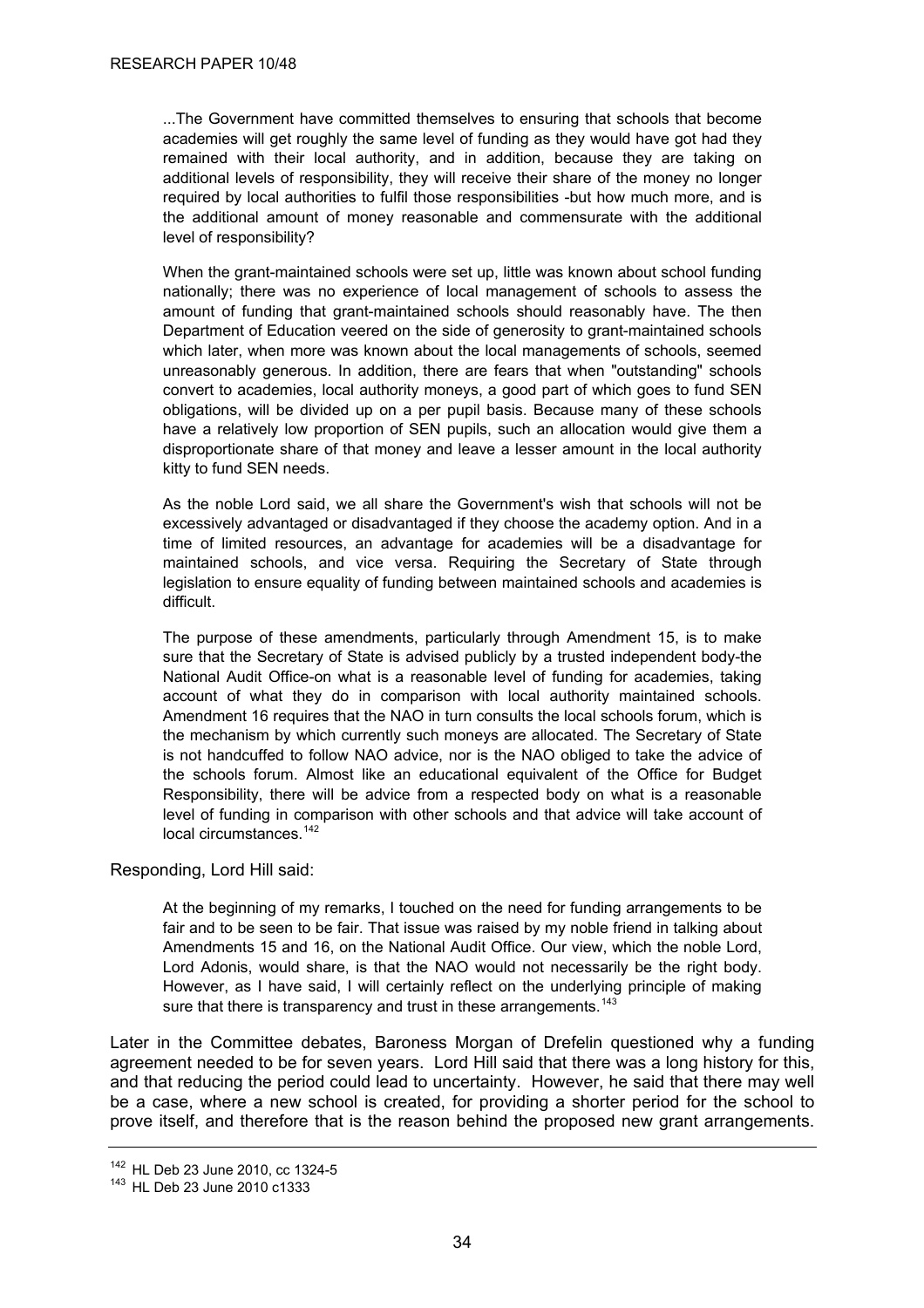> ...The Government have committed themselves to ensuring that schools that become academies will get roughly the same level of funding as they would have got had they remained with their local authority, and in addition, because they are taking on additional levels of responsibility, they will receive their share of the money no longer required by local authorities to fulfil those responsibilities -but how much more, and is the additional amount of money reasonable and commensurate with the additional level of responsibility?
>
> When the grant-maintained schools were set up, little was known about school funding nationally; there was no experience of local management of schools to assess the amount of funding that grant-maintained schools should reasonably have. The then Department of Education veered on the side of generosity to grant-maintained schools which later, when more was known about the local managements of schools, seemed unreasonably generous. In addition, there are fears that when "outstanding" schools convert to academies, local authority moneys, a good part of which goes to fund SEN obligations, will be divided up on a per pupil basis. Because many of these schools have a relatively low proportion of SEN pupils, such an allocation would give them a disproportionate share of that money and leave a lesser amount in the local authority kitty to fund SEN needs.
>
> As the noble Lord said, we all share the Government's wish that schools will not be excessively advantaged or disadvantaged if they choose the academy option. And in a time of limited resources, an advantage for academies will be a disadvantage for maintained schools, and vice versa. Requiring the Secretary of State through legislation to ensure equality of funding between maintained schools and academies is difficult.
>
> The purpose of these amendments, particularly through Amendment 15, is to make sure that the Secretary of State is advised publicly by a trusted independent body-the National Audit Office-on what is a reasonable level of funding for academies, taking account of what they do in comparison with local authority maintained schools. Amendment 16 requires that the NAO in turn consults the local schools forum, which is the mechanism by which currently such moneys are allocated. The Secretary of State is not handcuffed to follow NAO advice, nor is the NAO obliged to take the advice of the schools forum. Almost like an educational equivalent of the Office for Budget Responsibility, there will be advice from a respected body on what is a reasonable level of funding in comparison with other schools and that advice will take account of local circumstances.[142]

Responding, Lord Hill said:

> At the beginning of my remarks, I touched on the need for funding arrangements to be fair and to be seen to be fair. That issue was raised by my noble friend in talking about Amendments 15 and 16, on the National Audit Office. Our view, which the noble Lord, Lord Adonis, would share, is that the NAO would not necessarily be the right body. However, as I have said, I will certainly reflect on the underlying principle of making sure that there is transparency and trust in these arrangements.[143]

Later in the Committee debates, Baroness Morgan of Drefelin questioned why a funding agreement needed to be for seven years. Lord Hill said that there was a long history for this, and that reducing the period could lead to uncertainty. However, he said that there may well be a case, where a new school is created, for providing a shorter period for the school to prove itself, and therefore that is the reason behind the proposed new grant arrangements.

---

[142] HL Deb 23 June 2010, cc 1324-5

[143] HL Deb 23 June 2010 c1333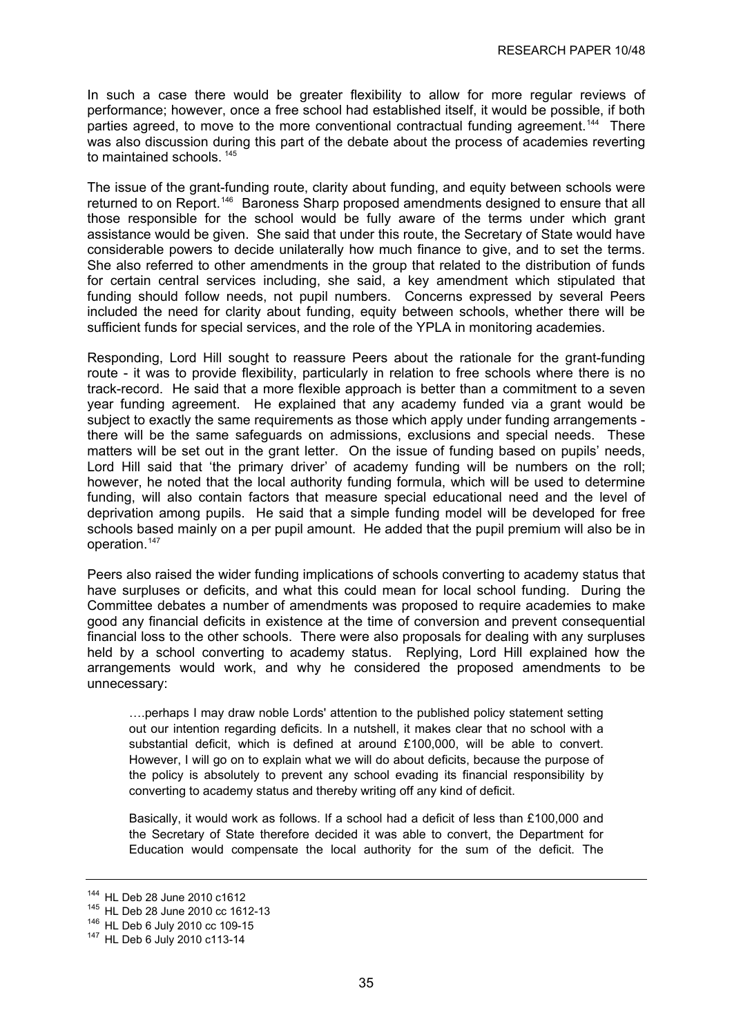In such a case there would be greater flexibility to allow for more regular reviews of performance; however, once a free school had established itself, it would be possible, if both parties agreed, to move to the more conventional contractual funding agreement.[144] There was also discussion during this part of the debate about the process of academies reverting to maintained schools.[145]

The issue of the grant-funding route, clarity about funding, and equity between schools were returned to on Report.[146] Baroness Sharp proposed amendments designed to ensure that all those responsible for the school would be fully aware of the terms under which grant assistance would be given. She said that under this route, the Secretary of State would have considerable powers to decide unilaterally how much finance to give, and to set the terms. She also referred to other amendments in the group that related to the distribution of funds for certain central services including, she said, a key amendment which stipulated that funding should follow needs, not pupil numbers. Concerns expressed by several Peers included the need for clarity about funding, equity between schools, whether there will be sufficient funds for special services, and the role of the YPLA in monitoring academies.

Responding, Lord Hill sought to reassure Peers about the rationale for the grant-funding route - it was to provide flexibility, particularly in relation to free schools where there is no track-record. He said that a more flexible approach is better than a commitment to a seven year funding agreement. He explained that any academy funded via a grant would be subject to exactly the same requirements as those which apply under funding arrangements - there will be the same safeguards on admissions, exclusions and special needs. These matters will be set out in the grant letter. On the issue of funding based on pupils' needs, Lord Hill said that 'the primary driver' of academy funding will be numbers on the roll; however, he noted that the local authority funding formula, which will be used to determine funding, will also contain factors that measure special educational need and the level of deprivation among pupils. He said that a simple funding model will be developed for free schools based mainly on a per pupil amount. He added that the pupil premium will also be in operation.[147]

Peers also raised the wider funding implications of schools converting to academy status that have surpluses or deficits, and what this could mean for local school funding. During the Committee debates a number of amendments was proposed to require academies to make good any financial deficits in existence at the time of conversion and prevent consequential financial loss to the other schools. There were also proposals for dealing with any surpluses held by a school converting to academy status. Replying, Lord Hill explained how the arrangements would work, and why he considered the proposed amendments to be unnecessary:

> ….perhaps I may draw noble Lords' attention to the published policy statement setting out our intention regarding deficits. In a nutshell, it makes clear that no school with a substantial deficit, which is defined at around £100,000, will be able to convert. However, I will go on to explain what we will do about deficits, because the purpose of the policy is absolutely to prevent any school evading its financial responsibility by converting to academy status and thereby writing off any kind of deficit.
>
> Basically, it would work as follows. If a school had a deficit of less than £100,000 and the Secretary of State therefore decided it was able to convert, the Department for Education would compensate the local authority for the sum of the deficit. The

---

[144] HL Deb 28 June 2010 c1612

[145] HL Deb 28 June 2010 cc 1612-13

[146] HL Deb 6 July 2010 cc 109-15

[147] HL Deb 6 July 2010 c113-14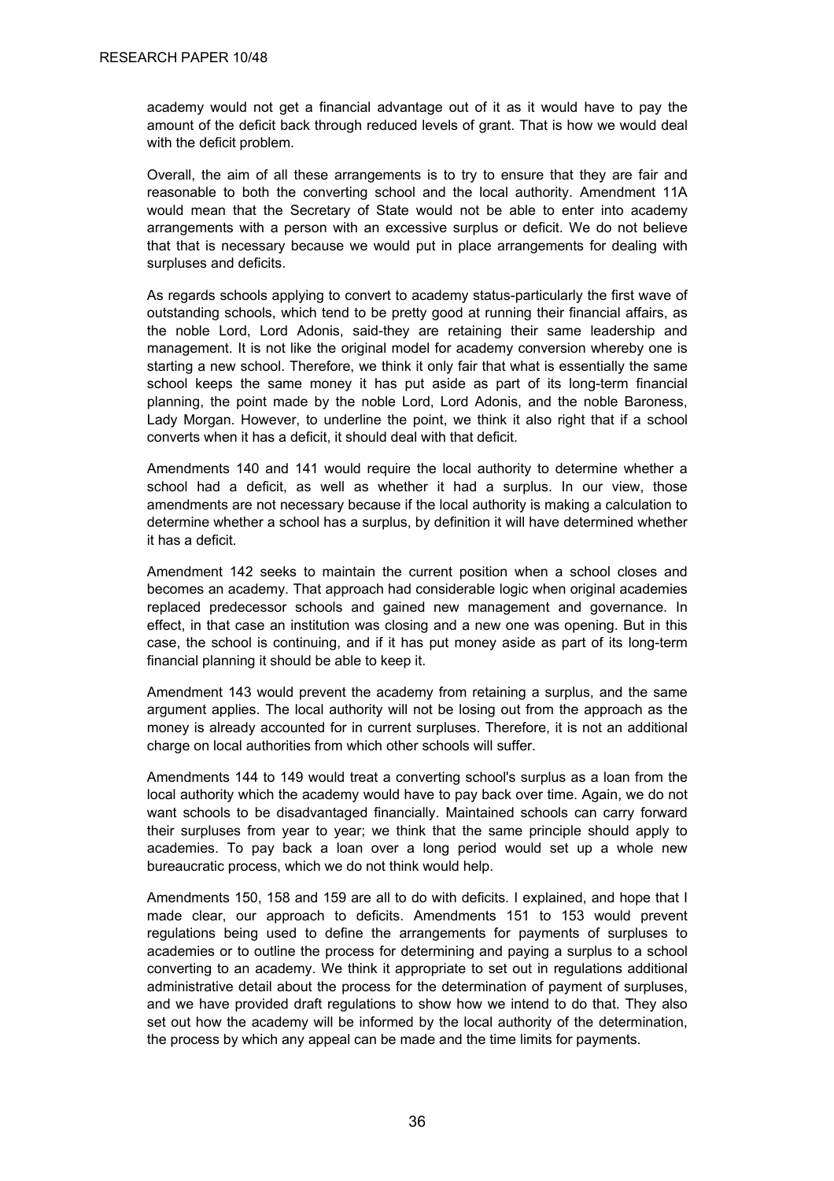academy would not get a financial advantage out of it as it would have to pay the amount of the deficit back through reduced levels of grant. That is how we would deal with the deficit problem.

Overall, the aim of all these arrangements is to try to ensure that they are fair and reasonable to both the converting school and the local authority. Amendment 11A would mean that the Secretary of State would not be able to enter into academy arrangements with a person with an excessive surplus or deficit. We do not believe that that is necessary because we would put in place arrangements for dealing with surpluses and deficits.

As regards schools applying to convert to academy status-particularly the first wave of outstanding schools, which tend to be pretty good at running their financial affairs, as the noble Lord, Lord Adonis, said-they are retaining their same leadership and management. It is not like the original model for academy conversion whereby one is starting a new school. Therefore, we think it only fair that what is essentially the same school keeps the same money it has put aside as part of its long-term financial planning, the point made by the noble Lord, Lord Adonis, and the noble Baroness, Lady Morgan. However, to underline the point, we think it also right that if a school converts when it has a deficit, it should deal with that deficit.

Amendments 140 and 141 would require the local authority to determine whether a school had a deficit, as well as whether it had a surplus. In our view, those amendments are not necessary because if the local authority is making a calculation to determine whether a school has a surplus, by definition it will have determined whether it has a deficit.

Amendment 142 seeks to maintain the current position when a school closes and becomes an academy. That approach had considerable logic when original academies replaced predecessor schools and gained new management and governance. In effect, in that case an institution was closing and a new one was opening. But in this case, the school is continuing, and if it has put money aside as part of its long-term financial planning it should be able to keep it.

Amendment 143 would prevent the academy from retaining a surplus, and the same argument applies. The local authority will not be losing out from the approach as the money is already accounted for in current surpluses. Therefore, it is not an additional charge on local authorities from which other schools will suffer.

Amendments 144 to 149 would treat a converting school's surplus as a loan from the local authority which the academy would have to pay back over time. Again, we do not want schools to be disadvantaged financially. Maintained schools can carry forward their surpluses from year to year; we think that the same principle should apply to academies. To pay back a loan over a long period would set up a whole new bureaucratic process, which we do not think would help.

Amendments 150, 158 and 159 are all to do with deficits. I explained, and hope that I made clear, our approach to deficits. Amendments 151 to 153 would prevent regulations being used to define the arrangements for payments of surpluses to academies or to outline the process for determining and paying a surplus to a school converting to an academy. We think it appropriate to set out in regulations additional administrative detail about the process for the determination of payment of surpluses, and we have provided draft regulations to show how we intend to do that. They also set out how the academy will be informed by the local authority of the determination, the process by which any appeal can be made and the time limits for payments.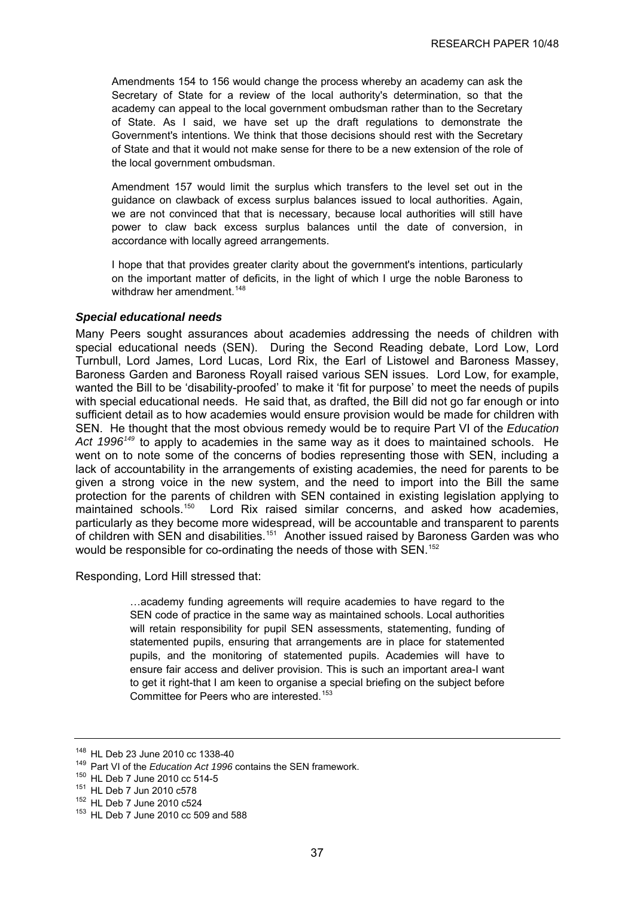> Amendments 154 to 156 would change the process whereby an academy can ask the Secretary of State for a review of the local authority's determination, so that the academy can appeal to the local government ombudsman rather than to the Secretary of State. As I said, we have set up the draft regulations to demonstrate the Government's intentions. We think that those decisions should rest with the Secretary of State and that it would not make sense for there to be a new extension of the role of the local government ombudsman.
>
> Amendment 157 would limit the surplus which transfers to the level set out in the guidance on clawback of excess surplus balances issued to local authorities. Again, we are not convinced that that is necessary, because local authorities will still have power to claw back excess surplus balances until the date of conversion, in accordance with locally agreed arrangements.
>
> I hope that that provides greater clarity about the government's intentions, particularly on the important matter of deficits, in the light of which I urge the noble Baroness to withdraw her amendment.[148]

### *Special educational needs*

Many Peers sought assurances about academies addressing the needs of children with special educational needs (SEN). During the Second Reading debate, Lord Low, Lord Turnbull, Lord James, Lord Lucas, Lord Rix, the Earl of Listowel and Baroness Massey, Baroness Garden and Baroness Royall raised various SEN issues. Lord Low, for example, wanted the Bill to be 'disability-proofed' to make it 'fit for purpose' to meet the needs of pupils with special educational needs. He said that, as drafted, the Bill did not go far enough or into sufficient detail as to how academies would ensure provision would be made for children with SEN. He thought that the most obvious remedy would be to require Part VI of the *Education Act 1996*[149] to apply to academies in the same way as it does to maintained schools. He went on to note some of the concerns of bodies representing those with SEN, including a lack of accountability in the arrangements of existing academies, the need for parents to be given a strong voice in the new system, and the need to import into the Bill the same protection for the parents of children with SEN contained in existing legislation applying to maintained schools.[150] Lord Rix raised similar concerns, and asked how academies, particularly as they become more widespread, will be accountable and transparent to parents of children with SEN and disabilities.[151] Another issued raised by Baroness Garden was who would be responsible for co-ordinating the needs of those with SEN.[152]

Responding, Lord Hill stressed that:

> …academy funding agreements will require academies to have regard to the SEN code of practice in the same way as maintained schools. Local authorities will retain responsibility for pupil SEN assessments, statementing, funding of statemented pupils, ensuring that arrangements are in place for statemented pupils, and the monitoring of statemented pupils. Academies will have to ensure fair access and deliver provision. This is such an important area-I want to get it right-that I am keen to organise a special briefing on the subject before Committee for Peers who are interested.[153]

---

[148] HL Deb 23 June 2010 cc 1338-40
[149] Part VI of the *Education Act 1996* contains the SEN framework.
[150] HL Deb 7 June 2010 cc 514-5
[151] HL Deb 7 Jun 2010 c578
[152] HL Deb 7 June 2010 c524
[153] HL Deb 7 June 2010 cc 509 and 588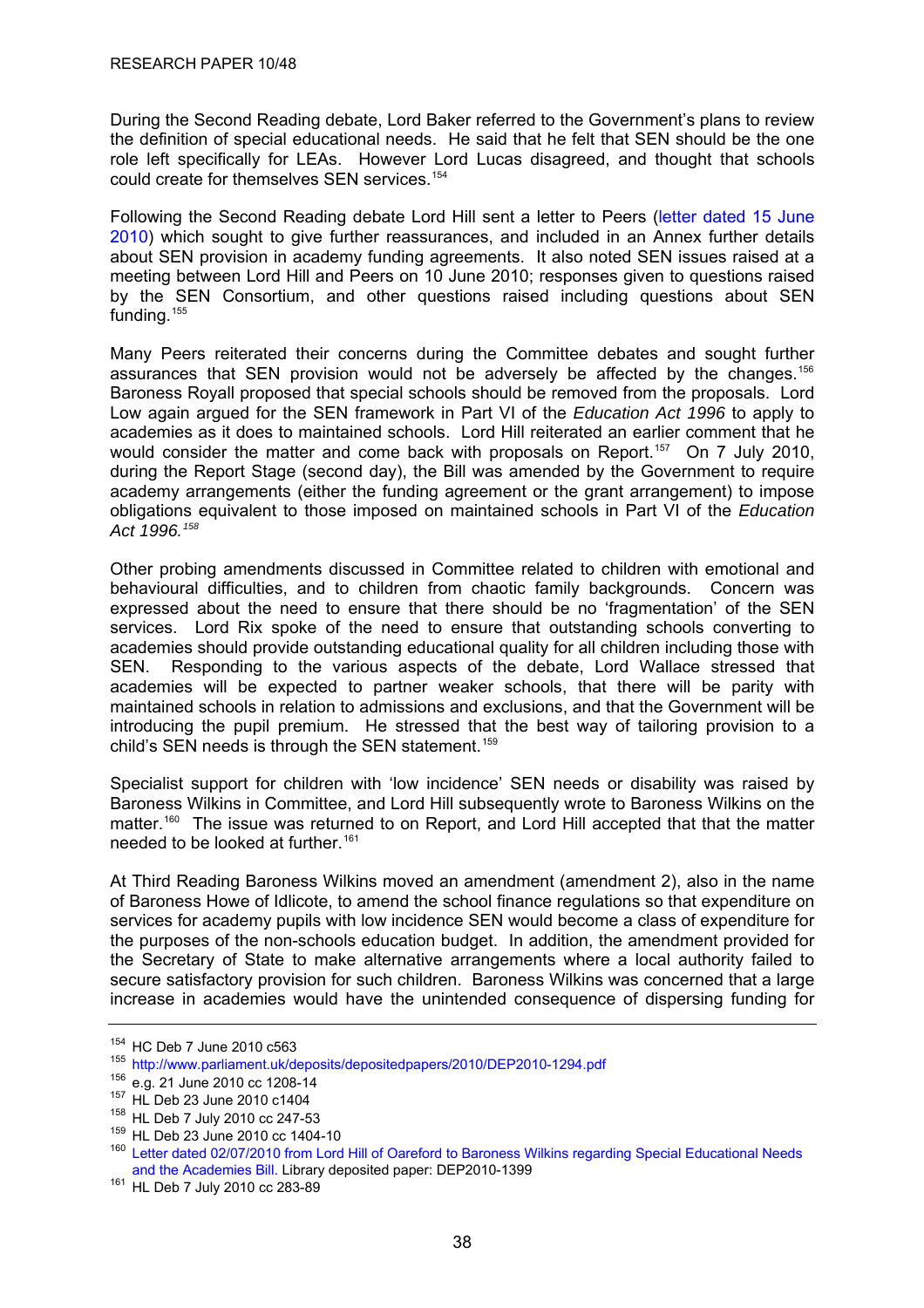During the Second Reading debate, Lord Baker referred to the Government's plans to review the definition of special educational needs. He said that he felt that SEN should be the one role left specifically for LEAs. However Lord Lucas disagreed, and thought that schools could create for themselves SEN services.[154]

Following the Second Reading debate Lord Hill sent a letter to Peers (letter dated 15 June 2010) which sought to give further reassurances, and included in an Annex further details about SEN provision in academy funding agreements. It also noted SEN issues raised at a meeting between Lord Hill and Peers on 10 June 2010; responses given to questions raised by the SEN Consortium, and other questions raised including questions about SEN funding.[155]

Many Peers reiterated their concerns during the Committee debates and sought further assurances that SEN provision would not be adversely be affected by the changes.[156] Baroness Royall proposed that special schools should be removed from the proposals. Lord Low again argued for the SEN framework in Part VI of the *Education Act 1996* to apply to academies as it does to maintained schools. Lord Hill reiterated an earlier comment that he would consider the matter and come back with proposals on Report.[157] On 7 July 2010, during the Report Stage (second day), the Bill was amended by the Government to require academy arrangements (either the funding agreement or the grant arrangement) to impose obligations equivalent to those imposed on maintained schools in Part VI of the *Education Act 1996.*[158]

Other probing amendments discussed in Committee related to children with emotional and behavioural difficulties, and to children from chaotic family backgrounds. Concern was expressed about the need to ensure that there should be no 'fragmentation' of the SEN services. Lord Rix spoke of the need to ensure that outstanding schools converting to academies should provide outstanding educational quality for all children including those with SEN. Responding to the various aspects of the debate, Lord Wallace stressed that academies will be expected to partner weaker schools, that there will be parity with maintained schools in relation to admissions and exclusions, and that the Government will be introducing the pupil premium. He stressed that the best way of tailoring provision to a child's SEN needs is through the SEN statement.[159]

Specialist support for children with 'low incidence' SEN needs or disability was raised by Baroness Wilkins in Committee, and Lord Hill subsequently wrote to Baroness Wilkins on the matter.[160] The issue was returned to on Report, and Lord Hill accepted that that the matter needed to be looked at further.[161]

At Third Reading Baroness Wilkins moved an amendment (amendment 2), also in the name of Baroness Howe of Idlicote, to amend the school finance regulations so that expenditure on services for academy pupils with low incidence SEN would become a class of expenditure for the purposes of the non-schools education budget. In addition, the amendment provided for the Secretary of State to make alternative arrangements where a local authority failed to secure satisfactory provision for such children. Baroness Wilkins was concerned that a large increase in academies would have the unintended consequence of dispersing funding for

---

[154] HC Deb 7 June 2010 c563

[155] http://www.parliament.uk/deposits/depositedpapers/2010/DEP2010-1294.pdf

[156] e.g. 21 June 2010 cc 1208-14

[157] HL Deb 23 June 2010 c1404

[158] HL Deb 7 July 2010 cc 247-53

[159] HL Deb 23 June 2010 cc 1404-10

[160] Letter dated 02/07/2010 from Lord Hill of Oareford to Baroness Wilkins regarding Special Educational Needs and the Academies Bill. Library deposited paper: DEP2010-1399

[161] HL Deb 7 July 2010 cc 283-89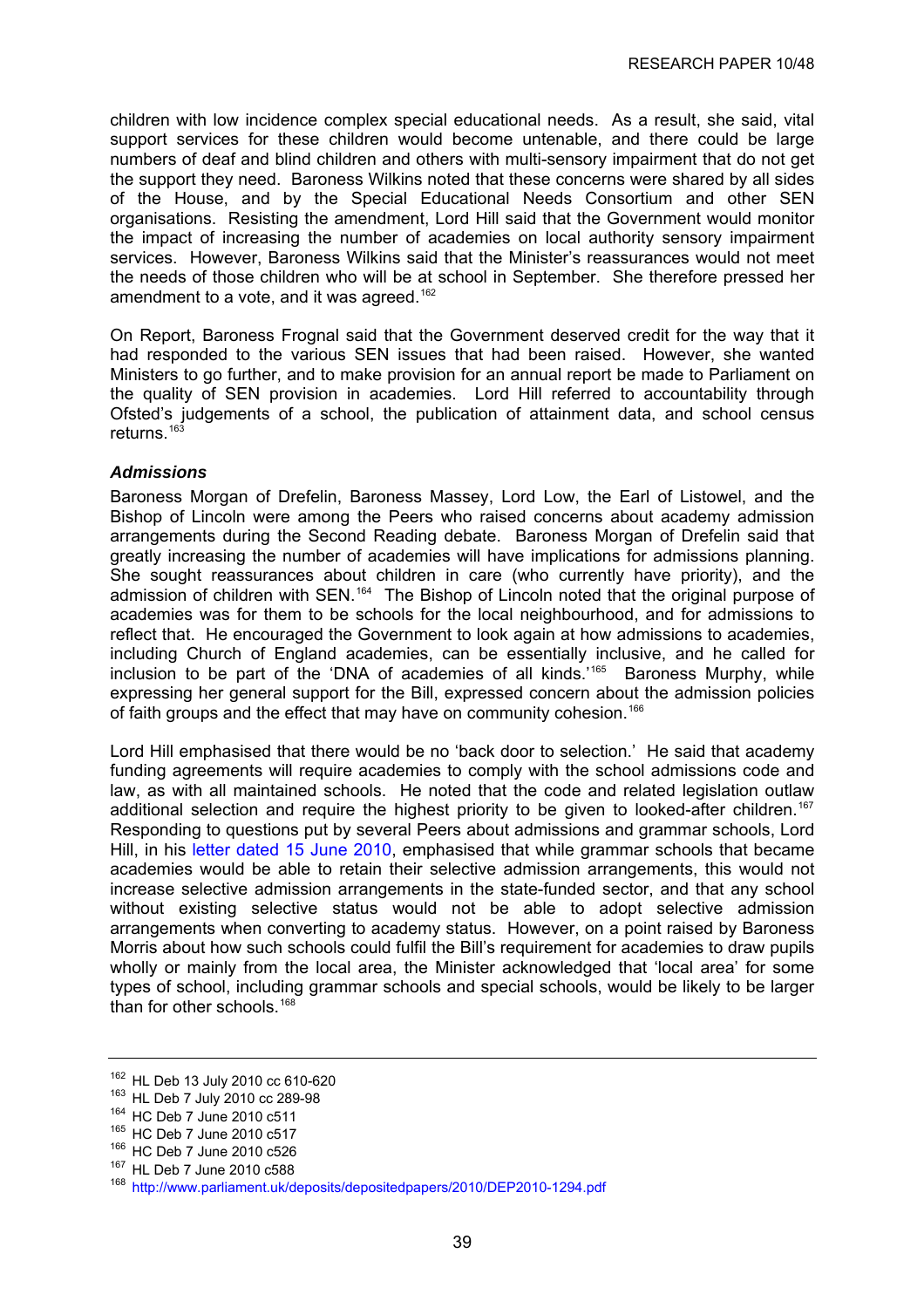children with low incidence complex special educational needs. As a result, she said, vital support services for these children would become untenable, and there could be large numbers of deaf and blind children and others with multi-sensory impairment that do not get the support they need. Baroness Wilkins noted that these concerns were shared by all sides of the House, and by the Special Educational Needs Consortium and other SEN organisations. Resisting the amendment, Lord Hill said that the Government would monitor the impact of increasing the number of academies on local authority sensory impairment services. However, Baroness Wilkins said that the Minister's reassurances would not meet the needs of those children who will be at school in September. She therefore pressed her amendment to a vote, and it was agreed.[162]

On Report, Baroness Frognal said that the Government deserved credit for the way that it had responded to the various SEN issues that had been raised. However, she wanted Ministers to go further, and to make provision for an annual report be made to Parliament on the quality of SEN provision in academies. Lord Hill referred to accountability through Ofsted's judgements of a school, the publication of attainment data, and school census returns.[163]

### *Admissions*

Baroness Morgan of Drefelin, Baroness Massey, Lord Low, the Earl of Listowel, and the Bishop of Lincoln were among the Peers who raised concerns about academy admission arrangements during the Second Reading debate. Baroness Morgan of Drefelin said that greatly increasing the number of academies will have implications for admissions planning. She sought reassurances about children in care (who currently have priority), and the admission of children with SEN.[164] The Bishop of Lincoln noted that the original purpose of academies was for them to be schools for the local neighbourhood, and for admissions to reflect that. He encouraged the Government to look again at how admissions to academies, including Church of England academies, can be essentially inclusive, and he called for inclusion to be part of the 'DNA of academies of all kinds.'[165] Baroness Murphy, while expressing her general support for the Bill, expressed concern about the admission policies of faith groups and the effect that may have on community cohesion.[166]

Lord Hill emphasised that there would be no 'back door to selection.' He said that academy funding agreements will require academies to comply with the school admissions code and law, as with all maintained schools. He noted that the code and related legislation outlaw additional selection and require the highest priority to be given to looked-after children.[167] Responding to questions put by several Peers about admissions and grammar schools, Lord Hill, in his letter dated 15 June 2010, emphasised that while grammar schools that became academies would be able to retain their selective admission arrangements, this would not increase selective admission arrangements in the state-funded sector, and that any school without existing selective status would not be able to adopt selective admission arrangements when converting to academy status. However, on a point raised by Baroness Morris about how such schools could fulfil the Bill's requirement for academies to draw pupils wholly or mainly from the local area, the Minister acknowledged that 'local area' for some types of school, including grammar schools and special schools, would be likely to be larger than for other schools.[168]

---

[162] HL Deb 13 July 2010 cc 610-620
[163] HL Deb 7 July 2010 cc 289-98
[164] HC Deb 7 June 2010 c511
[165] HC Deb 7 June 2010 c517
[166] HC Deb 7 June 2010 c526
[167] HL Deb 7 June 2010 c588
[168] http://www.parliament.uk/deposits/depositedpapers/2010/DEP2010-1294.pdf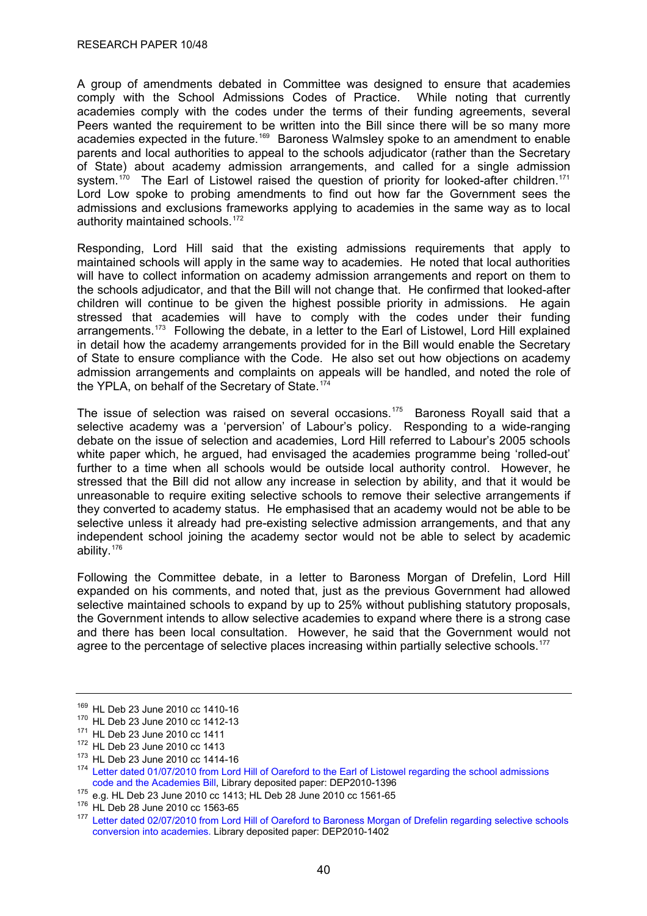A group of amendments debated in Committee was designed to ensure that academies comply with the School Admissions Codes of Practice. While noting that currently academies comply with the codes under the terms of their funding agreements, several Peers wanted the requirement to be written into the Bill since there will be so many more academies expected in the future.[169] Baroness Walmsley spoke to an amendment to enable parents and local authorities to appeal to the schools adjudicator (rather than the Secretary of State) about academy admission arrangements, and called for a single admission system.[170] The Earl of Listowel raised the question of priority for looked-after children.[171] Lord Low spoke to probing amendments to find out how far the Government sees the admissions and exclusions frameworks applying to academies in the same way as to local authority maintained schools.[172]

Responding, Lord Hill said that the existing admissions requirements that apply to maintained schools will apply in the same way to academies. He noted that local authorities will have to collect information on academy admission arrangements and report on them to the schools adjudicator, and that the Bill will not change that. He confirmed that looked-after children will continue to be given the highest possible priority in admissions. He again stressed that academies will have to comply with the codes under their funding arrangements.[173] Following the debate, in a letter to the Earl of Listowel, Lord Hill explained in detail how the academy arrangements provided for in the Bill would enable the Secretary of State to ensure compliance with the Code. He also set out how objections on academy admission arrangements and complaints on appeals will be handled, and noted the role of the YPLA, on behalf of the Secretary of State.[174]

The issue of selection was raised on several occasions.[175] Baroness Royall said that a selective academy was a 'perversion' of Labour's policy. Responding to a wide-ranging debate on the issue of selection and academies, Lord Hill referred to Labour's 2005 schools white paper which, he argued, had envisaged the academies programme being 'rolled-out' further to a time when all schools would be outside local authority control. However, he stressed that the Bill did not allow any increase in selection by ability, and that it would be unreasonable to require exiting selective schools to remove their selective arrangements if they converted to academy status. He emphasised that an academy would not be able to be selective unless it already had pre-existing selective admission arrangements, and that any independent school joining the academy sector would not be able to select by academic ability.[176]

Following the Committee debate, in a letter to Baroness Morgan of Drefelin, Lord Hill expanded on his comments, and noted that, just as the previous Government had allowed selective maintained schools to expand by up to 25% without publishing statutory proposals, the Government intends to allow selective academies to expand where there is a strong case and there has been local consultation. However, he said that the Government would not agree to the percentage of selective places increasing within partially selective schools.[177]

---

[169] HL Deb 23 June 2010 cc 1410-16

[170] HL Deb 23 June 2010 cc 1412-13

[171] HL Deb 23 June 2010 cc 1411

[172] HL Deb 23 June 2010 cc 1413

[173] HL Deb 23 June 2010 cc 1414-16

[174] Letter dated 01/07/2010 from Lord Hill of Oareford to the Earl of Listowel regarding the school admissions code and the Academies Bill, Library deposited paper: DEP2010-1396

[175] e.g. HL Deb 23 June 2010 cc 1413; HL Deb 28 June 2010 cc 1561-65

[176] HL Deb 28 June 2010 cc 1563-65

[177] Letter dated 02/07/2010 from Lord Hill of Oareford to Baroness Morgan of Drefelin regarding selective schools conversion into academies. Library deposited paper: DEP2010-1402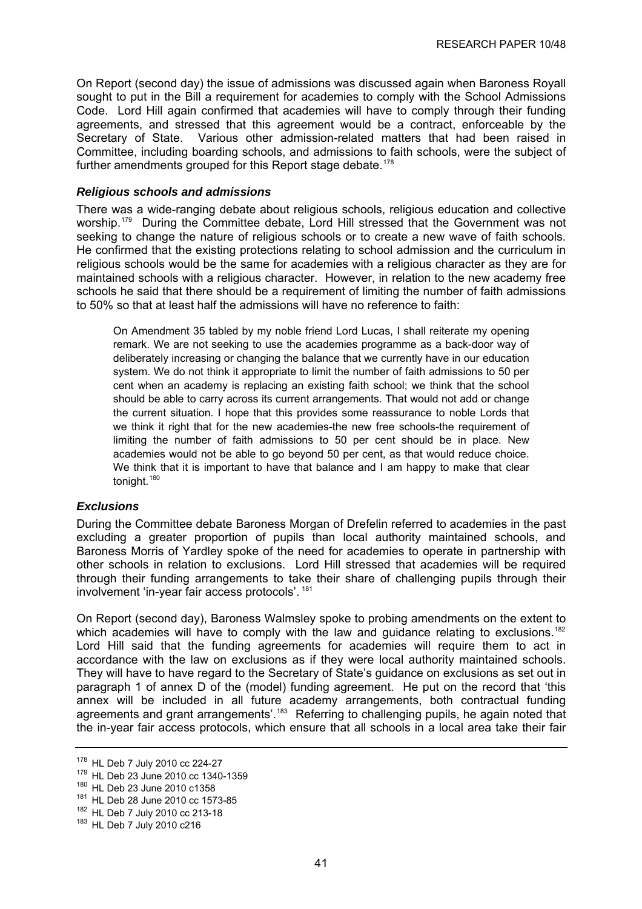On Report (second day) the issue of admissions was discussed again when Baroness Royall sought to put in the Bill a requirement for academies to comply with the School Admissions Code. Lord Hill again confirmed that academies will have to comply through their funding agreements, and stressed that this agreement would be a contract, enforceable by the Secretary of State. Various other admission-related matters that had been raised in Committee, including boarding schools, and admissions to faith schools, were the subject of further amendments grouped for this Report stage debate.[178]

### *Religious schools and admissions*

There was a wide-ranging debate about religious schools, religious education and collective worship.[179] During the Committee debate, Lord Hill stressed that the Government was not seeking to change the nature of religious schools or to create a new wave of faith schools. He confirmed that the existing protections relating to school admission and the curriculum in religious schools would be the same for academies with a religious character as they are for maintained schools with a religious character. However, in relation to the new academy free schools he said that there should be a requirement of limiting the number of faith admissions to 50% so that at least half the admissions will have no reference to faith:

> On Amendment 35 tabled by my noble friend Lord Lucas, I shall reiterate my opening remark. We are not seeking to use the academies programme as a back-door way of deliberately increasing or changing the balance that we currently have in our education system. We do not think it appropriate to limit the number of faith admissions to 50 per cent when an academy is replacing an existing faith school; we think that the school should be able to carry across its current arrangements. That would not add or change the current situation. I hope that this provides some reassurance to noble Lords that we think it right that for the new academies-the new free schools-the requirement of limiting the number of faith admissions to 50 per cent should be in place. New academies would not be able to go beyond 50 per cent, as that would reduce choice. We think that it is important to have that balance and I am happy to make that clear tonight.[180]

### *Exclusions*

During the Committee debate Baroness Morgan of Drefelin referred to academies in the past excluding a greater proportion of pupils than local authority maintained schools, and Baroness Morris of Yardley spoke of the need for academies to operate in partnership with other schools in relation to exclusions. Lord Hill stressed that academies will be required through their funding arrangements to take their share of challenging pupils through their involvement 'in-year fair access protocols'.[181]

On Report (second day), Baroness Walmsley spoke to probing amendments on the extent to which academies will have to comply with the law and guidance relating to exclusions.[182] Lord Hill said that the funding agreements for academies will require them to act in accordance with the law on exclusions as if they were local authority maintained schools. They will have to have regard to the Secretary of State's guidance on exclusions as set out in paragraph 1 of annex D of the (model) funding agreement. He put on the record that 'this annex will be included in all future academy arrangements, both contractual funding agreements and grant arrangements'.[183] Referring to challenging pupils, he again noted that the in-year fair access protocols, which ensure that all schools in a local area take their fair

---

[178] HL Deb 7 July 2010 cc 224-27

[179] HL Deb 23 June 2010 cc 1340-1359

[180] HL Deb 23 June 2010 c1358

[181] HL Deb 28 June 2010 cc 1573-85

[182] HL Deb 7 July 2010 cc 213-18

[183] HL Deb 7 July 2010 c216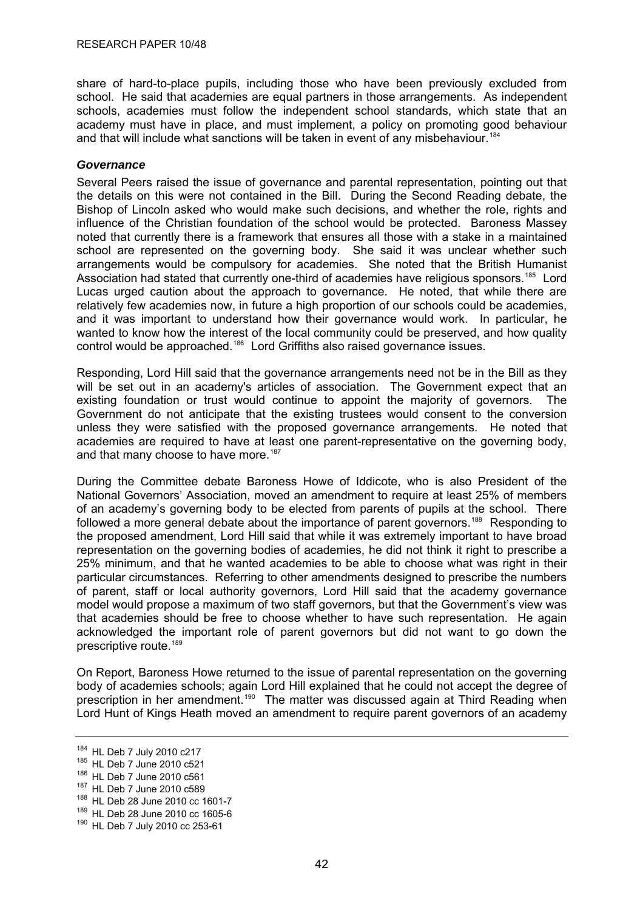share of hard-to-place pupils, including those who have been previously excluded from school. He said that academies are equal partners in those arrangements. As independent schools, academies must follow the independent school standards, which state that an academy must have in place, and must implement, a policy on promoting good behaviour and that will include what sanctions will be taken in event of any misbehaviour.[184]

### *Governance*

Several Peers raised the issue of governance and parental representation, pointing out that the details on this were not contained in the Bill. During the Second Reading debate, the Bishop of Lincoln asked who would make such decisions, and whether the role, rights and influence of the Christian foundation of the school would be protected. Baroness Massey noted that currently there is a framework that ensures all those with a stake in a maintained school are represented on the governing body. She said it was unclear whether such arrangements would be compulsory for academies. She noted that the British Humanist Association had stated that currently one-third of academies have religious sponsors.[185] Lord Lucas urged caution about the approach to governance. He noted, that while there are relatively few academies now, in future a high proportion of our schools could be academies, and it was important to understand how their governance would work. In particular, he wanted to know how the interest of the local community could be preserved, and how quality control would be approached.[186] Lord Griffiths also raised governance issues.

Responding, Lord Hill said that the governance arrangements need not be in the Bill as they will be set out in an academy's articles of association. The Government expect that an existing foundation or trust would continue to appoint the majority of governors. The Government do not anticipate that the existing trustees would consent to the conversion unless they were satisfied with the proposed governance arrangements. He noted that academies are required to have at least one parent-representative on the governing body, and that many choose to have more.[187]

During the Committee debate Baroness Howe of Iddicote, who is also President of the National Governors' Association, moved an amendment to require at least 25% of members of an academy's governing body to be elected from parents of pupils at the school. There followed a more general debate about the importance of parent governors.[188] Responding to the proposed amendment, Lord Hill said that while it was extremely important to have broad representation on the governing bodies of academies, he did not think it right to prescribe a 25% minimum, and that he wanted academies to be able to choose what was right in their particular circumstances. Referring to other amendments designed to prescribe the numbers of parent, staff or local authority governors, Lord Hill said that the academy governance model would propose a maximum of two staff governors, but that the Government's view was that academies should be free to choose whether to have such representation. He again acknowledged the important role of parent governors but did not want to go down the prescriptive route.[189]

On Report, Baroness Howe returned to the issue of parental representation on the governing body of academies schools; again Lord Hill explained that he could not accept the degree of prescription in her amendment.[190] The matter was discussed again at Third Reading when Lord Hunt of Kings Heath moved an amendment to require parent governors of an academy

---

[184] HL Deb 7 July 2010 c217

[185] HL Deb 7 June 2010 c521

[186] HL Deb 7 June 2010 c561

[187] HL Deb 7 June 2010 c589

[188] HL Deb 28 June 2010 cc 1601-7

[189] HL Deb 28 June 2010 cc 1605-6

[190] HL Deb 7 July 2010 cc 253-61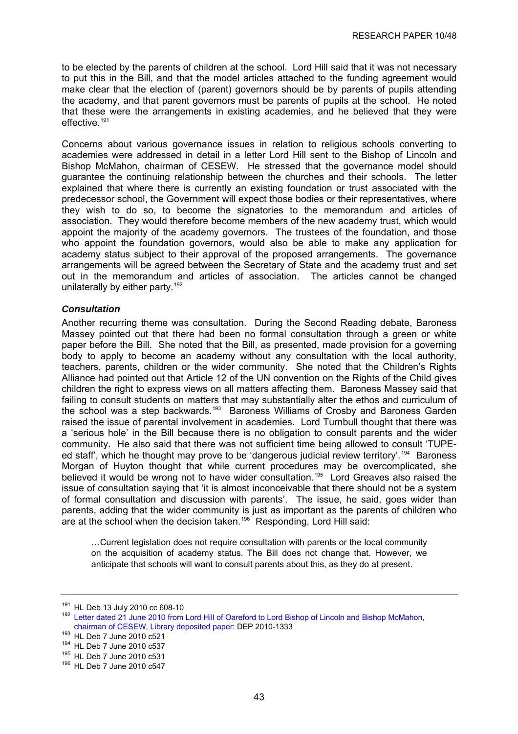to be elected by the parents of children at the school. Lord Hill said that it was not necessary to put this in the Bill, and that the model articles attached to the funding agreement would make clear that the election of (parent) governors should be by parents of pupils attending the academy, and that parent governors must be parents of pupils at the school. He noted that these were the arrangements in existing academies, and he believed that they were effective.[191]

Concerns about various governance issues in relation to religious schools converting to academies were addressed in detail in a letter Lord Hill sent to the Bishop of Lincoln and Bishop McMahon, chairman of CESEW. He stressed that the governance model should guarantee the continuing relationship between the churches and their schools. The letter explained that where there is currently an existing foundation or trust associated with the predecessor school, the Government will expect those bodies or their representatives, where they wish to do so, to become the signatories to the memorandum and articles of association. They would therefore become members of the new academy trust, which would appoint the majority of the academy governors. The trustees of the foundation, and those who appoint the foundation governors, would also be able to make any application for academy status subject to their approval of the proposed arrangements. The governance arrangements will be agreed between the Secretary of State and the academy trust and set out in the memorandum and articles of association. The articles cannot be changed unilaterally by either party.[192]

***Consultation***

Another recurring theme was consultation. During the Second Reading debate, Baroness Massey pointed out that there had been no formal consultation through a green or white paper before the Bill. She noted that the Bill, as presented, made provision for a governing body to apply to become an academy without any consultation with the local authority, teachers, parents, children or the wider community. She noted that the Children's Rights Alliance had pointed out that Article 12 of the UN convention on the Rights of the Child gives children the right to express views on all matters affecting them. Baroness Massey said that failing to consult students on matters that may substantially alter the ethos and curriculum of the school was a step backwards.[193] Baroness Williams of Crosby and Baroness Garden raised the issue of parental involvement in academies. Lord Turnbull thought that there was a 'serious hole' in the Bill because there is no obligation to consult parents and the wider community. He also said that there was not sufficient time being allowed to consult 'TUPE-ed staff', which he thought may prove to be 'dangerous judicial review territory'.[194] Baroness Morgan of Huyton thought that while current procedures may be overcomplicated, she believed it would be wrong not to have wider consultation.[195] Lord Greaves also raised the issue of consultation saying that 'it is almost inconceivable that there should not be a system of formal consultation and discussion with parents'. The issue, he said, goes wider than parents, adding that the wider community is just as important as the parents of children who are at the school when the decision taken.[196] Responding, Lord Hill said:

> …Current legislation does not require consultation with parents or the local community on the acquisition of academy status. The Bill does not change that. However, we anticipate that schools will want to consult parents about this, as they do at present.

---

[191] HL Deb 13 July 2010 cc 608-10

[192] Letter dated 21 June 2010 from Lord Hill of Oareford to Lord Bishop of Lincoln and Bishop McMahon, chairman of CESEW, Library deposited paper: DEP 2010-1333

[193] HL Deb 7 June 2010 c521

[194] HL Deb 7 June 2010 c537

[195] HL Deb 7 June 2010 c531

[196] HL Deb 7 June 2010 c547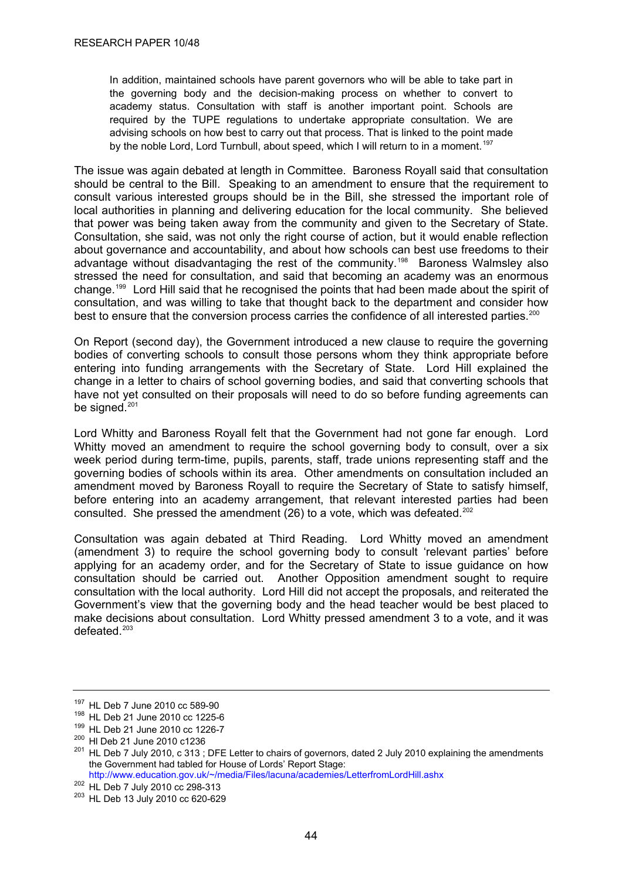> In addition, maintained schools have parent governors who will be able to take part in the governing body and the decision-making process on whether to convert to academy status. Consultation with staff is another important point. Schools are required by the TUPE regulations to undertake appropriate consultation. We are advising schools on how best to carry out that process. That is linked to the point made by the noble Lord, Lord Turnbull, about speed, which I will return to in a moment.[197]

The issue was again debated at length in Committee. Baroness Royall said that consultation should be central to the Bill. Speaking to an amendment to ensure that the requirement to consult various interested groups should be in the Bill, she stressed the important role of local authorities in planning and delivering education for the local community. She believed that power was being taken away from the community and given to the Secretary of State. Consultation, she said, was not only the right course of action, but it would enable reflection about governance and accountability, and about how schools can best use freedoms to their advantage without disadvantaging the rest of the community.[198] Baroness Walmsley also stressed the need for consultation, and said that becoming an academy was an enormous change.[199] Lord Hill said that he recognised the points that had been made about the spirit of consultation, and was willing to take that thought back to the department and consider how best to ensure that the conversion process carries the confidence of all interested parties.[200]

On Report (second day), the Government introduced a new clause to require the governing bodies of converting schools to consult those persons whom they think appropriate before entering into funding arrangements with the Secretary of State. Lord Hill explained the change in a letter to chairs of school governing bodies, and said that converting schools that have not yet consulted on their proposals will need to do so before funding agreements can be signed.[201]

Lord Whitty and Baroness Royall felt that the Government had not gone far enough. Lord Whitty moved an amendment to require the school governing body to consult, over a six week period during term-time, pupils, parents, staff, trade unions representing staff and the governing bodies of schools within its area. Other amendments on consultation included an amendment moved by Baroness Royall to require the Secretary of State to satisfy himself, before entering into an academy arrangement, that relevant interested parties had been consulted. She pressed the amendment (26) to a vote, which was defeated.[202]

Consultation was again debated at Third Reading. Lord Whitty moved an amendment (amendment 3) to require the school governing body to consult 'relevant parties' before applying for an academy order, and for the Secretary of State to issue guidance on how consultation should be carried out. Another Opposition amendment sought to require consultation with the local authority. Lord Hill did not accept the proposals, and reiterated the Government's view that the governing body and the head teacher would be best placed to make decisions about consultation. Lord Whitty pressed amendment 3 to a vote, and it was defeated.[203]

---

[197] HL Deb 7 June 2010 cc 589-90

[198] HL Deb 21 June 2010 cc 1225-6

[199] HL Deb 21 June 2010 cc 1226-7

[200] Hl Deb 21 June 2010 c1236

[201] HL Deb 7 July 2010, c 313 ; DFE Letter to chairs of governors, dated 2 July 2010 explaining the amendments the Government had tabled for House of Lords' Report Stage: http://www.education.gov.uk/~/media/Files/lacuna/academies/LetterfromLordHill.ashx

[202] HL Deb 7 July 2010 cc 298-313

[203] HL Deb 13 July 2010 cc 620-629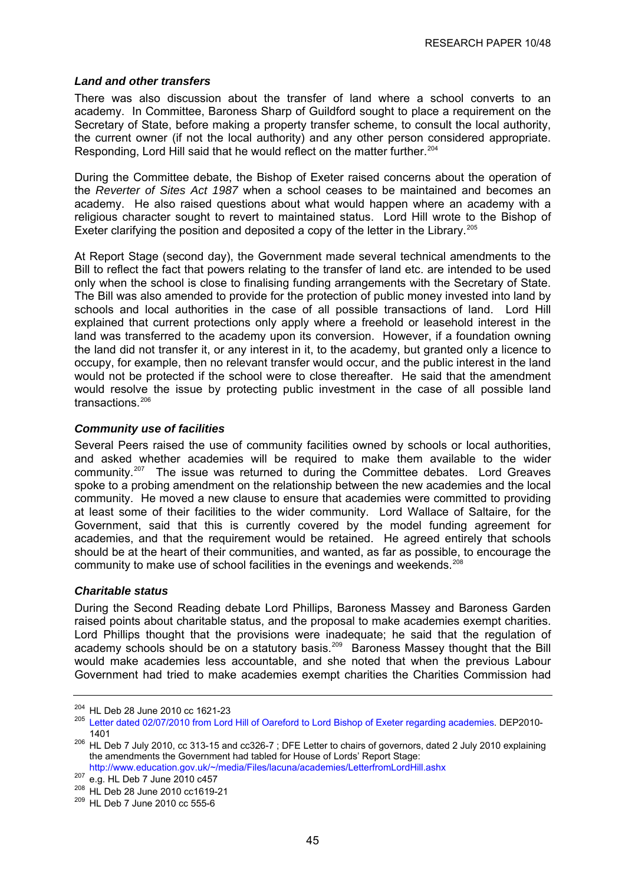### *Land and other transfers*

There was also discussion about the transfer of land where a school converts to an academy. In Committee, Baroness Sharp of Guildford sought to place a requirement on the Secretary of State, before making a property transfer scheme, to consult the local authority, the current owner (if not the local authority) and any other person considered appropriate. Responding, Lord Hill said that he would reflect on the matter further.[204]

During the Committee debate, the Bishop of Exeter raised concerns about the operation of the *Reverter of Sites Act 1987* when a school ceases to be maintained and becomes an academy. He also raised questions about what would happen where an academy with a religious character sought to revert to maintained status. Lord Hill wrote to the Bishop of Exeter clarifying the position and deposited a copy of the letter in the Library.[205]

At Report Stage (second day), the Government made several technical amendments to the Bill to reflect the fact that powers relating to the transfer of land etc. are intended to be used only when the school is close to finalising funding arrangements with the Secretary of State. The Bill was also amended to provide for the protection of public money invested into land by schools and local authorities in the case of all possible transactions of land. Lord Hill explained that current protections only apply where a freehold or leasehold interest in the land was transferred to the academy upon its conversion. However, if a foundation owning the land did not transfer it, or any interest in it, to the academy, but granted only a licence to occupy, for example, then no relevant transfer would occur, and the public interest in the land would not be protected if the school were to close thereafter. He said that the amendment would resolve the issue by protecting public investment in the case of all possible land transactions.[206]

### *Community use of facilities*

Several Peers raised the use of community facilities owned by schools or local authorities, and asked whether academies will be required to make them available to the wider community.[207] The issue was returned to during the Committee debates. Lord Greaves spoke to a probing amendment on the relationship between the new academies and the local community. He moved a new clause to ensure that academies were committed to providing at least some of their facilities to the wider community. Lord Wallace of Saltaire, for the Government, said that this is currently covered by the model funding agreement for academies, and that the requirement would be retained. He agreed entirely that schools should be at the heart of their communities, and wanted, as far as possible, to encourage the community to make use of school facilities in the evenings and weekends.[208]

### *Charitable status*

During the Second Reading debate Lord Phillips, Baroness Massey and Baroness Garden raised points about charitable status, and the proposal to make academies exempt charities. Lord Phillips thought that the provisions were inadequate; he said that the regulation of academy schools should be on a statutory basis.[209] Baroness Massey thought that the Bill would make academies less accountable, and she noted that when the previous Labour Government had tried to make academies exempt charities the Charities Commission had

---

[204] HL Deb 28 June 2010 cc 1621-23

[205] Letter dated 02/07/2010 from Lord Hill of Oareford to Lord Bishop of Exeter regarding academies. DEP2010-1401

[206] HL Deb 7 July 2010, cc 313-15 and cc326-7 ; DFE Letter to chairs of governors, dated 2 July 2010 explaining the amendments the Government had tabled for House of Lords' Report Stage: http://www.education.gov.uk/~/media/Files/lacuna/academies/LetterfromLordHill.ashx

[207] e.g. HL Deb 7 June 2010 c457

[208] HL Deb 28 June 2010 cc1619-21

[209] HL Deb 7 June 2010 cc 555-6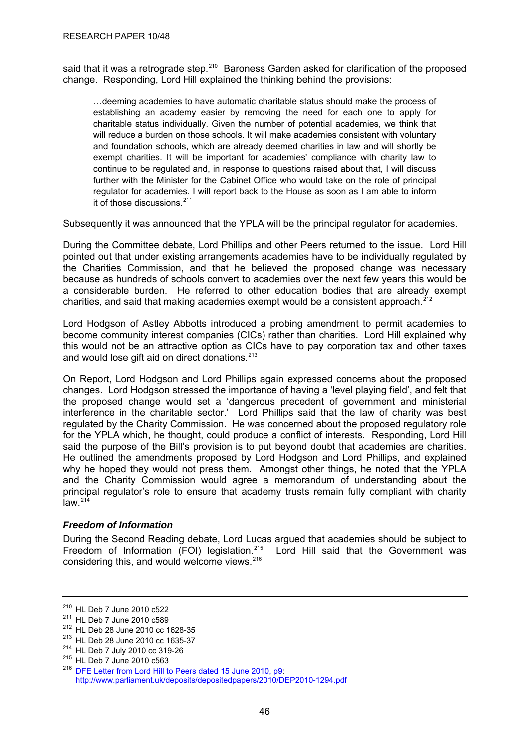said that it was a retrograde step.[210] Baroness Garden asked for clarification of the proposed change. Responding, Lord Hill explained the thinking behind the provisions:

> …deeming academies to have automatic charitable status should make the process of establishing an academy easier by removing the need for each one to apply for charitable status individually. Given the number of potential academies, we think that will reduce a burden on those schools. It will make academies consistent with voluntary and foundation schools, which are already deemed charities in law and will shortly be exempt charities. It will be important for academies' compliance with charity law to continue to be regulated and, in response to questions raised about that, I will discuss further with the Minister for the Cabinet Office who would take on the role of principal regulator for academies. I will report back to the House as soon as I am able to inform it of those discussions.[211]

Subsequently it was announced that the YPLA will be the principal regulator for academies.

During the Committee debate, Lord Phillips and other Peers returned to the issue. Lord Hill pointed out that under existing arrangements academies have to be individually regulated by the Charities Commission, and that he believed the proposed change was necessary because as hundreds of schools convert to academies over the next few years this would be a considerable burden. He referred to other education bodies that are already exempt charities, and said that making academies exempt would be a consistent approach.[212]

Lord Hodgson of Astley Abbotts introduced a probing amendment to permit academies to become community interest companies (CICs) rather than charities. Lord Hill explained why this would not be an attractive option as CICs have to pay corporation tax and other taxes and would lose gift aid on direct donations.[213]

On Report, Lord Hodgson and Lord Phillips again expressed concerns about the proposed changes. Lord Hodgson stressed the importance of having a 'level playing field', and felt that the proposed change would set a 'dangerous precedent of government and ministerial interference in the charitable sector.' Lord Phillips said that the law of charity was best regulated by the Charity Commission. He was concerned about the proposed regulatory role for the YPLA which, he thought, could produce a conflict of interests. Responding, Lord Hill said the purpose of the Bill's provision is to put beyond doubt that academies are charities. He outlined the amendments proposed by Lord Hodgson and Lord Phillips, and explained why he hoped they would not press them. Amongst other things, he noted that the YPLA and the Charity Commission would agree a memorandum of understanding about the principal regulator's role to ensure that academy trusts remain fully compliant with charity law.[214]

### *Freedom of Information*

During the Second Reading debate, Lord Lucas argued that academies should be subject to Freedom of Information (FOI) legislation.[215] Lord Hill said that the Government was considering this, and would welcome views.[216]

---

[210] HL Deb 7 June 2010 c522
[211] HL Deb 7 June 2010 c589
[212] HL Deb 28 June 2010 cc 1628-35
[213] HL Deb 28 June 2010 cc 1635-37
[214] HL Deb 7 July 2010 cc 319-26
[215] HL Deb 7 June 2010 c563
[216] DFE Letter from Lord Hill to Peers dated 15 June 2010, p9: http://www.parliament.uk/deposits/depositedpapers/2010/DEP2010-1294.pdf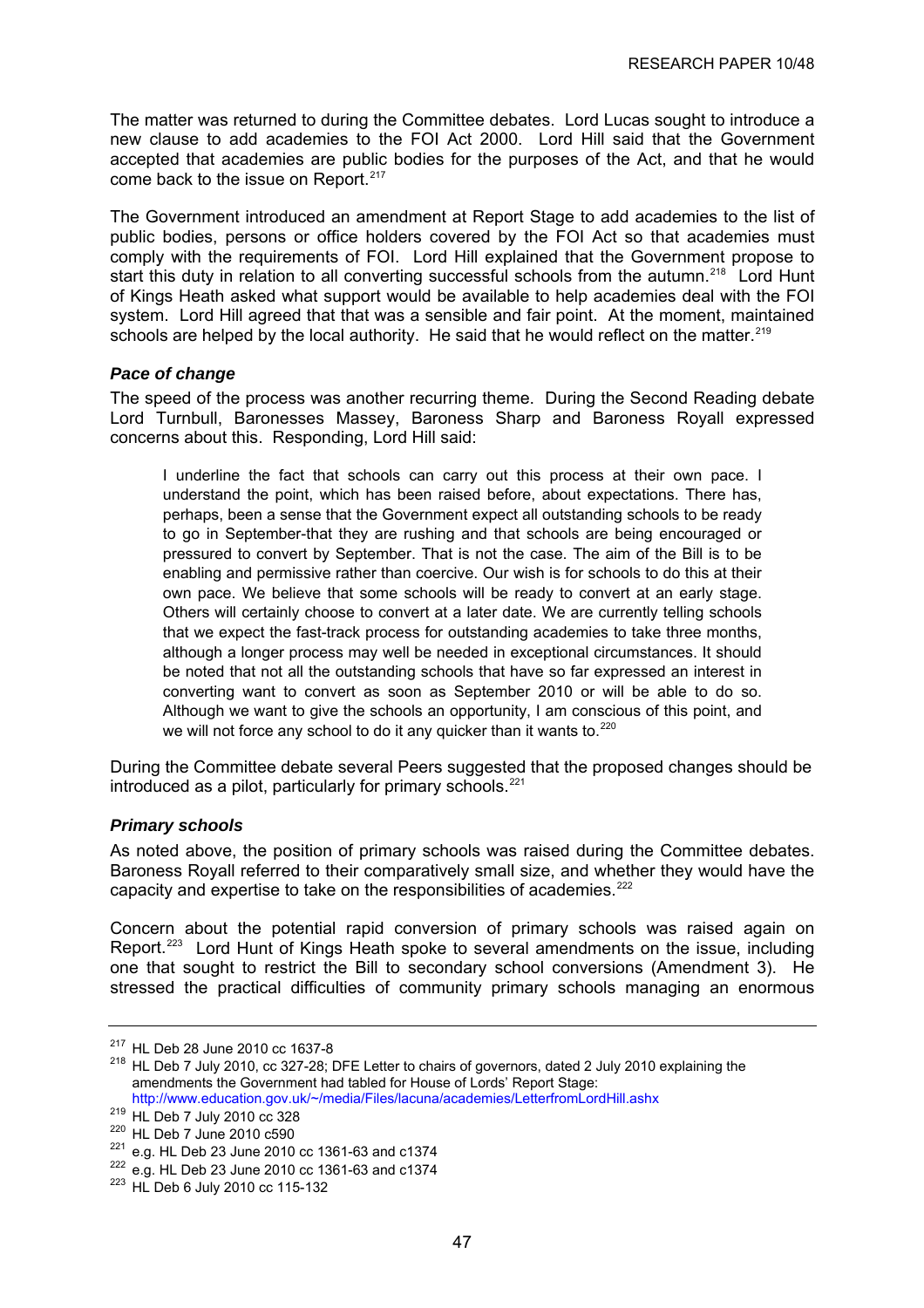The matter was returned to during the Committee debates. Lord Lucas sought to introduce a new clause to add academies to the FOI Act 2000. Lord Hill said that the Government accepted that academies are public bodies for the purposes of the Act, and that he would come back to the issue on Report.[217]

The Government introduced an amendment at Report Stage to add academies to the list of public bodies, persons or office holders covered by the FOI Act so that academies must comply with the requirements of FOI. Lord Hill explained that the Government propose to start this duty in relation to all converting successful schools from the autumn.[218] Lord Hunt of Kings Heath asked what support would be available to help academies deal with the FOI system. Lord Hill agreed that that was a sensible and fair point. At the moment, maintained schools are helped by the local authority. He said that he would reflect on the matter.[219]

### *Pace of change*

The speed of the process was another recurring theme. During the Second Reading debate Lord Turnbull, Baronesses Massey, Baroness Sharp and Baroness Royall expressed concerns about this. Responding, Lord Hill said:

> I underline the fact that schools can carry out this process at their own pace. I understand the point, which has been raised before, about expectations. There has, perhaps, been a sense that the Government expect all outstanding schools to be ready to go in September-that they are rushing and that schools are being encouraged or pressured to convert by September. That is not the case. The aim of the Bill is to be enabling and permissive rather than coercive. Our wish is for schools to do this at their own pace. We believe that some schools will be ready to convert at an early stage. Others will certainly choose to convert at a later date. We are currently telling schools that we expect the fast-track process for outstanding academies to take three months, although a longer process may well be needed in exceptional circumstances. It should be noted that not all the outstanding schools that have so far expressed an interest in converting want to convert as soon as September 2010 or will be able to do so. Although we want to give the schools an opportunity, I am conscious of this point, and we will not force any school to do it any quicker than it wants to.[220]

During the Committee debate several Peers suggested that the proposed changes should be introduced as a pilot, particularly for primary schools.[221]

### *Primary schools*

As noted above, the position of primary schools was raised during the Committee debates. Baroness Royall referred to their comparatively small size, and whether they would have the capacity and expertise to take on the responsibilities of academies.[222]

Concern about the potential rapid conversion of primary schools was raised again on Report.[223] Lord Hunt of Kings Heath spoke to several amendments on the issue, including one that sought to restrict the Bill to secondary school conversions (Amendment 3). He stressed the practical difficulties of community primary schools managing an enormous

---

[217] HL Deb 28 June 2010 cc 1637-8

[218] HL Deb 7 July 2010, cc 327-28; DFE Letter to chairs of governors, dated 2 July 2010 explaining the amendments the Government had tabled for House of Lords' Report Stage: http://www.education.gov.uk/~/media/Files/lacuna/academies/LetterfromLordHill.ashx

[219] HL Deb 7 July 2010 cc 328

[220] HL Deb 7 June 2010 c590

[221] e.g. HL Deb 23 June 2010 cc 1361-63 and c1374

[222] e.g. HL Deb 23 June 2010 cc 1361-63 and c1374

[223] HL Deb 6 July 2010 cc 115-132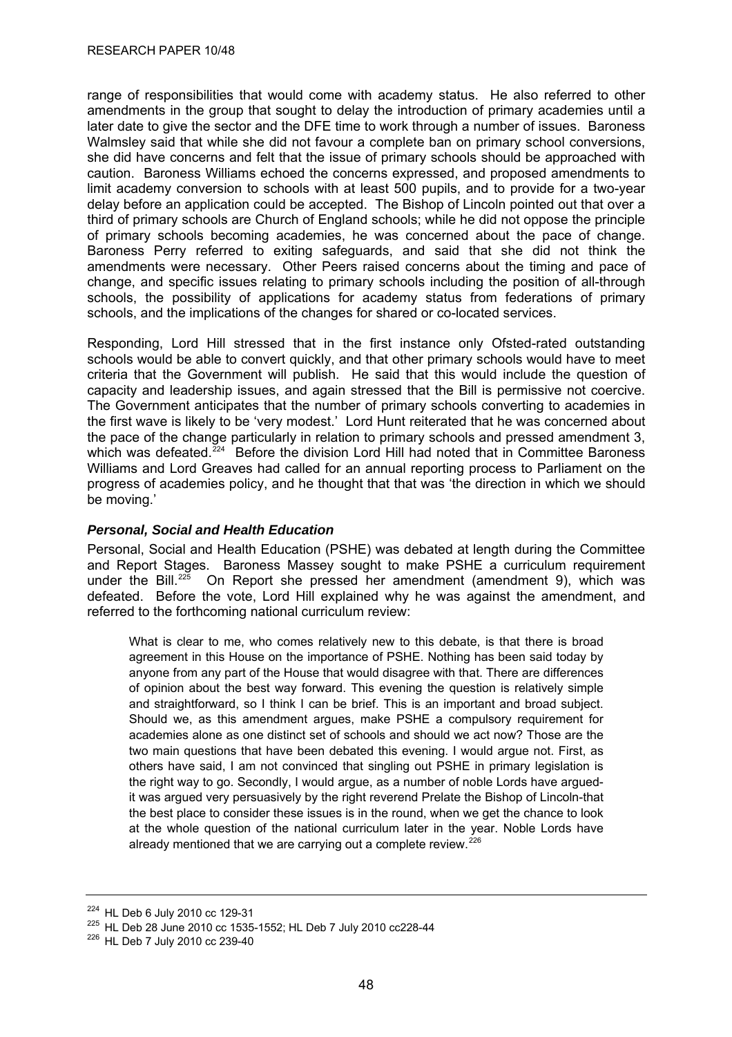range of responsibilities that would come with academy status. He also referred to other amendments in the group that sought to delay the introduction of primary academies until a later date to give the sector and the DFE time to work through a number of issues. Baroness Walmsley said that while she did not favour a complete ban on primary school conversions, she did have concerns and felt that the issue of primary schools should be approached with caution. Baroness Williams echoed the concerns expressed, and proposed amendments to limit academy conversion to schools with at least 500 pupils, and to provide for a two-year delay before an application could be accepted. The Bishop of Lincoln pointed out that over a third of primary schools are Church of England schools; while he did not oppose the principle of primary schools becoming academies, he was concerned about the pace of change. Baroness Perry referred to exiting safeguards, and said that she did not think the amendments were necessary. Other Peers raised concerns about the timing and pace of change, and specific issues relating to primary schools including the position of all-through schools, the possibility of applications for academy status from federations of primary schools, and the implications of the changes for shared or co-located services.

Responding, Lord Hill stressed that in the first instance only Ofsted-rated outstanding schools would be able to convert quickly, and that other primary schools would have to meet criteria that the Government will publish. He said that this would include the question of capacity and leadership issues, and again stressed that the Bill is permissive not coercive. The Government anticipates that the number of primary schools converting to academies in the first wave is likely to be 'very modest.' Lord Hunt reiterated that he was concerned about the pace of the change particularly in relation to primary schools and pressed amendment 3, which was defeated.[224] Before the division Lord Hill had noted that in Committee Baroness Williams and Lord Greaves had called for an annual reporting process to Parliament on the progress of academies policy, and he thought that that was 'the direction in which we should be moving.'

### *Personal, Social and Health Education*

Personal, Social and Health Education (PSHE) was debated at length during the Committee and Report Stages. Baroness Massey sought to make PSHE a curriculum requirement under the Bill.[225] On Report she pressed her amendment (amendment 9), which was defeated. Before the vote, Lord Hill explained why he was against the amendment, and referred to the forthcoming national curriculum review:

> What is clear to me, who comes relatively new to this debate, is that there is broad agreement in this House on the importance of PSHE. Nothing has been said today by anyone from any part of the House that would disagree with that. There are differences of opinion about the best way forward. This evening the question is relatively simple and straightforward, so I think I can be brief. This is an important and broad subject. Should we, as this amendment argues, make PSHE a compulsory requirement for academies alone as one distinct set of schools and should we act now? Those are the two main questions that have been debated this evening. I would argue not. First, as others have said, I am not convinced that singling out PSHE in primary legislation is the right way to go. Secondly, I would argue, as a number of noble Lords have argued-it was argued very persuasively by the right reverend Prelate the Bishop of Lincoln-that the best place to consider these issues is in the round, when we get the chance to look at the whole question of the national curriculum later in the year. Noble Lords have already mentioned that we are carrying out a complete review.[226]

---

[224] HL Deb 6 July 2010 cc 129-31

[225] HL Deb 28 June 2010 cc 1535-1552; HL Deb 7 July 2010 cc228-44

[226] HL Deb 7 July 2010 cc 239-40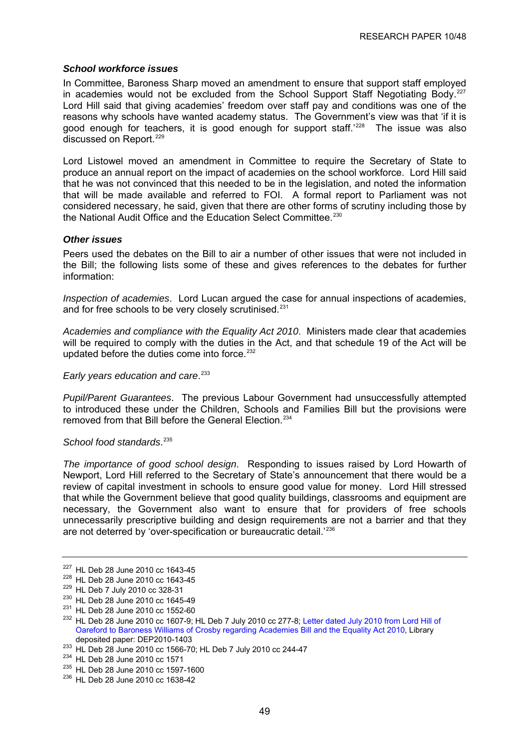### *School workforce issues*

In Committee, Baroness Sharp moved an amendment to ensure that support staff employed in academies would not be excluded from the School Support Staff Negotiating Body.[227] Lord Hill said that giving academies' freedom over staff pay and conditions was one of the reasons why schools have wanted academy status. The Government's view was that 'if it is good enough for teachers, it is good enough for support staff.'[228] The issue was also discussed on Report.[229]

Lord Listowel moved an amendment in Committee to require the Secretary of State to produce an annual report on the impact of academies on the school workforce. Lord Hill said that he was not convinced that this needed to be in the legislation, and noted the information that will be made available and referred to FOI. A formal report to Parliament was not considered necessary, he said, given that there are other forms of scrutiny including those by the National Audit Office and the Education Select Committee.[230]

### *Other issues*

Peers used the debates on the Bill to air a number of other issues that were not included in the Bill; the following lists some of these and gives references to the debates for further information:

*Inspection of academies*. Lord Lucan argued the case for annual inspections of academies, and for free schools to be very closely scrutinised.[231]

*Academies and compliance with the Equality Act 2010*. Ministers made clear that academies will be required to comply with the duties in the Act, and that schedule 19 of the Act will be updated before the duties come into force.[232]

*Early years education and care*.[233]

*Pupil/Parent Guarantees*. The previous Labour Government had unsuccessfully attempted to introduced these under the Children, Schools and Families Bill but the provisions were removed from that Bill before the General Election.[234]

*School food standards*.[235]

*The importance of good school design*. Responding to issues raised by Lord Howarth of Newport, Lord Hill referred to the Secretary of State's announcement that there would be a review of capital investment in schools to ensure good value for money. Lord Hill stressed that while the Government believe that good quality buildings, classrooms and equipment are necessary, the Government also want to ensure that for providers of free schools unnecessarily prescriptive building and design requirements are not a barrier and that they are not deterred by 'over-specification or bureaucratic detail.'[236]

---

[227] HL Deb 28 June 2010 cc 1643-45
[228] HL Deb 28 June 2010 cc 1643-45
[229] HL Deb 7 July 2010 cc 328-31
[230] HL Deb 28 June 2010 cc 1645-49
[231] HL Deb 28 June 2010 cc 1552-60
[232] HL Deb 28 June 2010 cc 1607-9; HL Deb 7 July 2010 cc 277-8; Letter dated July 2010 from Lord Hill of Oareford to Baroness Williams of Crosby regarding Academies Bill and the Equality Act 2010, Library deposited paper: DEP2010-1403
[233] HL Deb 28 June 2010 cc 1566-70; HL Deb 7 July 2010 cc 244-47
[234] HL Deb 28 June 2010 cc 1571
[235] HL Deb 28 June 2010 cc 1597-1600
[236] HL Deb 28 June 2010 cc 1638-42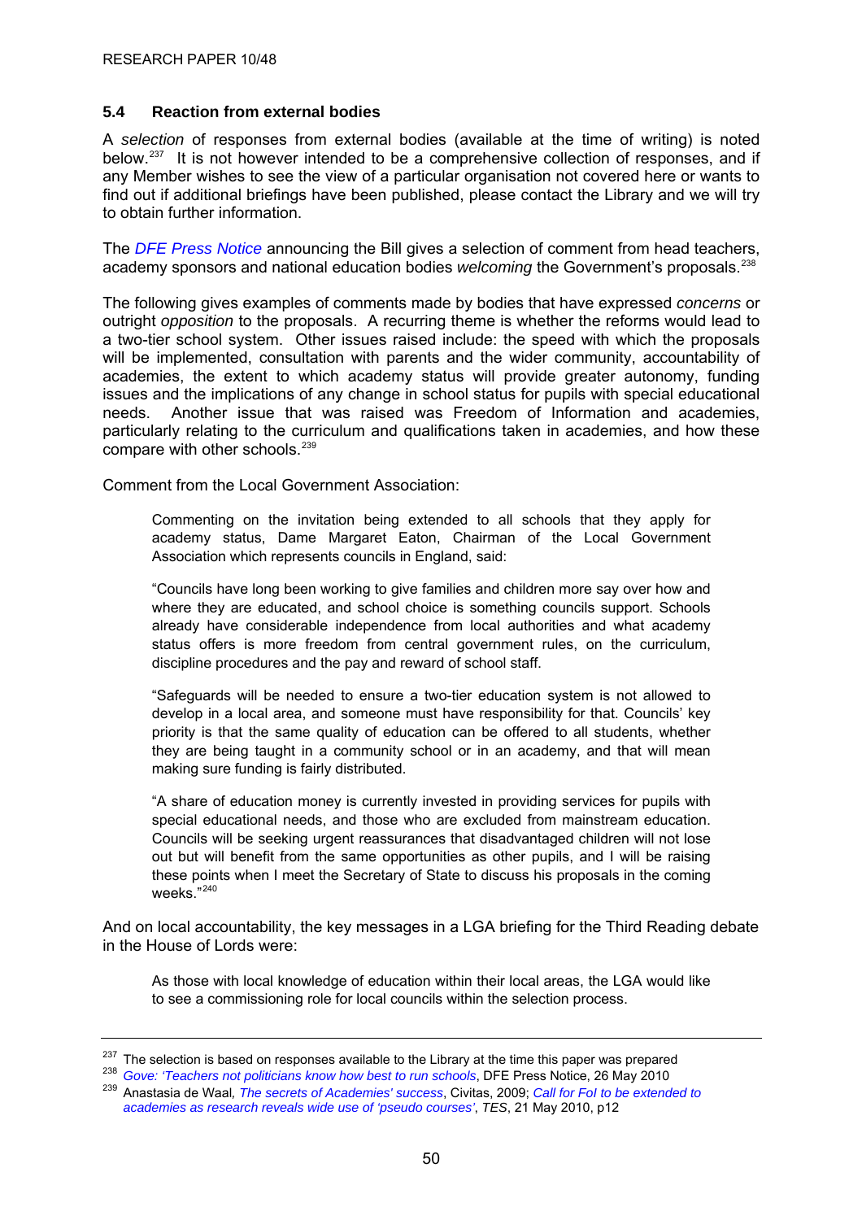### 5.4 Reaction from external bodies

A *selection* of responses from external bodies (available at the time of writing) is noted below.[237] It is not however intended to be a comprehensive collection of responses, and if any Member wishes to see the view of a particular organisation not covered here or wants to find out if additional briefings have been published, please contact the Library and we will try to obtain further information.

The *DFE Press Notice* announcing the Bill gives a selection of comment from head teachers, academy sponsors and national education bodies *welcoming* the Government's proposals.[238]

The following gives examples of comments made by bodies that have expressed *concerns* or outright *opposition* to the proposals. A recurring theme is whether the reforms would lead to a two-tier school system. Other issues raised include: the speed with which the proposals will be implemented, consultation with parents and the wider community, accountability of academies, the extent to which academy status will provide greater autonomy, funding issues and the implications of any change in school status for pupils with special educational needs. Another issue that was raised was Freedom of Information and academies, particularly relating to the curriculum and qualifications taken in academies, and how these compare with other schools.[239]

Comment from the Local Government Association:

> Commenting on the invitation being extended to all schools that they apply for academy status, Dame Margaret Eaton, Chairman of the Local Government Association which represents councils in England, said:
>
> "Councils have long been working to give families and children more say over how and where they are educated, and school choice is something councils support. Schools already have considerable independence from local authorities and what academy status offers is more freedom from central government rules, on the curriculum, discipline procedures and the pay and reward of school staff.
>
> "Safeguards will be needed to ensure a two-tier education system is not allowed to develop in a local area, and someone must have responsibility for that. Councils' key priority is that the same quality of education can be offered to all students, whether they are being taught in a community school or in an academy, and that will mean making sure funding is fairly distributed.
>
> "A share of education money is currently invested in providing services for pupils with special educational needs, and those who are excluded from mainstream education. Councils will be seeking urgent reassurances that disadvantaged children will not lose out but will benefit from the same opportunities as other pupils, and I will be raising these points when I meet the Secretary of State to discuss his proposals in the coming weeks."[240]

And on local accountability, the key messages in a LGA briefing for the Third Reading debate in the House of Lords were:

> As those with local knowledge of education within their local areas, the LGA would like to see a commissioning role for local councils within the selection process.

---

[237] The selection is based on responses available to the Library at the time this paper was prepared

[238] *Gove: 'Teachers not politicians know how best to run schools*, DFE Press Notice, 26 May 2010

[239] Anastasia de Waal, *The secrets of Academies' success*, Civitas, 2009; *Call for FoI to be extended to academies as research reveals wide use of 'pseudo courses'*, *TES*, 21 May 2010, p12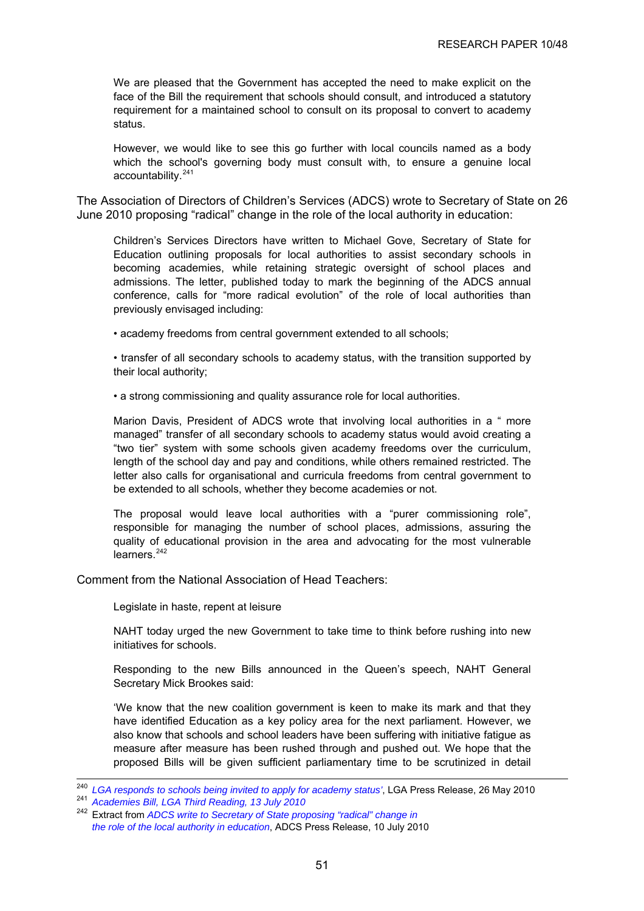> We are pleased that the Government has accepted the need to make explicit on the face of the Bill the requirement that schools should consult, and introduced a statutory requirement for a maintained school to consult on its proposal to convert to academy status.
>
> However, we would like to see this go further with local councils named as a body which the school's governing body must consult with, to ensure a genuine local accountability.[241]

The Association of Directors of Children's Services (ADCS) wrote to Secretary of State on 26 June 2010 proposing "radical" change in the role of the local authority in education:

> Children's Services Directors have written to Michael Gove, Secretary of State for Education outlining proposals for local authorities to assist secondary schools in becoming academies, while retaining strategic oversight of school places and admissions. The letter, published today to mark the beginning of the ADCS annual conference, calls for "more radical evolution" of the role of local authorities than previously envisaged including:
>
> • academy freedoms from central government extended to all schools;
>
> • transfer of all secondary schools to academy status, with the transition supported by their local authority;
>
> • a strong commissioning and quality assurance role for local authorities.
>
> Marion Davis, President of ADCS wrote that involving local authorities in a " more managed" transfer of all secondary schools to academy status would avoid creating a "two tier" system with some schools given academy freedoms over the curriculum, length of the school day and pay and conditions, while others remained restricted. The letter also calls for organisational and curricula freedoms from central government to be extended to all schools, whether they become academies or not.
>
> The proposal would leave local authorities with a "purer commissioning role", responsible for managing the number of school places, admissions, assuring the quality of educational provision in the area and advocating for the most vulnerable learners.[242]

Comment from the National Association of Head Teachers:

> Legislate in haste, repent at leisure
>
> NAHT today urged the new Government to take time to think before rushing into new initiatives for schools.
>
> Responding to the new Bills announced in the Queen's speech, NAHT General Secretary Mick Brookes said:
>
> 'We know that the new coalition government is keen to make its mark and that they have identified Education as a key policy area for the next parliament. However, we also know that schools and school leaders have been suffering with initiative fatigue as measure after measure has been rushed through and pushed out. We hope that the proposed Bills will be given sufficient parliamentary time to be scrutinized in detail

---

[240] *LGA responds to schools being invited to apply for academy status'*, LGA Press Release, 26 May 2010

[241] *Academies Bill, LGA Third Reading, 13 July 2010*

[242] Extract from *ADCS write to Secretary of State proposing "radical" change in the role of the local authority in education*, ADCS Press Release, 10 July 2010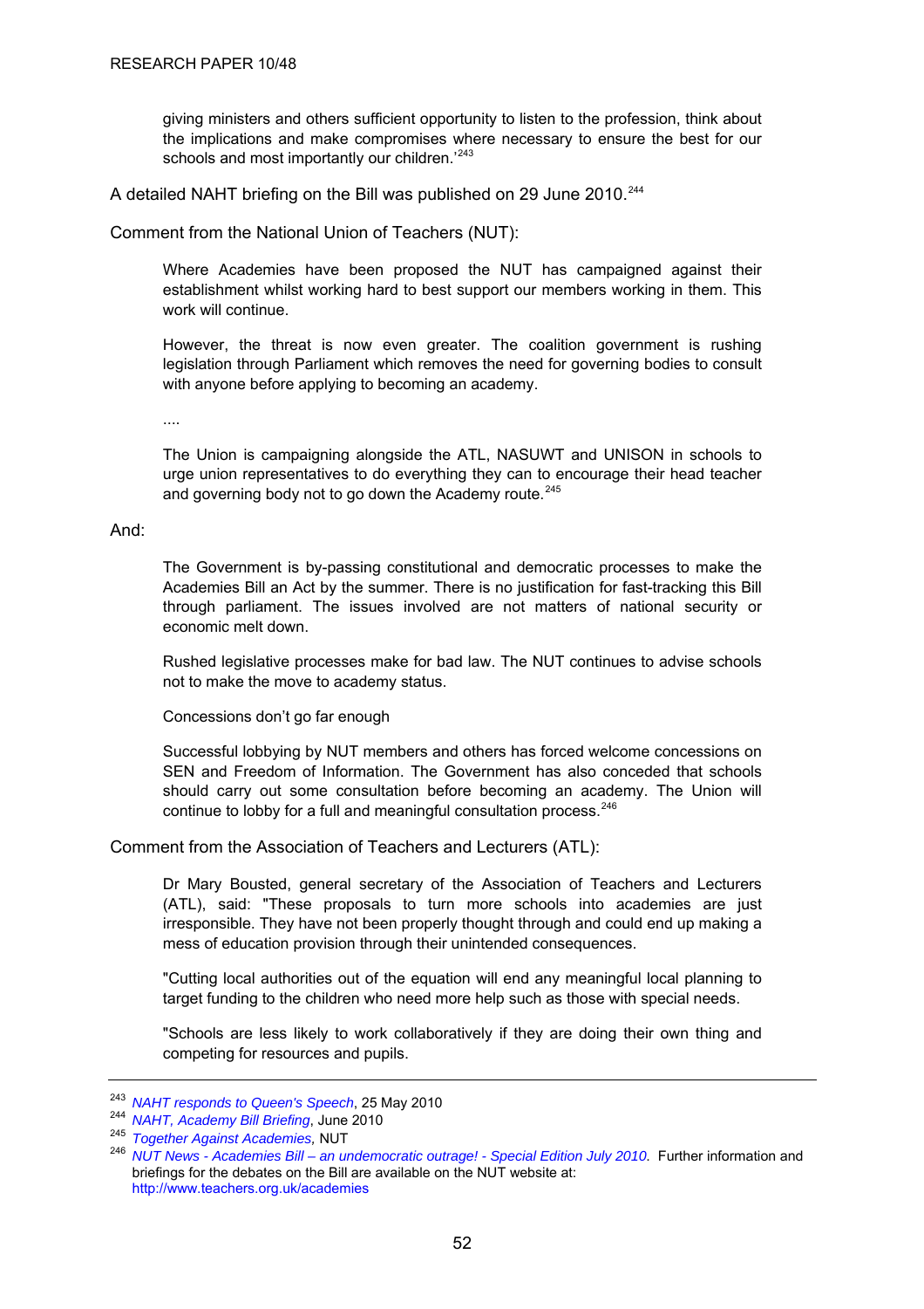> giving ministers and others sufficient opportunity to listen to the profession, think about the implications and make compromises where necessary to ensure the best for our schools and most importantly our children.'[243]

A detailed NAHT briefing on the Bill was published on 29 June 2010.[244]

Comment from the National Union of Teachers (NUT):

> Where Academies have been proposed the NUT has campaigned against their establishment whilst working hard to best support our members working in them. This work will continue.
>
> However, the threat is now even greater. The coalition government is rushing legislation through Parliament which removes the need for governing bodies to consult with anyone before applying to becoming an academy.
>
> ....
>
> The Union is campaigning alongside the ATL, NASUWT and UNISON in schools to urge union representatives to do everything they can to encourage their head teacher and governing body not to go down the Academy route.[245]

And:

> The Government is by-passing constitutional and democratic processes to make the Academies Bill an Act by the summer. There is no justification for fast-tracking this Bill through parliament. The issues involved are not matters of national security or economic melt down.
>
> Rushed legislative processes make for bad law. The NUT continues to advise schools not to make the move to academy status.
>
> Concessions don't go far enough
>
> Successful lobbying by NUT members and others has forced welcome concessions on SEN and Freedom of Information. The Government has also conceded that schools should carry out some consultation before becoming an academy. The Union will continue to lobby for a full and meaningful consultation process.[246]

Comment from the Association of Teachers and Lecturers (ATL):

> Dr Mary Bousted, general secretary of the Association of Teachers and Lecturers (ATL), said: "These proposals to turn more schools into academies are just irresponsible. They have not been properly thought through and could end up making a mess of education provision through their unintended consequences.
>
> "Cutting local authorities out of the equation will end any meaningful local planning to target funding to the children who need more help such as those with special needs.
>
> "Schools are less likely to work collaboratively if they are doing their own thing and competing for resources and pupils.

---

[243] *NAHT responds to Queen's Speech*, 25 May 2010

[244] *NAHT, Academy Bill Briefing*, June 2010

[245] *Together Against Academies,* NUT

[246] *NUT News - Academies Bill – an undemocratic outrage! - Special Edition July 2010*. Further information and briefings for the debates on the Bill are available on the NUT website at: http://www.teachers.org.uk/academies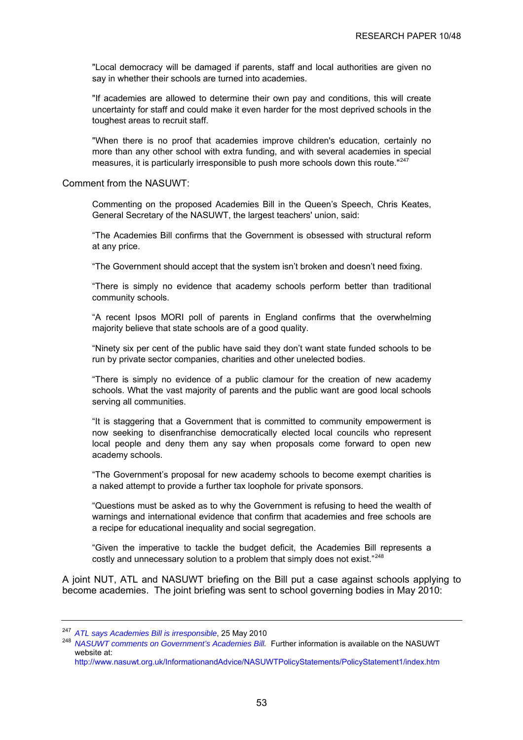> "Local democracy will be damaged if parents, staff and local authorities are given no say in whether their schools are turned into academies.
>
> "If academies are allowed to determine their own pay and conditions, this will create uncertainty for staff and could make it even harder for the most deprived schools in the toughest areas to recruit staff.
>
> "When there is no proof that academies improve children's education, certainly no more than any other school with extra funding, and with several academies in special measures, it is particularly irresponsible to push more schools down this route."[247]

Comment from the NASUWT:

> Commenting on the proposed Academies Bill in the Queen's Speech, Chris Keates, General Secretary of the NASUWT, the largest teachers' union, said:
>
> "The Academies Bill confirms that the Government is obsessed with structural reform at any price.
>
> "The Government should accept that the system isn't broken and doesn't need fixing.
>
> "There is simply no evidence that academy schools perform better than traditional community schools.
>
> "A recent Ipsos MORI poll of parents in England confirms that the overwhelming majority believe that state schools are of a good quality.
>
> "Ninety six per cent of the public have said they don't want state funded schools to be run by private sector companies, charities and other unelected bodies.
>
> "There is simply no evidence of a public clamour for the creation of new academy schools. What the vast majority of parents and the public want are good local schools serving all communities.
>
> "It is staggering that a Government that is committed to community empowerment is now seeking to disenfranchise democratically elected local councils who represent local people and deny them any say when proposals come forward to open new academy schools.
>
> "The Government's proposal for new academy schools to become exempt charities is a naked attempt to provide a further tax loophole for private sponsors.
>
> "Questions must be asked as to why the Government is refusing to heed the wealth of warnings and international evidence that confirm that academies and free schools are a recipe for educational inequality and social segregation.
>
> "Given the imperative to tackle the budget deficit, the Academies Bill represents a costly and unnecessary solution to a problem that simply does not exist."[248]

A joint NUT, ATL and NASUWT briefing on the Bill put a case against schools applying to become academies. The joint briefing was sent to school governing bodies in May 2010:

---

[247] *ATL says Academies Bill is irresponsible*, 25 May 2010

[248] *NASUWT comments on Government's Academies Bill.* Further information is available on the NASUWT website at: http://www.nasuwt.org.uk/InformationandAdvice/NASUWTPolicyStatements/PolicyStatement1/index.htm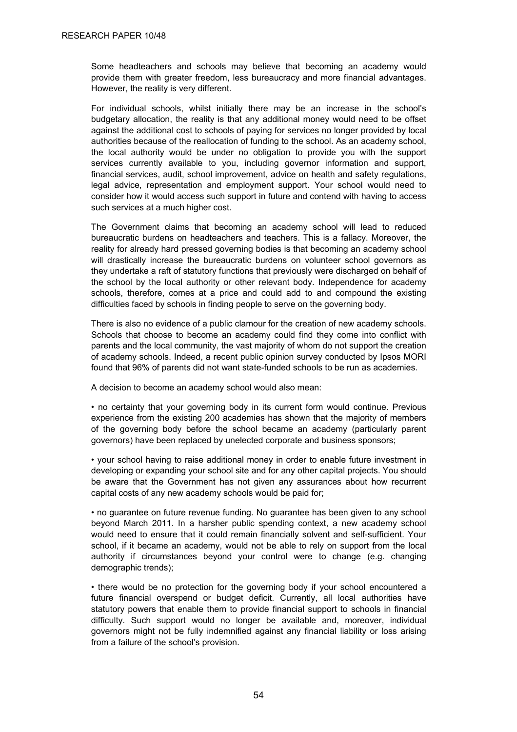Some headteachers and schools may believe that becoming an academy would provide them with greater freedom, less bureaucracy and more financial advantages. However, the reality is very different.

For individual schools, whilst initially there may be an increase in the school's budgetary allocation, the reality is that any additional money would need to be offset against the additional cost to schools of paying for services no longer provided by local authorities because of the reallocation of funding to the school. As an academy school, the local authority would be under no obligation to provide you with the support services currently available to you, including governor information and support, financial services, audit, school improvement, advice on health and safety regulations, legal advice, representation and employment support. Your school would need to consider how it would access such support in future and contend with having to access such services at a much higher cost.

The Government claims that becoming an academy school will lead to reduced bureaucratic burdens on headteachers and teachers. This is a fallacy. Moreover, the reality for already hard pressed governing bodies is that becoming an academy school will drastically increase the bureaucratic burdens on volunteer school governors as they undertake a raft of statutory functions that previously were discharged on behalf of the school by the local authority or other relevant body. Independence for academy schools, therefore, comes at a price and could add to and compound the existing difficulties faced by schools in finding people to serve on the governing body.

There is also no evidence of a public clamour for the creation of new academy schools. Schools that choose to become an academy could find they come into conflict with parents and the local community, the vast majority of whom do not support the creation of academy schools. Indeed, a recent public opinion survey conducted by Ipsos MORI found that 96% of parents did not want state-funded schools to be run as academies.

A decision to become an academy school would also mean:

- no certainty that your governing body in its current form would continue. Previous experience from the existing 200 academies has shown that the majority of members of the governing body before the school became an academy (particularly parent governors) have been replaced by unelected corporate and business sponsors;

- your school having to raise additional money in order to enable future investment in developing or expanding your school site and for any other capital projects. You should be aware that the Government has not given any assurances about how recurrent capital costs of any new academy schools would be paid for;

- no guarantee on future revenue funding. No guarantee has been given to any school beyond March 2011. In a harsher public spending context, a new academy school would need to ensure that it could remain financially solvent and self-sufficient. Your school, if it became an academy, would not be able to rely on support from the local authority if circumstances beyond your control were to change (e.g. changing demographic trends);

- there would be no protection for the governing body if your school encountered a future financial overspend or budget deficit. Currently, all local authorities have statutory powers that enable them to provide financial support to schools in financial difficulty. Such support would no longer be available and, moreover, individual governors might not be fully indemnified against any financial liability or loss arising from a failure of the school's provision.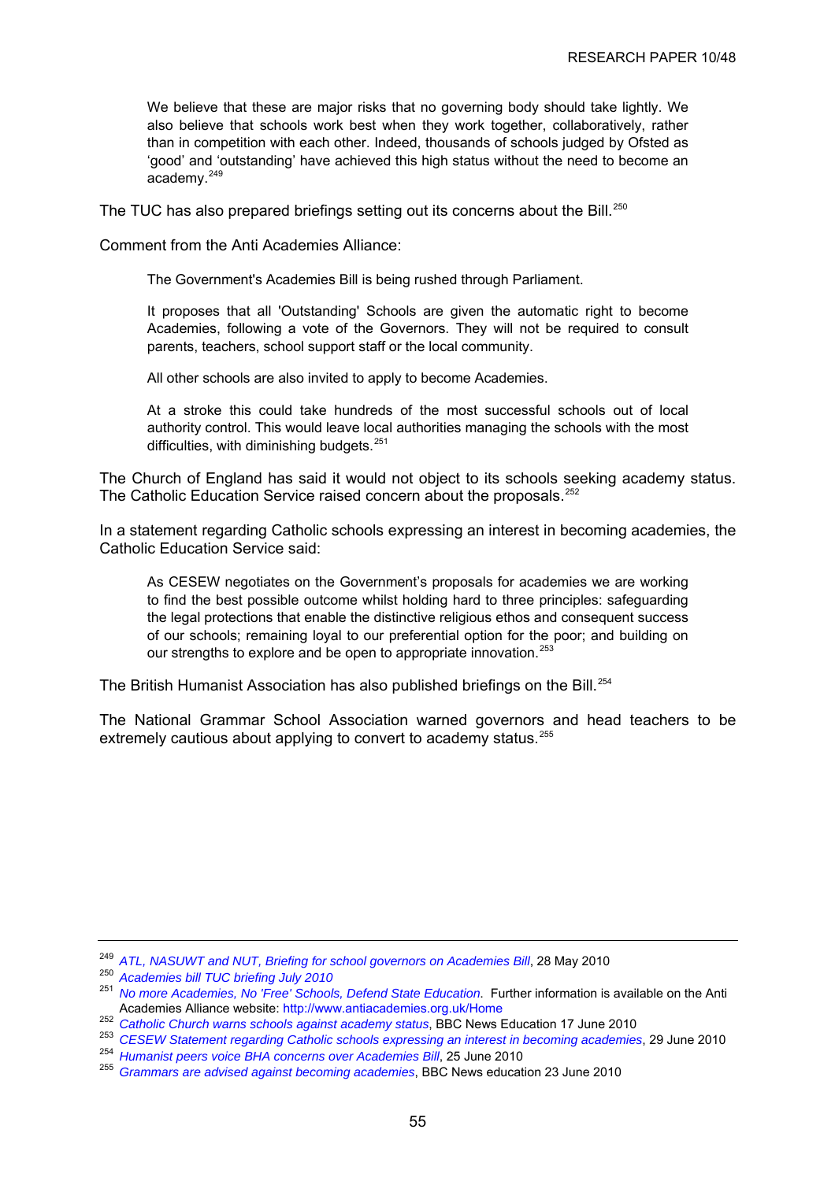> We believe that these are major risks that no governing body should take lightly. We also believe that schools work best when they work together, collaboratively, rather than in competition with each other. Indeed, thousands of schools judged by Ofsted as 'good' and 'outstanding' have achieved this high status without the need to become an academy.[249]

The TUC has also prepared briefings setting out its concerns about the Bill.[250]

Comment from the Anti Academies Alliance:

> The Government's Academies Bill is being rushed through Parliament.
>
> It proposes that all 'Outstanding' Schools are given the automatic right to become Academies, following a vote of the Governors. They will not be required to consult parents, teachers, school support staff or the local community.
>
> All other schools are also invited to apply to become Academies.
>
> At a stroke this could take hundreds of the most successful schools out of local authority control. This would leave local authorities managing the schools with the most difficulties, with diminishing budgets.[251]

The Church of England has said it would not object to its schools seeking academy status. The Catholic Education Service raised concern about the proposals.[252]

In a statement regarding Catholic schools expressing an interest in becoming academies, the Catholic Education Service said:

> As CESEW negotiates on the Government's proposals for academies we are working to find the best possible outcome whilst holding hard to three principles: safeguarding the legal protections that enable the distinctive religious ethos and consequent success of our schools; remaining loyal to our preferential option for the poor; and building on our strengths to explore and be open to appropriate innovation.[253]

The British Humanist Association has also published briefings on the Bill.[254]

The National Grammar School Association warned governors and head teachers to be extremely cautious about applying to convert to academy status.[255]

---

[249] *ATL, NASUWT and NUT, Briefing for school governors on Academies Bill*, 28 May 2010

[250] *Academies bill TUC briefing July 2010*

[251] *No more Academies, No 'Free' Schools, Defend State Education*. Further information is available on the Anti Academies Alliance website: http://www.antiacademies.org.uk/Home

[252] *Catholic Church warns schools against academy status*, BBC News Education 17 June 2010

[253] *CESEW Statement regarding Catholic schools expressing an interest in becoming academies*, 29 June 2010

[254] *Humanist peers voice BHA concerns over Academies Bill*, 25 June 2010

[255] *Grammars are advised against becoming academies*, BBC News education 23 June 2010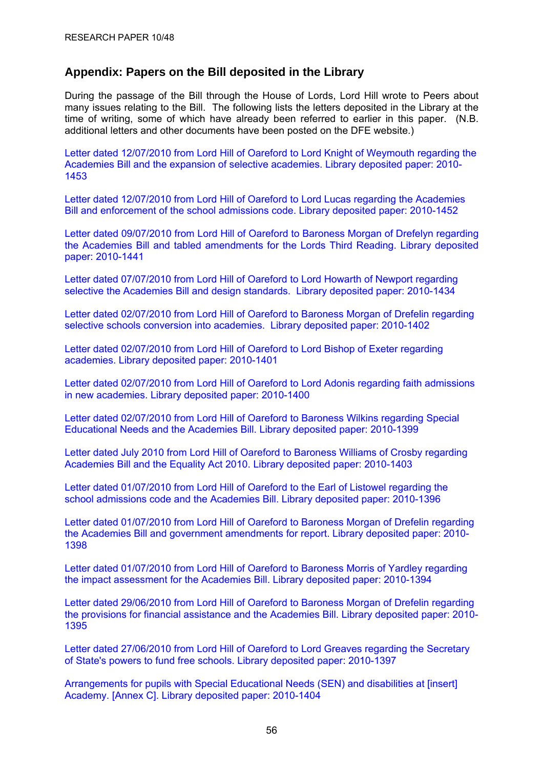## Appendix: Papers on the Bill deposited in the Library

During the passage of the Bill through the House of Lords, Lord Hill wrote to Peers about many issues relating to the Bill. The following lists the letters deposited in the Library at the time of writing, some of which have already been referred to earlier in this paper. (N.B. additional letters and other documents have been posted on the DFE website.)

Letter dated 12/07/2010 from Lord Hill of Oareford to Lord Knight of Weymouth regarding the Academies Bill and the expansion of selective academies. Library deposited paper: 2010-1453

Letter dated 12/07/2010 from Lord Hill of Oareford to Lord Lucas regarding the Academies Bill and enforcement of the school admissions code. Library deposited paper: 2010-1452

Letter dated 09/07/2010 from Lord Hill of Oareford to Baroness Morgan of Drefelyn regarding the Academies Bill and tabled amendments for the Lords Third Reading. Library deposited paper: 2010-1441

Letter dated 07/07/2010 from Lord Hill of Oareford to Lord Howarth of Newport regarding selective the Academies Bill and design standards. Library deposited paper: 2010-1434

Letter dated 02/07/2010 from Lord Hill of Oareford to Baroness Morgan of Drefelin regarding selective schools conversion into academies. Library deposited paper: 2010-1402

Letter dated 02/07/2010 from Lord Hill of Oareford to Lord Bishop of Exeter regarding academies. Library deposited paper: 2010-1401

Letter dated 02/07/2010 from Lord Hill of Oareford to Lord Adonis regarding faith admissions in new academies. Library deposited paper: 2010-1400

Letter dated 02/07/2010 from Lord Hill of Oareford to Baroness Wilkins regarding Special Educational Needs and the Academies Bill. Library deposited paper: 2010-1399

Letter dated July 2010 from Lord Hill of Oareford to Baroness Williams of Crosby regarding Academies Bill and the Equality Act 2010. Library deposited paper: 2010-1403

Letter dated 01/07/2010 from Lord Hill of Oareford to the Earl of Listowel regarding the school admissions code and the Academies Bill. Library deposited paper: 2010-1396

Letter dated 01/07/2010 from Lord Hill of Oareford to Baroness Morgan of Drefelin regarding the Academies Bill and government amendments for report. Library deposited paper: 2010-1398

Letter dated 01/07/2010 from Lord Hill of Oareford to Baroness Morris of Yardley regarding the impact assessment for the Academies Bill. Library deposited paper: 2010-1394

Letter dated 29/06/2010 from Lord Hill of Oareford to Baroness Morgan of Drefelin regarding the provisions for financial assistance and the Academies Bill. Library deposited paper: 2010-1395

Letter dated 27/06/2010 from Lord Hill of Oareford to Lord Greaves regarding the Secretary of State's powers to fund free schools. Library deposited paper: 2010-1397

Arrangements for pupils with Special Educational Needs (SEN) and disabilities at [insert] Academy. [Annex C]. Library deposited paper: 2010-1404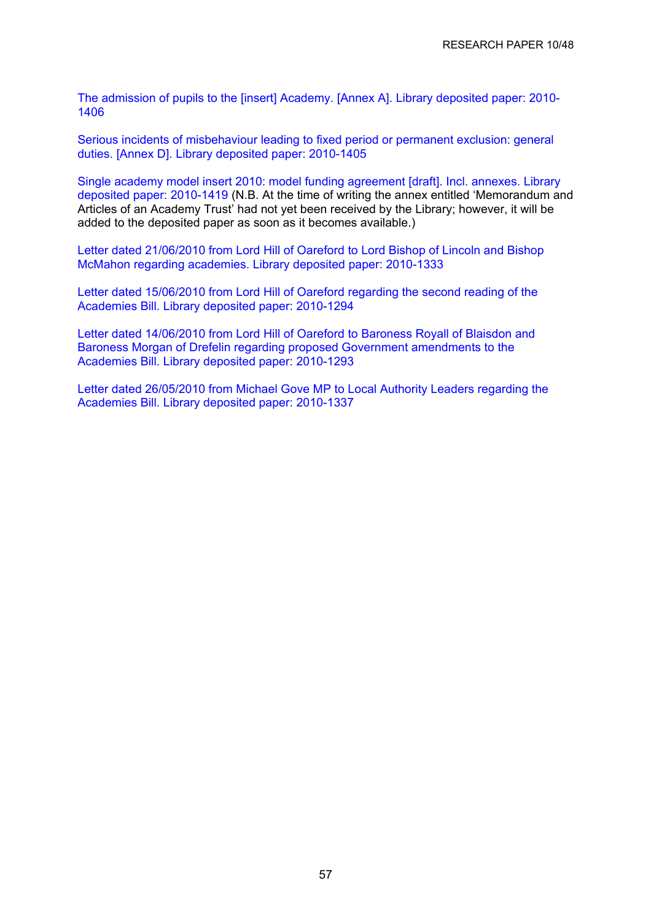The admission of pupils to the [insert] Academy. [Annex A]. Library deposited paper: 2010-1406

Serious incidents of misbehaviour leading to fixed period or permanent exclusion: general duties. [Annex D]. Library deposited paper: 2010-1405

Single academy model insert 2010: model funding agreement [draft]. Incl. annexes. Library deposited paper: 2010-1419 (N.B. At the time of writing the annex entitled 'Memorandum and Articles of an Academy Trust' had not yet been received by the Library; however, it will be added to the deposited paper as soon as it becomes available.)

Letter dated 21/06/2010 from Lord Hill of Oareford to Lord Bishop of Lincoln and Bishop McMahon regarding academies. Library deposited paper: 2010-1333

Letter dated 15/06/2010 from Lord Hill of Oareford regarding the second reading of the Academies Bill. Library deposited paper: 2010-1294

Letter dated 14/06/2010 from Lord Hill of Oareford to Baroness Royall of Blaisdon and Baroness Morgan of Drefelin regarding proposed Government amendments to the Academies Bill. Library deposited paper: 2010-1293

Letter dated 26/05/2010 from Michael Gove MP to Local Authority Leaders regarding the Academies Bill. Library deposited paper: 2010-1337